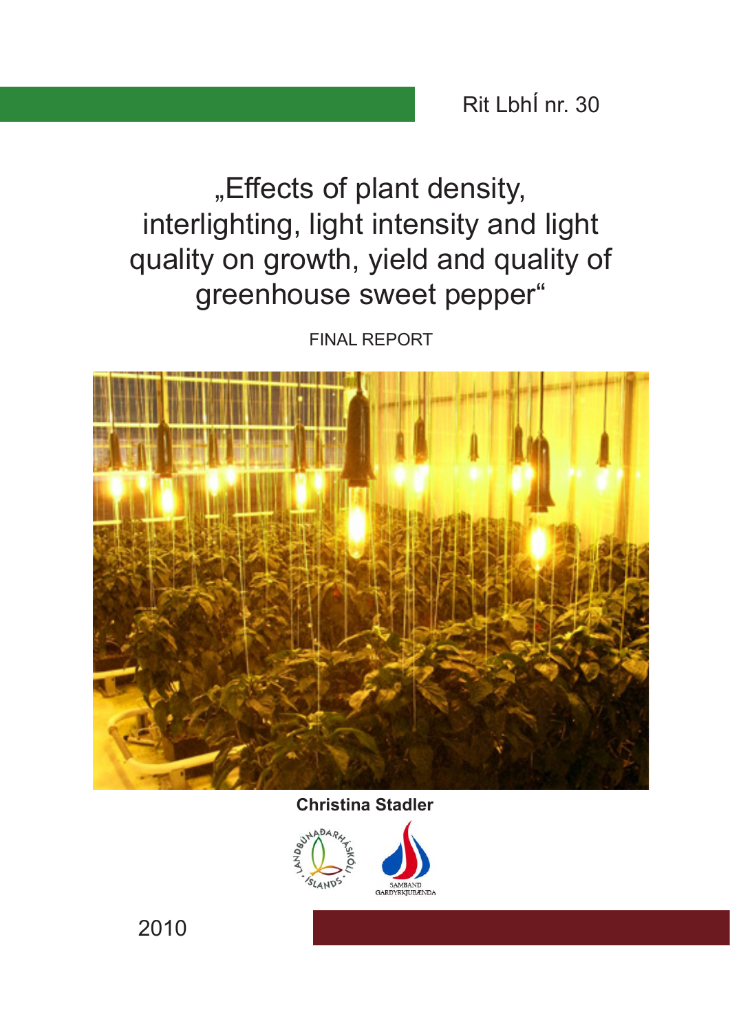Rit LbhÍ nr. 30

# „Effects of plant density, interlighting, light intensity and light quality on growth, yield and quality of greenhouse sweet pepper"

FINAL REPORT

**Christina Stadler**

LANDBÚNAÐARHÁSKÓLI ÍSLANDS

SAMBAND GARÐYRKJUBÆNDA

2010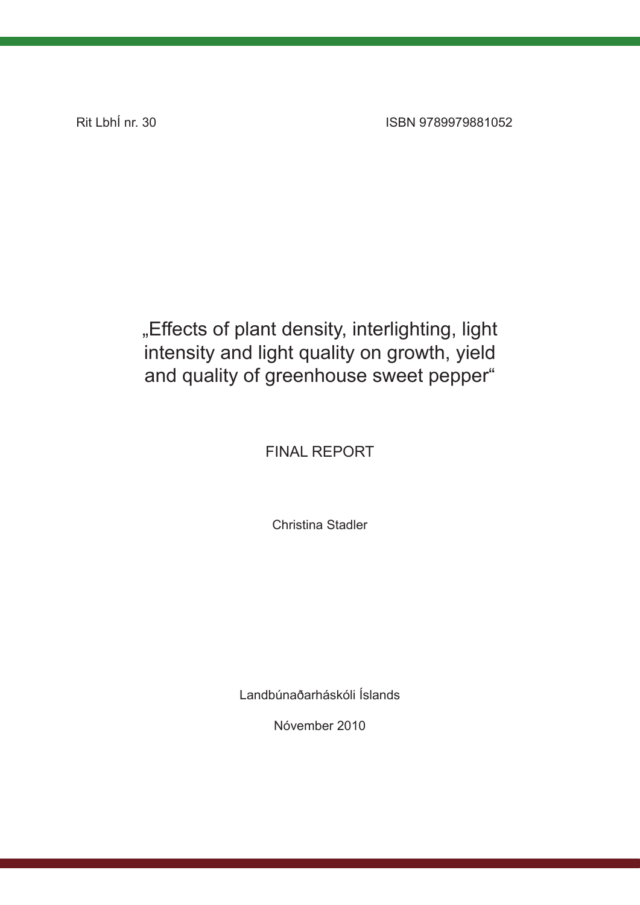Rit LbhÍ nr. 30

ISBN 9789979881052

# „Effects of plant density, interlighting, light intensity and light quality on growth, yield and quality of greenhouse sweet pepper“

FINAL REPORT

Christina Stadler

Landbúnaðarháskóli Íslands

Nóvember 2010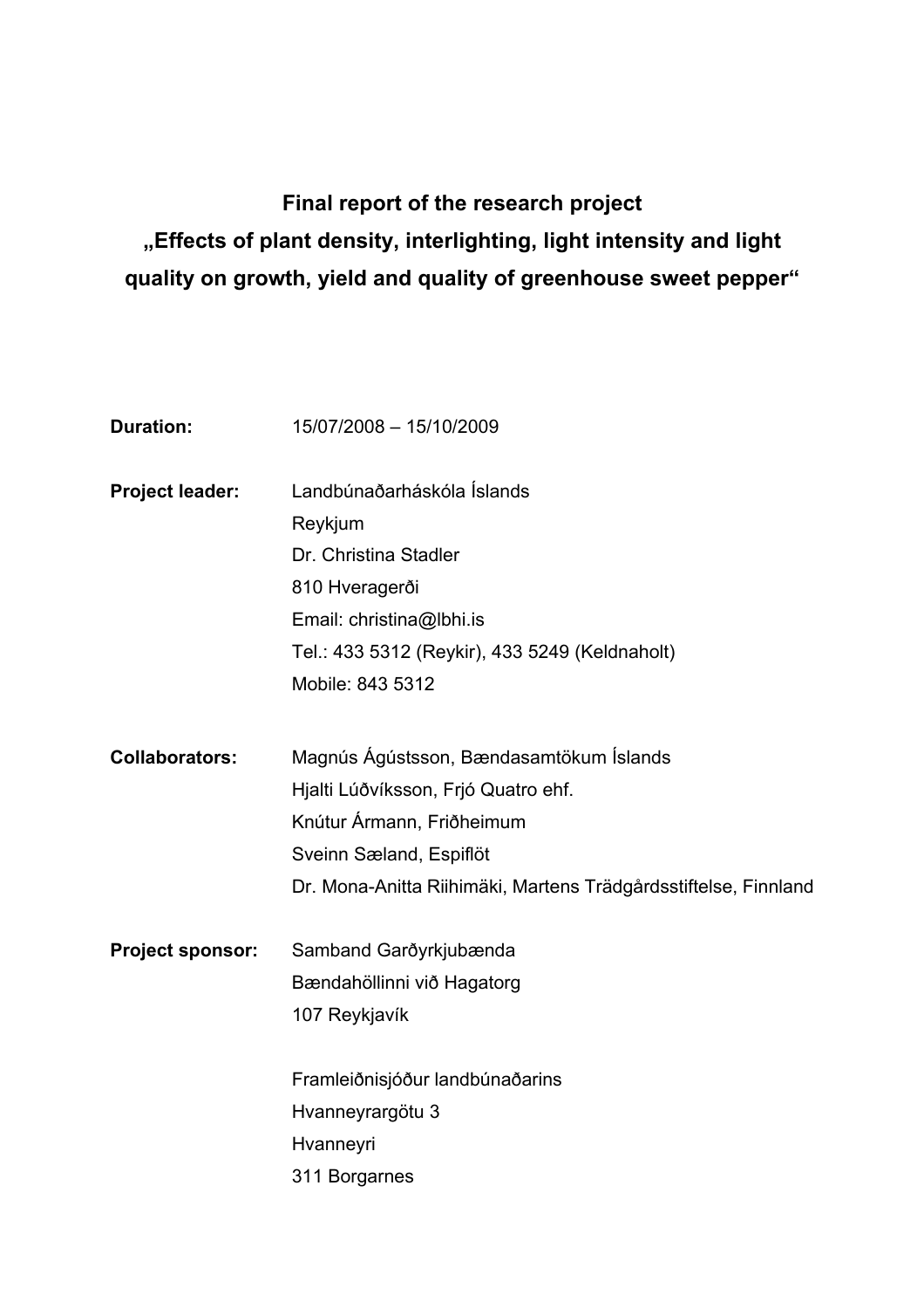**Final report of the research project**
**„Effects of plant density, interlighting, light intensity and light quality on growth, yield and quality of greenhouse sweet pepper"**

**Duration:** 15/07/2008 – 15/10/2009

**Project leader:** Landbúnaðarháskóla Íslands
Reykjum
Dr. Christina Stadler
810 Hveragerði
Email: christina@lbhi.is
Tel.: 433 5312 (Reykir), 433 5249 (Keldnaholt)
Mobile: 843 5312

**Collaborators:** Magnús Ágústsson, Bændasamtökum Íslands
Hjalti Lúðvíksson, Frjó Quatro ehf.
Knútur Ármann, Friðheimum
Sveinn Sæland, Espiflöt
Dr. Mona-Anitta Riihimäki, Martens Trädgårdsstiftelse, Finnland

**Project sponsor:** Samband Garðyrkjubænda
Bændahöllinni við Hagatorg
107 Reykjavík

Framleiðnisjóður landbúnaðarins
Hvanneyrargötu 3
Hvanneyri
311 Borgarnes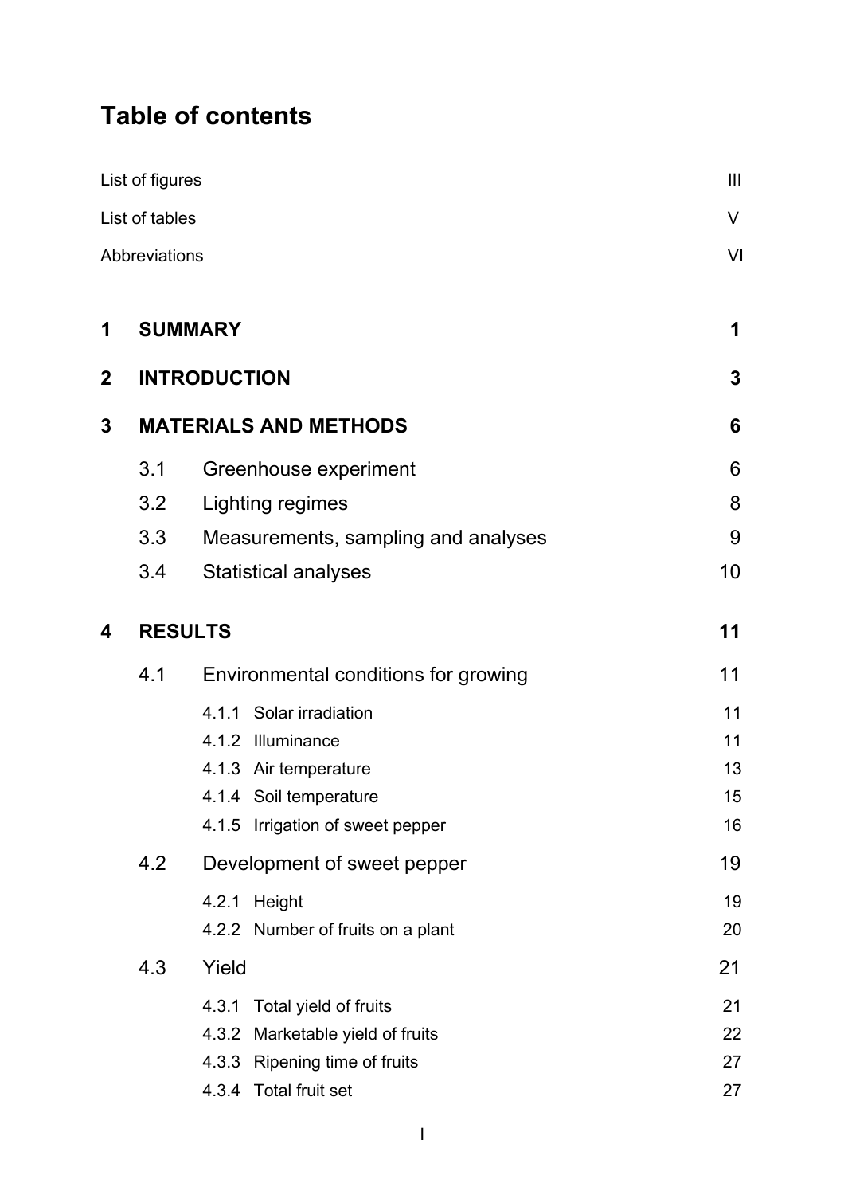# Table of contents

| | |
|---|---|
| List of figures | III |
| List of tables | V |
| Abbreviations | VI |
| **1 SUMMARY** | **1** |
| **2 INTRODUCTION** | **3** |
| **3 MATERIALS AND METHODS** | **6** |
| 3.1 Greenhouse experiment | 6 |
| 3.2 Lighting regimes | 8 |
| 3.3 Measurements, sampling and analyses | 9 |
| 3.4 Statistical analyses | 10 |
| **4 RESULTS** | **11** |
| 4.1 Environmental conditions for growing | 11 |
| 4.1.1 Solar irradiation | 11 |
| 4.1.2 Illuminance | 11 |
| 4.1.3 Air temperature | 13 |
| 4.1.4 Soil temperature | 15 |
| 4.1.5 Irrigation of sweet pepper | 16 |
| 4.2 Development of sweet pepper | 19 |
| 4.2.1 Height | 19 |
| 4.2.2 Number of fruits on a plant | 20 |
| 4.3 Yield | 21 |
| 4.3.1 Total yield of fruits | 21 |
| 4.3.2 Marketable yield of fruits | 22 |
| 4.3.3 Ripening time of fruits | 27 |
| 4.3.4 Total fruit set | 27 |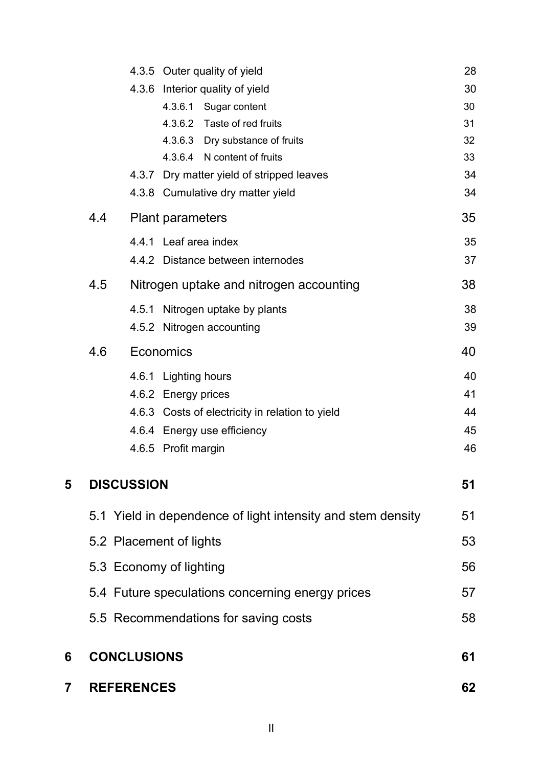| | | |
|---|---|---|
| 4.3.5 | Outer quality of yield | 28 |
| 4.3.6 | Interior quality of yield | 30 |
| 4.3.6.1 | Sugar content | 30 |
| 4.3.6.2 | Taste of red fruits | 31 |
| 4.3.6.3 | Dry substance of fruits | 32 |
| 4.3.6.4 | N content of fruits | 33 |
| 4.3.7 | Dry matter yield of stripped leaves | 34 |
| 4.3.8 | Cumulative dry matter yield | 34 |
| **4.4** | **Plant parameters** | **35** |
| 4.4.1 | Leaf area index | 35 |
| 4.4.2 | Distance between internodes | 37 |
| **4.5** | **Nitrogen uptake and nitrogen accounting** | **38** |
| 4.5.1 | Nitrogen uptake by plants | 38 |
| 4.5.2 | Nitrogen accounting | 39 |
| **4.6** | **Economics** | **40** |
| 4.6.1 | Lighting hours | 40 |
| 4.6.2 | Energy prices | 41 |
| 4.6.3 | Costs of electricity in relation to yield | 44 |
| 4.6.4 | Energy use efficiency | 45 |
| 4.6.5 | Profit margin | 46 |
| **5** | **DISCUSSION** | **51** |
| 5.1 | Yield in dependence of light intensity and stem density | 51 |
| 5.2 | Placement of lights | 53 |
| 5.3 | Economy of lighting | 56 |
| 5.4 | Future speculations concerning energy prices | 57 |
| 5.5 | Recommendations for saving costs | 58 |
| **6** | **CONCLUSIONS** | **61** |
| **7** | **REFERENCES** | **62** |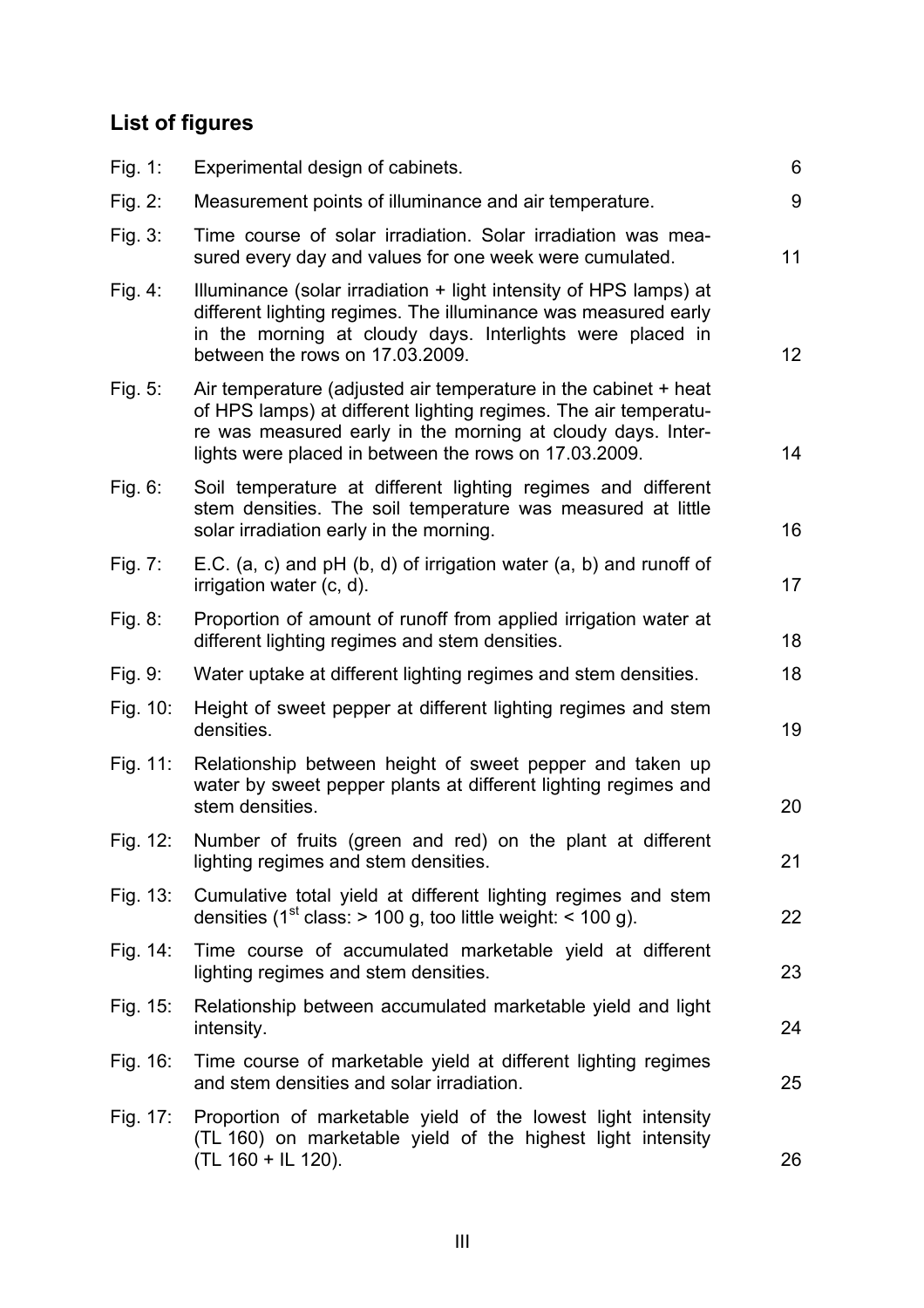## List of figures

| | | |
|---|---|---|
| Fig. 1: | Experimental design of cabinets. | 6 |
| Fig. 2: | Measurement points of illuminance and air temperature. | 9 |
| Fig. 3: | Time course of solar irradiation. Solar irradiation was measured every day and values for one week were cumulated. | 11 |
| Fig. 4: | Illuminance (solar irradiation + light intensity of HPS lamps) at different lighting regimes. The illuminance was measured early in the morning at cloudy days. Interlights were placed in between the rows on 17.03.2009. | 12 |
| Fig. 5: | Air temperature (adjusted air temperature in the cabinet + heat of HPS lamps) at different lighting regimes. The air temperature was measured early in the morning at cloudy days. Interlights were placed in between the rows on 17.03.2009. | 14 |
| Fig. 6: | Soil temperature at different lighting regimes and different stem densities. The soil temperature was measured at little solar irradiation early in the morning. | 16 |
| Fig. 7: | E.C. (a, c) and pH (b, d) of irrigation water (a, b) and runoff of irrigation water (c, d). | 17 |
| Fig. 8: | Proportion of amount of runoff from applied irrigation water at different lighting regimes and stem densities. | 18 |
| Fig. 9: | Water uptake at different lighting regimes and stem densities. | 18 |
| Fig. 10: | Height of sweet pepper at different lighting regimes and stem densities. | 19 |
| Fig. 11: | Relationship between height of sweet pepper and taken up water by sweet pepper plants at different lighting regimes and stem densities. | 20 |
| Fig. 12: | Number of fruits (green and red) on the plant at different lighting regimes and stem densities. | 21 |
| Fig. 13: | Cumulative total yield at different lighting regimes and stem densities (1st class: > 100 g, too little weight: < 100 g). | 22 |
| Fig. 14: | Time course of accumulated marketable yield at different lighting regimes and stem densities. | 23 |
| Fig. 15: | Relationship between accumulated marketable yield and light intensity. | 24 |
| Fig. 16: | Time course of marketable yield at different lighting regimes and stem densities and solar irradiation. | 25 |
| Fig. 17: | Proportion of marketable yield of the lowest light intensity (TL 160) on marketable yield of the highest light intensity (TL 160 + IL 120). | 26 |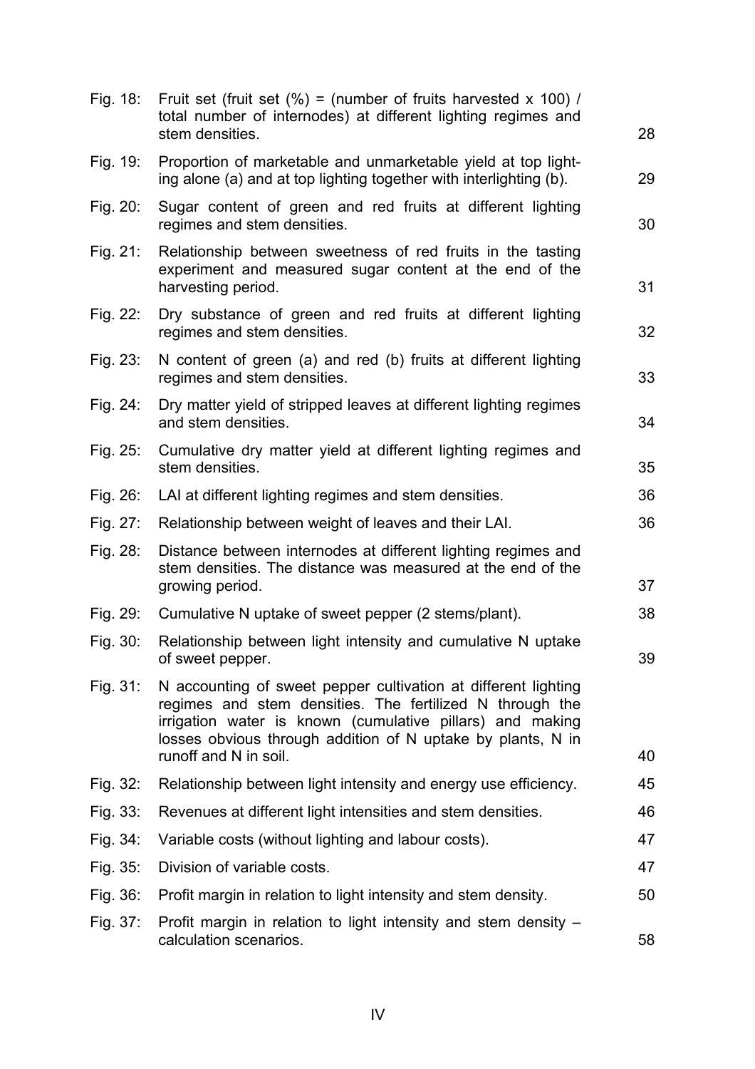| | | |
|---|---|---|
| Fig. 18: | Fruit set (fruit set (%) = (number of fruits harvested x 100) / total number of internodes) at different lighting regimes and stem densities. | 28 |
| Fig. 19: | Proportion of marketable and unmarketable yield at top lighting alone (a) and at top lighting together with interlighting (b). | 29 |
| Fig. 20: | Sugar content of green and red fruits at different lighting regimes and stem densities. | 30 |
| Fig. 21: | Relationship between sweetness of red fruits in the tasting experiment and measured sugar content at the end of the harvesting period. | 31 |
| Fig. 22: | Dry substance of green and red fruits at different lighting regimes and stem densities. | 32 |
| Fig. 23: | N content of green (a) and red (b) fruits at different lighting regimes and stem densities. | 33 |
| Fig. 24: | Dry matter yield of stripped leaves at different lighting regimes and stem densities. | 34 |
| Fig. 25: | Cumulative dry matter yield at different lighting regimes and stem densities. | 35 |
| Fig. 26: | LAI at different lighting regimes and stem densities. | 36 |
| Fig. 27: | Relationship between weight of leaves and their LAI. | 36 |
| Fig. 28: | Distance between internodes at different lighting regimes and stem densities. The distance was measured at the end of the growing period. | 37 |
| Fig. 29: | Cumulative N uptake of sweet pepper (2 stems/plant). | 38 |
| Fig. 30: | Relationship between light intensity and cumulative N uptake of sweet pepper. | 39 |
| Fig. 31: | N accounting of sweet pepper cultivation at different lighting regimes and stem densities. The fertilized N through the irrigation water is known (cumulative pillars) and making losses obvious through addition of N uptake by plants, N in runoff and N in soil. | 40 |
| Fig. 32: | Relationship between light intensity and energy use efficiency. | 45 |
| Fig. 33: | Revenues at different light intensities and stem densities. | 46 |
| Fig. 34: | Variable costs (without lighting and labour costs). | 47 |
| Fig. 35: | Division of variable costs. | 47 |
| Fig. 36: | Profit margin in relation to light intensity and stem density. | 50 |
| Fig. 37: | Profit margin in relation to light intensity and stem density – calculation scenarios. | 58 |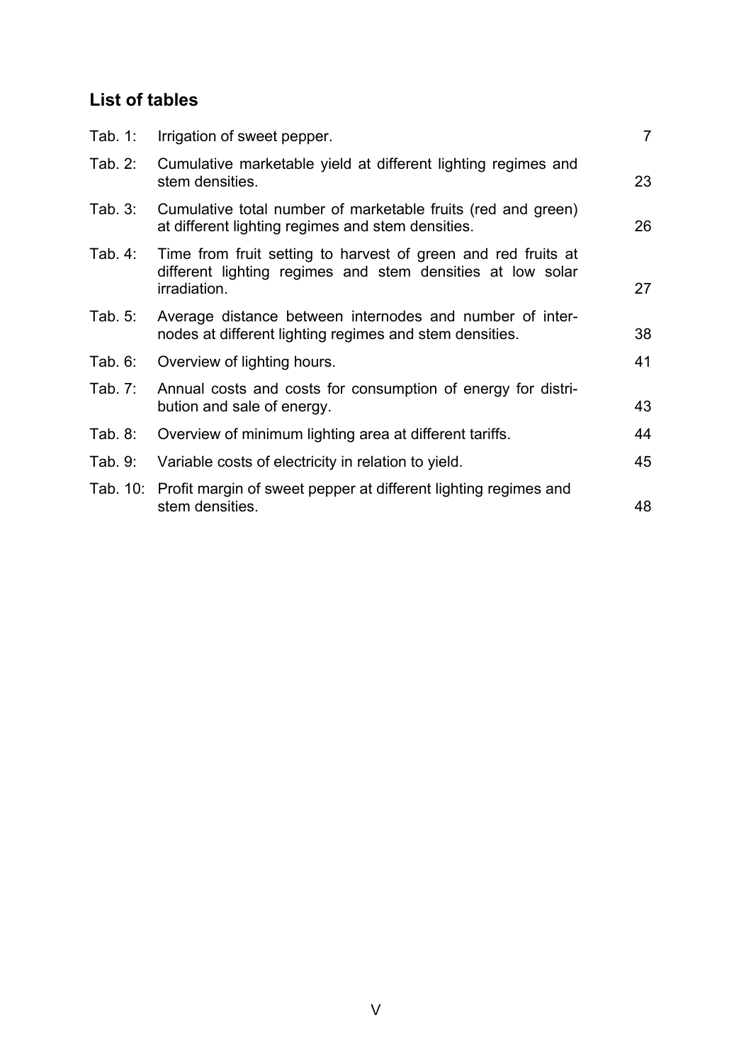## List of tables

| | | |
|---|---|---|
| Tab. 1: | Irrigation of sweet pepper. | 7 |
| Tab. 2: | Cumulative marketable yield at different lighting regimes and stem densities. | 23 |
| Tab. 3: | Cumulative total number of marketable fruits (red and green) at different lighting regimes and stem densities. | 26 |
| Tab. 4: | Time from fruit setting to harvest of green and red fruits at different lighting regimes and stem densities at low solar irradiation. | 27 |
| Tab. 5: | Average distance between internodes and number of internodes at different lighting regimes and stem densities. | 38 |
| Tab. 6: | Overview of lighting hours. | 41 |
| Tab. 7: | Annual costs and costs for consumption of energy for distribution and sale of energy. | 43 |
| Tab. 8: | Overview of minimum lighting area at different tariffs. | 44 |
| Tab. 9: | Variable costs of electricity in relation to yield. | 45 |
| Tab. 10: | Profit margin of sweet pepper at different lighting regimes and stem densities. | 48 |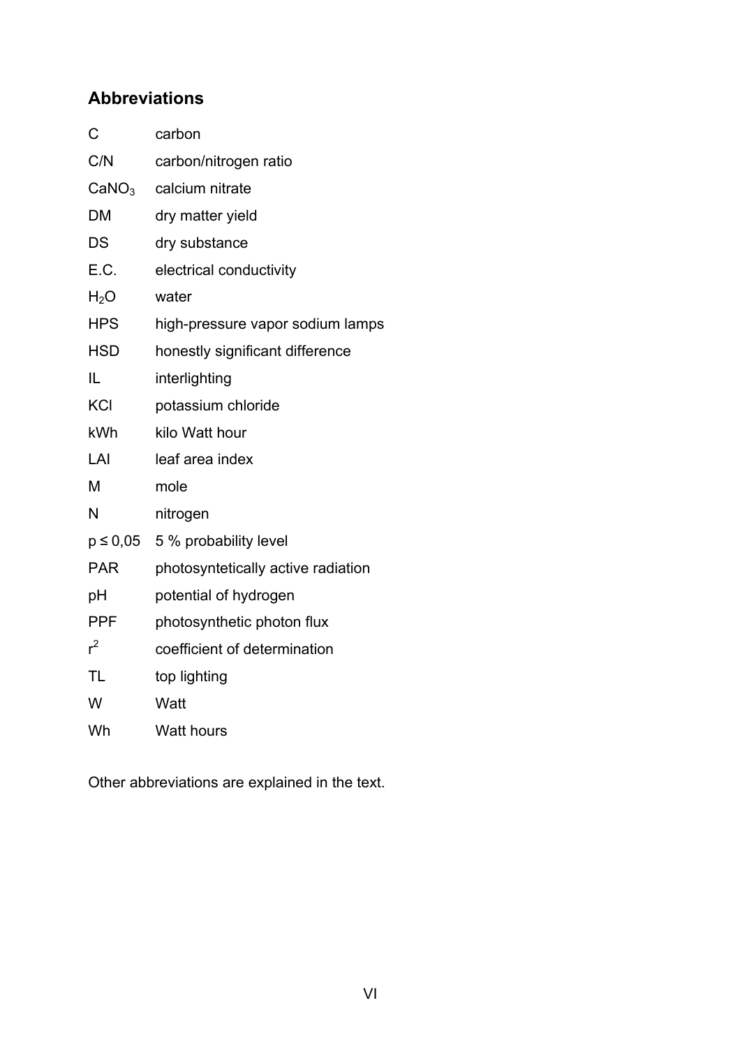## Abbreviations

| | |
|---|---|
| C | carbon |
| C/N | carbon/nitrogen ratio |
| $CaNO_3$ | calcium nitrate |
| DM | dry matter yield |
| DS | dry substance |
| E.C. | electrical conductivity |
| $H_2O$ | water |
| HPS | high-pressure vapor sodium lamps |
| HSD | honestly significant difference |
| IL | interlighting |
| KCl | potassium chloride |
| kWh | kilo Watt hour |
| LAI | leaf area index |
| M | mole |
| N | nitrogen |
| $p \leq 0{,}05$ | 5 % probability level |
| PAR | photosyntetically active radiation |
| pH | potential of hydrogen |
| PPF | photosynthetic photon flux |
| $r^2$ | coefficient of determination |
| TL | top lighting |
| W | Watt |
| Wh | Watt hours |

Other abbreviations are explained in the text.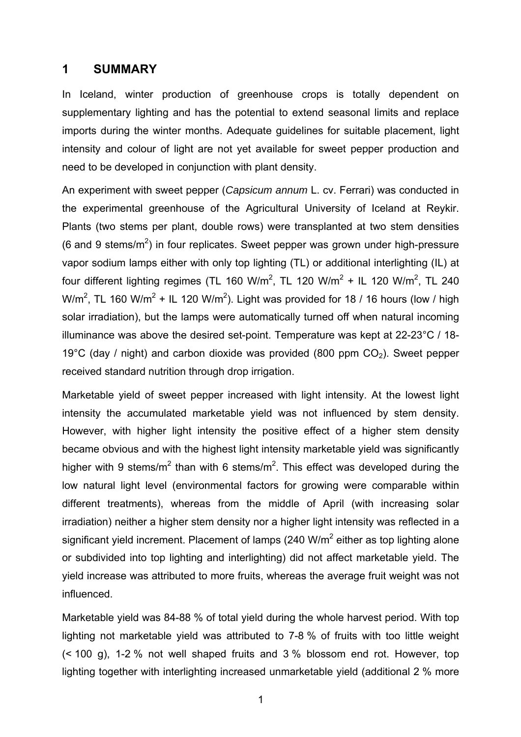# 1 SUMMARY

In Iceland, winter production of greenhouse crops is totally dependent on supplementary lighting and has the potential to extend seasonal limits and replace imports during the winter months. Adequate guidelines for suitable placement, light intensity and colour of light are not yet available for sweet pepper production and need to be developed in conjunction with plant density.

An experiment with sweet pepper (*Capsicum annum* L. cv. Ferrari) was conducted in the experimental greenhouse of the Agricultural University of Iceland at Reykir. Plants (two stems per plant, double rows) were transplanted at two stem densities (6 and 9 stems/m$^2$) in four replicates. Sweet pepper was grown under high-pressure vapor sodium lamps either with only top lighting (TL) or additional interlighting (IL) at four different lighting regimes (TL 160 W/m$^2$, TL 120 W/m$^2$ + IL 120 W/m$^2$, TL 240 W/m$^2$, TL 160 W/m$^2$ + IL 120 W/m$^2$). Light was provided for 18 / 16 hours (low / high solar irradiation), but the lamps were automatically turned off when natural incoming illuminance was above the desired set-point. Temperature was kept at 22-23°C / 18-19°C (day / night) and carbon dioxide was provided (800 ppm $CO_2$). Sweet pepper received standard nutrition through drop irrigation.

Marketable yield of sweet pepper increased with light intensity. At the lowest light intensity the accumulated marketable yield was not influenced by stem density. However, with higher light intensity the positive effect of a higher stem density became obvious and with the highest light intensity marketable yield was significantly higher with 9 stems/m$^2$ than with 6 stems/m$^2$. This effect was developed during the low natural light level (environmental factors for growing were comparable within different treatments), whereas from the middle of April (with increasing solar irradiation) neither a higher stem density nor a higher light intensity was reflected in a significant yield increment. Placement of lamps (240 W/m$^2$ either as top lighting alone or subdivided into top lighting and interlighting) did not affect marketable yield. The yield increase was attributed to more fruits, whereas the average fruit weight was not influenced.

Marketable yield was 84-88 % of total yield during the whole harvest period. With top lighting not marketable yield was attributed to 7-8 % of fruits with too little weight (< 100 g), 1-2 % not well shaped fruits and 3 % blossom end rot. However, top lighting together with interlighting increased unmarketable yield (additional 2 % more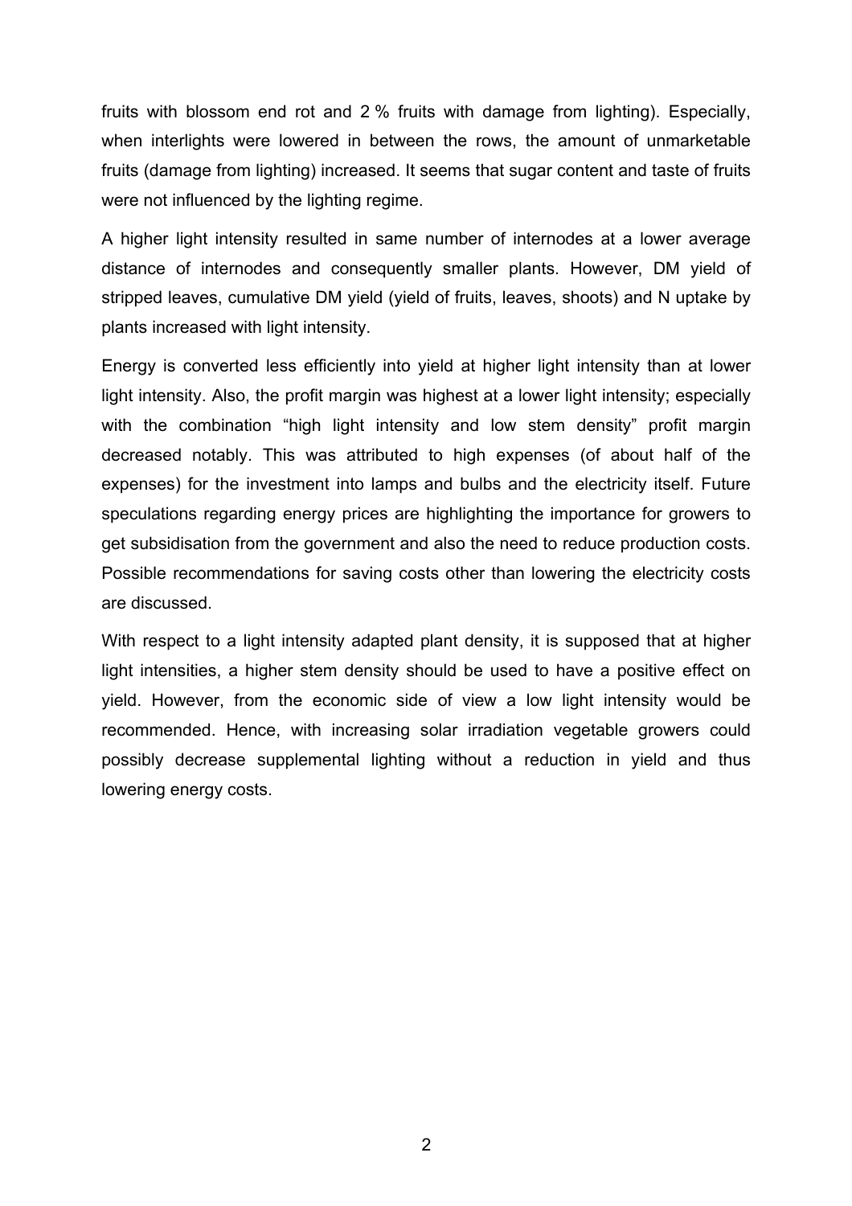fruits with blossom end rot and 2 % fruits with damage from lighting). Especially, when interlights were lowered in between the rows, the amount of unmarketable fruits (damage from lighting) increased. It seems that sugar content and taste of fruits were not influenced by the lighting regime.

A higher light intensity resulted in same number of internodes at a lower average distance of internodes and consequently smaller plants. However, DM yield of stripped leaves, cumulative DM yield (yield of fruits, leaves, shoots) and N uptake by plants increased with light intensity.

Energy is converted less efficiently into yield at higher light intensity than at lower light intensity. Also, the profit margin was highest at a lower light intensity; especially with the combination "high light intensity and low stem density" profit margin decreased notably. This was attributed to high expenses (of about half of the expenses) for the investment into lamps and bulbs and the electricity itself. Future speculations regarding energy prices are highlighting the importance for growers to get subsidisation from the government and also the need to reduce production costs. Possible recommendations for saving costs other than lowering the electricity costs are discussed.

With respect to a light intensity adapted plant density, it is supposed that at higher light intensities, a higher stem density should be used to have a positive effect on yield. However, from the economic side of view a low light intensity would be recommended. Hence, with increasing solar irradiation vegetable growers could possibly decrease supplemental lighting without a reduction in yield and thus lowering energy costs.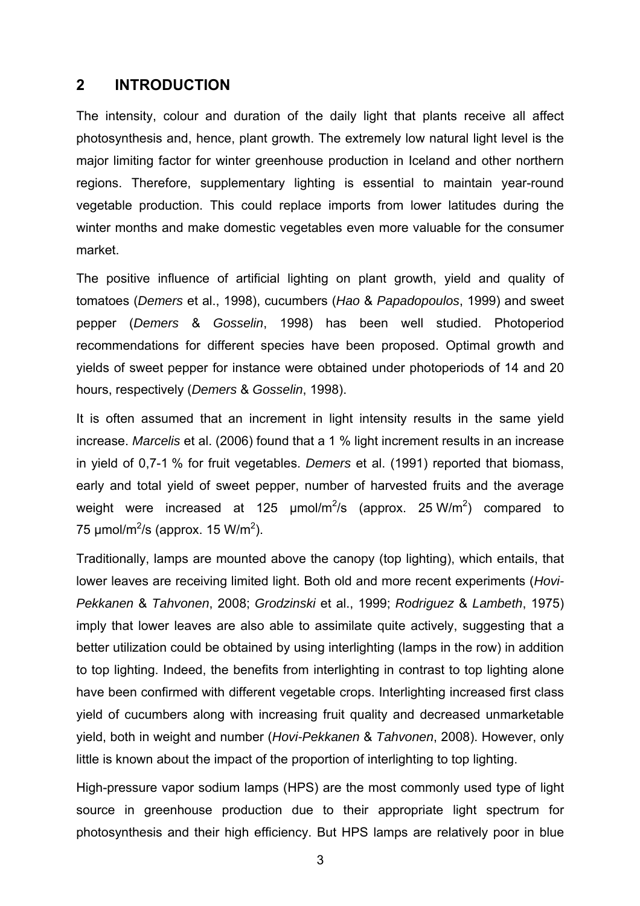## 2 INTRODUCTION

The intensity, colour and duration of the daily light that plants receive all affect photosynthesis and, hence, plant growth. The extremely low natural light level is the major limiting factor for winter greenhouse production in Iceland and other northern regions. Therefore, supplementary lighting is essential to maintain year-round vegetable production. This could replace imports from lower latitudes during the winter months and make domestic vegetables even more valuable for the consumer market.

The positive influence of artificial lighting on plant growth, yield and quality of tomatoes (*Demers* et al., 1998), cucumbers (*Hao* & *Papadopoulos*, 1999) and sweet pepper (*Demers* & *Gosselin*, 1998) has been well studied. Photoperiod recommendations for different species have been proposed. Optimal growth and yields of sweet pepper for instance were obtained under photoperiods of 14 and 20 hours, respectively (*Demers* & *Gosselin*, 1998).

It is often assumed that an increment in light intensity results in the same yield increase. *Marcelis* et al. (2006) found that a 1 % light increment results in an increase in yield of 0,7-1 % for fruit vegetables. *Demers* et al. (1991) reported that biomass, early and total yield of sweet pepper, number of harvested fruits and the average weight were increased at 125 µmol/m$^2$/s (approx. 25 W/m$^2$) compared to 75 µmol/m$^2$/s (approx. 15 W/m$^2$).

Traditionally, lamps are mounted above the canopy (top lighting), which entails, that lower leaves are receiving limited light. Both old and more recent experiments (*Hovi-Pekkanen* & *Tahvonen*, 2008; *Grodzinski* et al., 1999; *Rodriguez* & *Lambeth*, 1975) imply that lower leaves are also able to assimilate quite actively, suggesting that a better utilization could be obtained by using interlighting (lamps in the row) in addition to top lighting. Indeed, the benefits from interlighting in contrast to top lighting alone have been confirmed with different vegetable crops. Interlighting increased first class yield of cucumbers along with increasing fruit quality and decreased unmarketable yield, both in weight and number (*Hovi-Pekkanen* & *Tahvonen*, 2008). However, only little is known about the impact of the proportion of interlighting to top lighting.

High-pressure vapor sodium lamps (HPS) are the most commonly used type of light source in greenhouse production due to their appropriate light spectrum for photosynthesis and their high efficiency. But HPS lamps are relatively poor in blue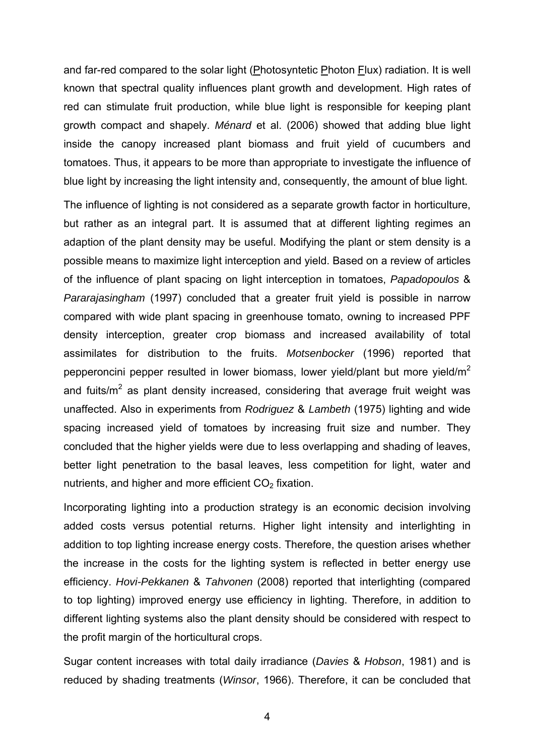and far-red compared to the solar light (Photosyntetic Photon Flux) radiation. It is well known that spectral quality influences plant growth and development. High rates of red can stimulate fruit production, while blue light is responsible for keeping plant growth compact and shapely. *Ménard* et al. (2006) showed that adding blue light inside the canopy increased plant biomass and fruit yield of cucumbers and tomatoes. Thus, it appears to be more than appropriate to investigate the influence of blue light by increasing the light intensity and, consequently, the amount of blue light.

The influence of lighting is not considered as a separate growth factor in horticulture, but rather as an integral part. It is assumed that at different lighting regimes an adaption of the plant density may be useful. Modifying the plant or stem density is a possible means to maximize light interception and yield. Based on a review of articles of the influence of plant spacing on light interception in tomatoes, *Papadopoulos* & *Pararajasingham* (1997) concluded that a greater fruit yield is possible in narrow compared with wide plant spacing in greenhouse tomato, owning to increased PPF density interception, greater crop biomass and increased availability of total assimilates for distribution to the fruits. *Motsenbocker* (1996) reported that pepperoncini pepper resulted in lower biomass, lower yield/plant but more yield/$m^2$ and fuits/$m^2$ as plant density increased, considering that average fruit weight was unaffected. Also in experiments from *Rodriguez* & *Lambeth* (1975) lighting and wide spacing increased yield of tomatoes by increasing fruit size and number. They concluded that the higher yields were due to less overlapping and shading of leaves, better light penetration to the basal leaves, less competition for light, water and nutrients, and higher and more efficient $CO_2$ fixation.

Incorporating lighting into a production strategy is an economic decision involving added costs versus potential returns. Higher light intensity and interlighting in addition to top lighting increase energy costs. Therefore, the question arises whether the increase in the costs for the lighting system is reflected in better energy use efficiency. *Hovi-Pekkanen* & *Tahvonen* (2008) reported that interlighting (compared to top lighting) improved energy use efficiency in lighting. Therefore, in addition to different lighting systems also the plant density should be considered with respect to the profit margin of the horticultural crops.

Sugar content increases with total daily irradiance (*Davies* & *Hobson*, 1981) and is reduced by shading treatments (*Winsor*, 1966). Therefore, it can be concluded that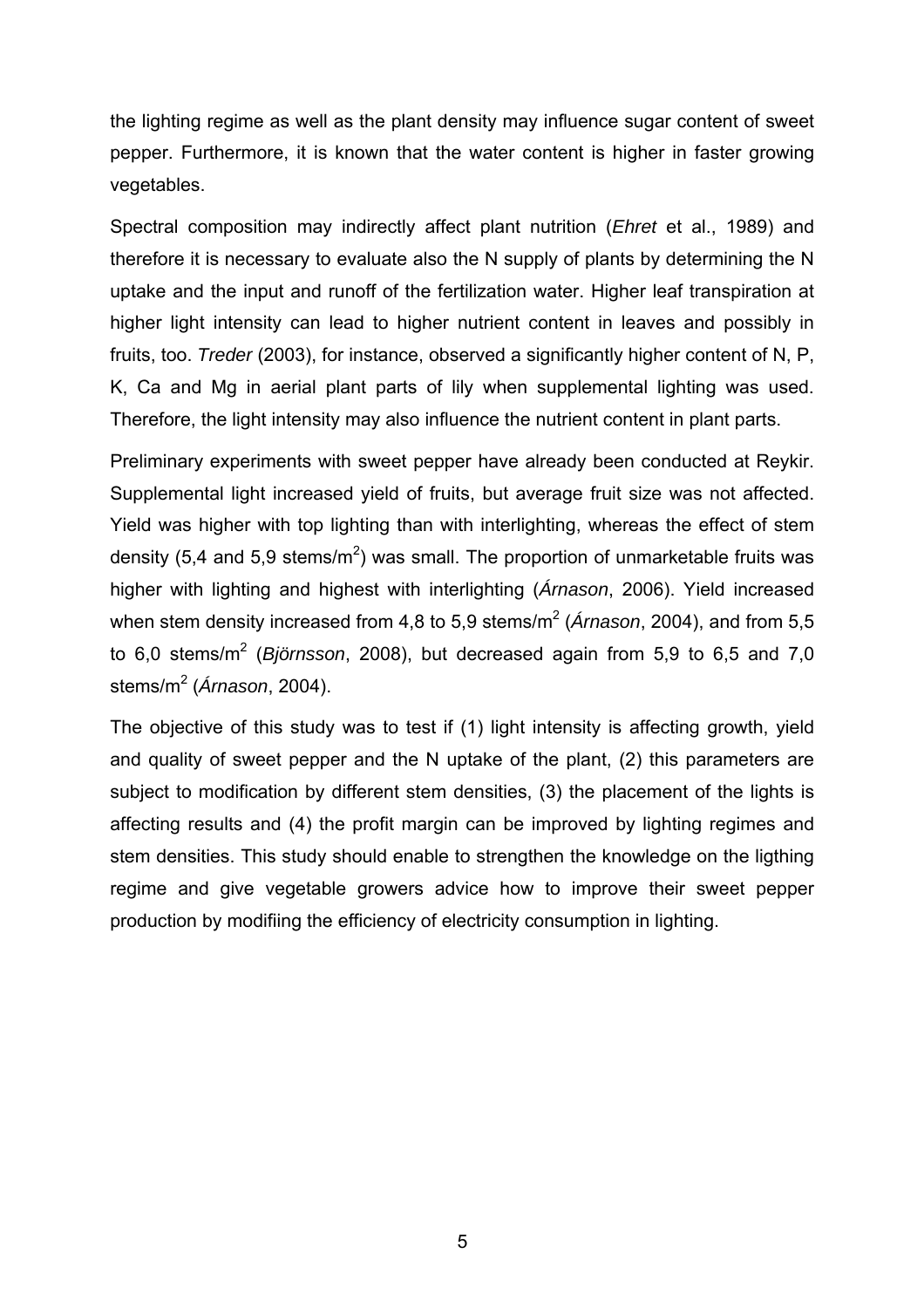the lighting regime as well as the plant density may influence sugar content of sweet pepper. Furthermore, it is known that the water content is higher in faster growing vegetables.

Spectral composition may indirectly affect plant nutrition (*Ehret* et al., 1989) and therefore it is necessary to evaluate also the N supply of plants by determining the N uptake and the input and runoff of the fertilization water. Higher leaf transpiration at higher light intensity can lead to higher nutrient content in leaves and possibly in fruits, too. *Treder* (2003), for instance, observed a significantly higher content of N, P, K, Ca and Mg in aerial plant parts of lily when supplemental lighting was used. Therefore, the light intensity may also influence the nutrient content in plant parts.

Preliminary experiments with sweet pepper have already been conducted at Reykir. Supplemental light increased yield of fruits, but average fruit size was not affected. Yield was higher with top lighting than with interlighting, whereas the effect of stem density (5,4 and 5,9 stems/$m^2$) was small. The proportion of unmarketable fruits was higher with lighting and highest with interlighting (*Árnason*, 2006). Yield increased when stem density increased from 4,8 to 5,9 stems/$m^2$ (*Árnason*, 2004), and from 5,5 to 6,0 stems/$m^2$ (*Björnsson*, 2008), but decreased again from 5,9 to 6,5 and 7,0 stems/$m^2$ (*Árnason*, 2004).

The objective of this study was to test if (1) light intensity is affecting growth, yield and quality of sweet pepper and the N uptake of the plant, (2) this parameters are subject to modification by different stem densities, (3) the placement of the lights is affecting results and (4) the profit margin can be improved by lighting regimes and stem densities. This study should enable to strengthen the knowledge on the ligthing regime and give vegetable growers advice how to improve their sweet pepper production by modifiing the efficiency of electricity consumption in lighting.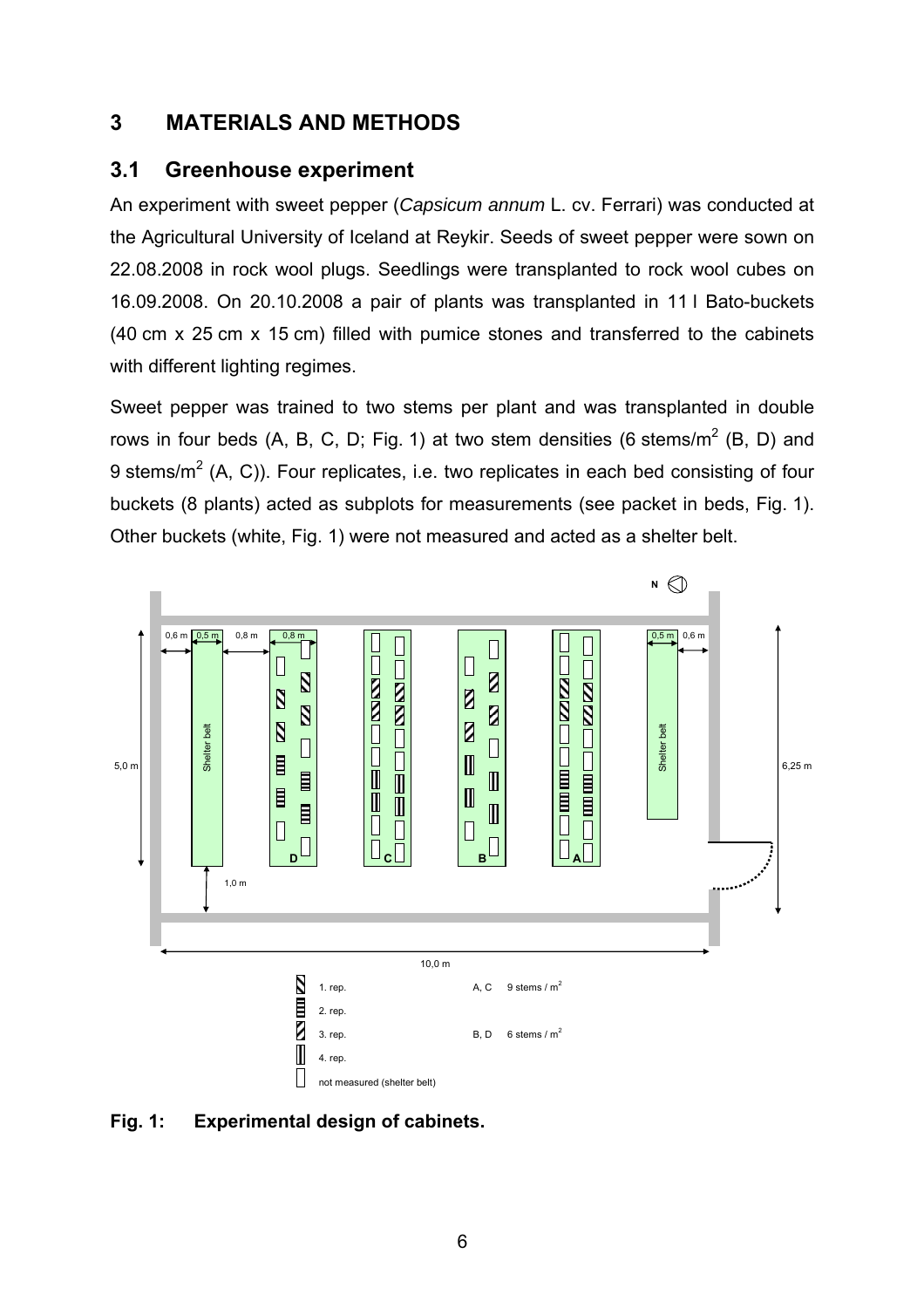# 3 MATERIALS AND METHODS

## 3.1 Greenhouse experiment

An experiment with sweet pepper (*Capsicum annum* L. cv. Ferrari) was conducted at the Agricultural University of Iceland at Reykir. Seeds of sweet pepper were sown on 22.08.2008 in rock wool plugs. Seedlings were transplanted to rock wool cubes on 16.09.2008. On 20.10.2008 a pair of plants was transplanted in 11 l Bato-buckets (40 cm x 25 cm x 15 cm) filled with pumice stones and transferred to the cabinets with different lighting regimes.

Sweet pepper was trained to two stems per plant and was transplanted in double rows in four beds (A, B, C, D; Fig. 1) at two stem densities (6 stems/m$^2$ (B, D) and 9 stems/m$^2$ (A, C)). Four replicates, i.e. two replicates in each bed consisting of four buckets (8 plants) acted as subplots for measurements (see packet in beds, Fig. 1). Other buckets (white, Fig. 1) were not measured and acted as a shelter belt.

**Fig. 1: Experimental design of cabinets.**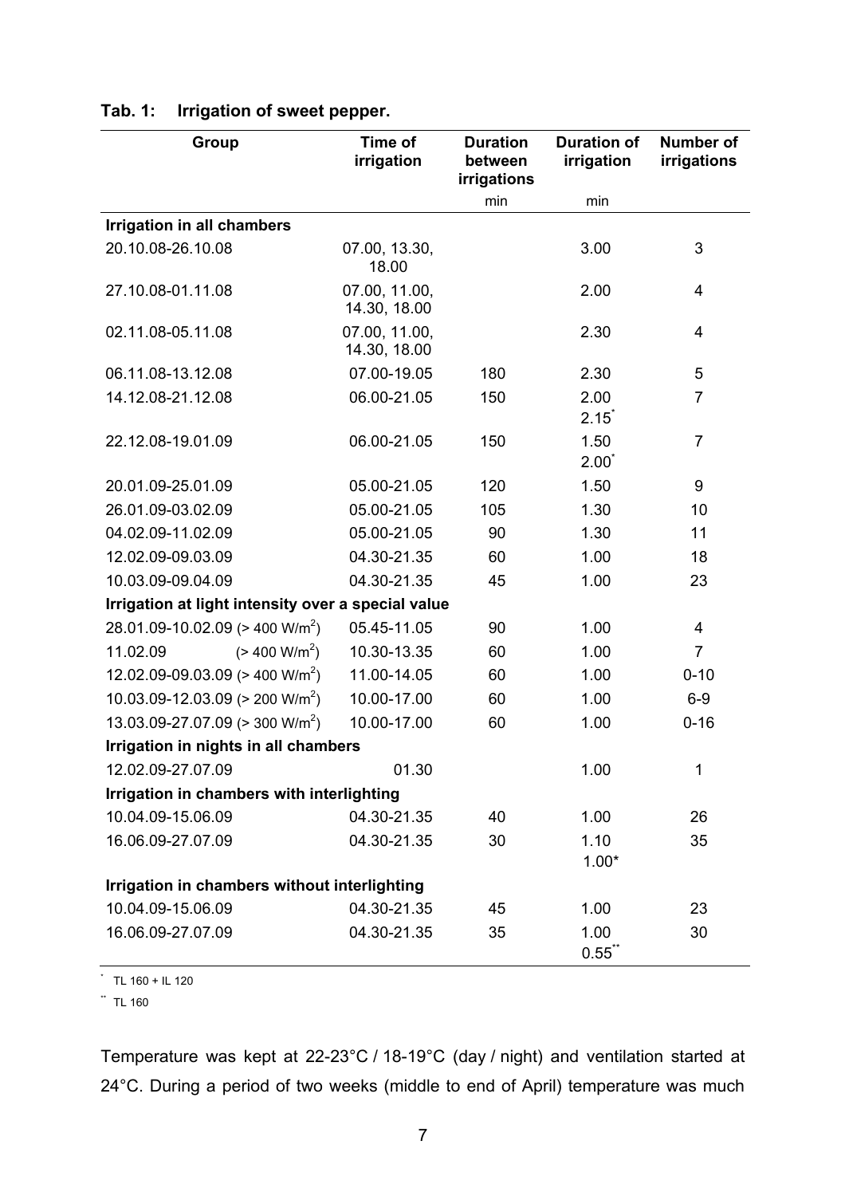**Tab. 1: Irrigation of sweet pepper.**

| Group | Time of irrigation | Duration between irrigations | Duration of irrigation | Number of irrigations |
|---|---|---|---|---|
| | | min | min | |
| **Irrigation in all chambers** | | | | |
| 20.10.08-26.10.08 | 07.00, 13.30, 18.00 | | 3.00 | 3 |
| 27.10.08-01.11.08 | 07.00, 11.00, 14.30, 18.00 | | 2.00 | 4 |
| 02.11.08-05.11.08 | 07.00, 11.00, 14.30, 18.00 | | 2.30 | 4 |
| 06.11.08-13.12.08 | 07.00-19.05 | 180 | 2.30 | 5 |
| 14.12.08-21.12.08 | 06.00-21.05 | 150 | 2.00 2.15* | 7 |
| 22.12.08-19.01.09 | 06.00-21.05 | 150 | 1.50 2.00* | 7 |
| 20.01.09-25.01.09 | 05.00-21.05 | 120 | 1.50 | 9 |
| 26.01.09-03.02.09 | 05.00-21.05 | 105 | 1.30 | 10 |
| 04.02.09-11.02.09 | 05.00-21.05 | 90 | 1.30 | 11 |
| 12.02.09-09.03.09 | 04.30-21.35 | 60 | 1.00 | 18 |
| 10.03.09-09.04.09 | 04.30-21.35 | 45 | 1.00 | 23 |
| **Irrigation at light intensity over a special value** | | | | |
| 28.01.09-10.02.09 (> 400 $W/m^2$) | 05.45-11.05 | 90 | 1.00 | 4 |
| 11.02.09 (> 400 $W/m^2$) | 10.30-13.35 | 60 | 1.00 | 7 |
| 12.02.09-09.03.09 (> 400 $W/m^2$) | 11.00-14.05 | 60 | 1.00 | 0-10 |
| 10.03.09-12.03.09 (> 200 $W/m^2$) | 10.00-17.00 | 60 | 1.00 | 6-9 |
| 13.03.09-27.07.09 (> 300 $W/m^2$) | 10.00-17.00 | 60 | 1.00 | 0-16 |
| **Irrigation in nights in all chambers** | | | | |
| 12.02.09-27.07.09 | 01.30 | | 1.00 | 1 |
| **Irrigation in chambers with interlighting** | | | | |
| 10.04.09-15.06.09 | 04.30-21.35 | 40 | 1.00 | 26 |
| 16.06.09-27.07.09 | 04.30-21.35 | 30 | 1.10 1.00* | 35 |
| **Irrigation in chambers without interlighting** | | | | |
| 10.04.09-15.06.09 | 04.30-21.35 | 45 | 1.00 | 23 |
| 16.06.09-27.07.09 | 04.30-21.35 | 35 | 1.00 0.55** | 30 |

\* TL 160 + IL 120

** TL 160

Temperature was kept at 22-23°C / 18-19°C (day / night) and ventilation started at 24°C. During a period of two weeks (middle to end of April) temperature was much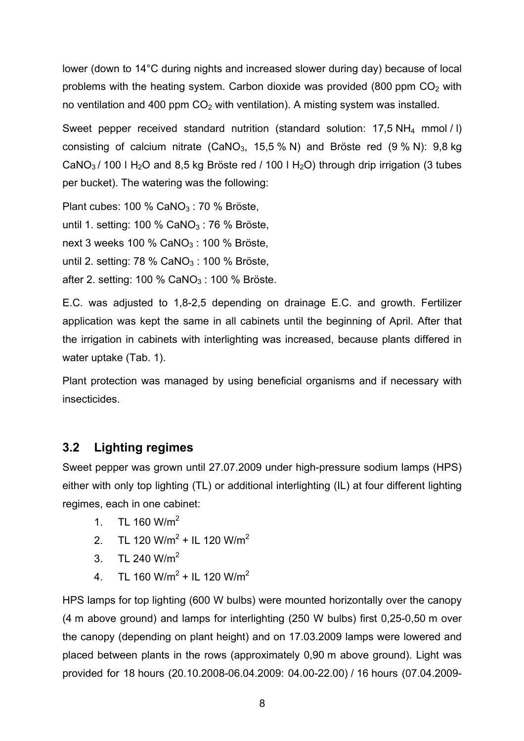lower (down to 14°C during nights and increased slower during day) because of local problems with the heating system. Carbon dioxide was provided (800 ppm $CO_2$ with no ventilation and 400 ppm $CO_2$ with ventilation). A misting system was installed.

Sweet pepper received standard nutrition (standard solution: 17,5 $NH_4$ mmol / l) consisting of calcium nitrate ($CaNO_3$, 15,5 % N) and Bröste red (9 % N): 9,8 kg $CaNO_3$ / 100 l $H_2O$ and 8,5 kg Bröste red / 100 l $H_2O$) through drip irrigation (3 tubes per bucket). The watering was the following:

Plant cubes: 100 % $CaNO_3$ : 70 % Bröste,
until 1. setting: 100 % $CaNO_3$ : 76 % Bröste,
next 3 weeks 100 % $CaNO_3$ : 100 % Bröste,
until 2. setting: 78 % $CaNO_3$ : 100 % Bröste,
after 2. setting: 100 % $CaNO_3$ : 100 % Bröste.

E.C. was adjusted to 1,8-2,5 depending on drainage E.C. and growth. Fertilizer application was kept the same in all cabinets until the beginning of April. After that the irrigation in cabinets with interlighting was increased, because plants differed in water uptake (Tab. 1).

Plant protection was managed by using beneficial organisms and if necessary with insecticides.

## 3.2 Lighting regimes

Sweet pepper was grown until 27.07.2009 under high-pressure sodium lamps (HPS) either with only top lighting (TL) or additional interlighting (IL) at four different lighting regimes, each in one cabinet:

1. TL 160 $W/m^2$
2. TL 120 $W/m^2$ + IL 120 $W/m^2$
3. TL 240 $W/m^2$
4. TL 160 $W/m^2$ + IL 120 $W/m^2$

HPS lamps for top lighting (600 W bulbs) were mounted horizontally over the canopy (4 m above ground) and lamps for interlighting (250 W bulbs) first 0,25-0,50 m over the canopy (depending on plant height) and on 17.03.2009 lamps were lowered and placed between plants in the rows (approximately 0,90 m above ground). Light was provided for 18 hours (20.10.2008-06.04.2009: 04.00-22.00) / 16 hours (07.04.2009-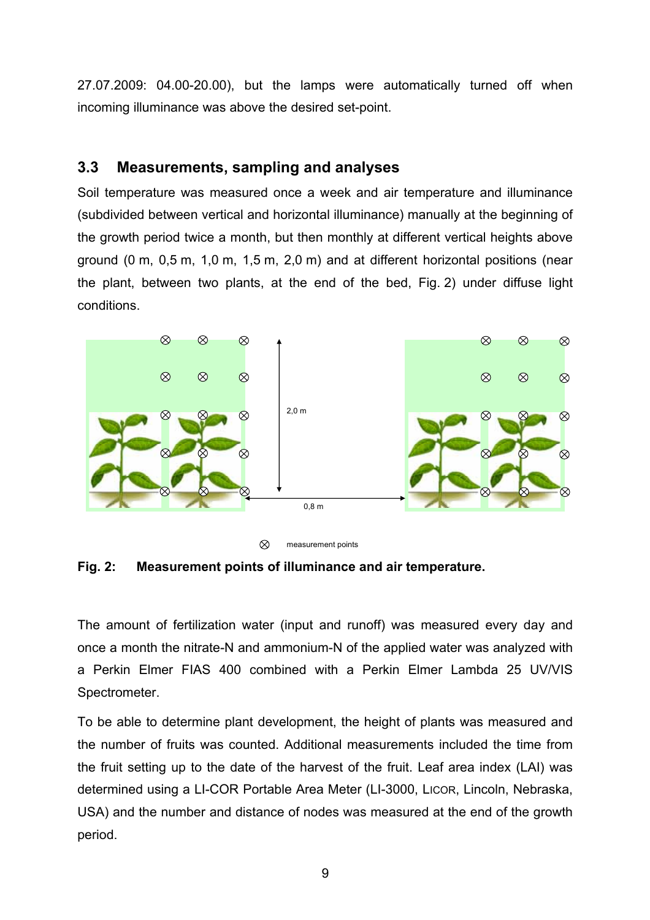27.07.2009: 04.00-20.00), but the lamps were automatically turned off when incoming illuminance was above the desired set-point.

## 3.3 Measurements, sampling and analyses

Soil temperature was measured once a week and air temperature and illuminance (subdivided between vertical and horizontal illuminance) manually at the beginning of the growth period twice a month, but then monthly at different vertical heights above ground (0 m, 0,5 m, 1,0 m, 1,5 m, 2,0 m) and at different horizontal positions (near the plant, between two plants, at the end of the bed, Fig. 2) under diffuse light conditions.

**Fig. 2: Measurement points of illuminance and air temperature.**

The amount of fertilization water (input and runoff) was measured every day and once a month the nitrate-N and ammonium-N of the applied water was analyzed with a Perkin Elmer FIAS 400 combined with a Perkin Elmer Lambda 25 UV/VIS Spectrometer.

To be able to determine plant development, the height of plants was measured and the number of fruits was counted. Additional measurements included the time from the fruit setting up to the date of the harvest of the fruit. Leaf area index (LAI) was determined using a LI-COR Portable Area Meter (LI-3000, LICOR, Lincoln, Nebraska, USA) and the number and distance of nodes was measured at the end of the growth period.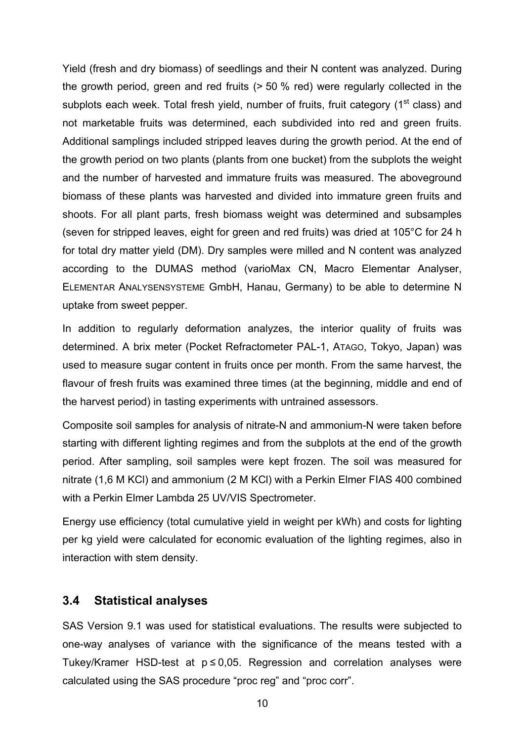Yield (fresh and dry biomass) of seedlings and their N content was analyzed. During the growth period, green and red fruits (> 50 % red) were regularly collected in the subplots each week. Total fresh yield, number of fruits, fruit category ($1^{st}$ class) and not marketable fruits was determined, each subdivided into red and green fruits. Additional samplings included stripped leaves during the growth period. At the end of the growth period on two plants (plants from one bucket) from the subplots the weight and the number of harvested and immature fruits was measured. The aboveground biomass of these plants was harvested and divided into immature green fruits and shoots. For all plant parts, fresh biomass weight was determined and subsamples (seven for stripped leaves, eight for green and red fruits) was dried at 105°C for 24 h for total dry matter yield (DM). Dry samples were milled and N content was analyzed according to the DUMAS method (varioMax CN, Macro Elementar Analyser, ELEMENTAR ANALYSENSYSTEME GmbH, Hanau, Germany) to be able to determine N uptake from sweet pepper.

In addition to regularly deformation analyzes, the interior quality of fruits was determined. A brix meter (Pocket Refractometer PAL-1, ATAGO, Tokyo, Japan) was used to measure sugar content in fruits once per month. From the same harvest, the flavour of fresh fruits was examined three times (at the beginning, middle and end of the harvest period) in tasting experiments with untrained assessors.

Composite soil samples for analysis of nitrate-N and ammonium-N were taken before starting with different lighting regimes and from the subplots at the end of the growth period. After sampling, soil samples were kept frozen. The soil was measured for nitrate (1,6 M KCl) and ammonium (2 M KCl) with a Perkin Elmer FIAS 400 combined with a Perkin Elmer Lambda 25 UV/VIS Spectrometer.

Energy use efficiency (total cumulative yield in weight per kWh) and costs for lighting per kg yield were calculated for economic evaluation of the lighting regimes, also in interaction with stem density.

## 3.4 Statistical analyses

SAS Version 9.1 was used for statistical evaluations. The results were subjected to one-way analyses of variance with the significance of the means tested with a Tukey/Kramer HSD-test at $p \leq 0{,}05$. Regression and correlation analyses were calculated using the SAS procedure “proc reg” and “proc corr”.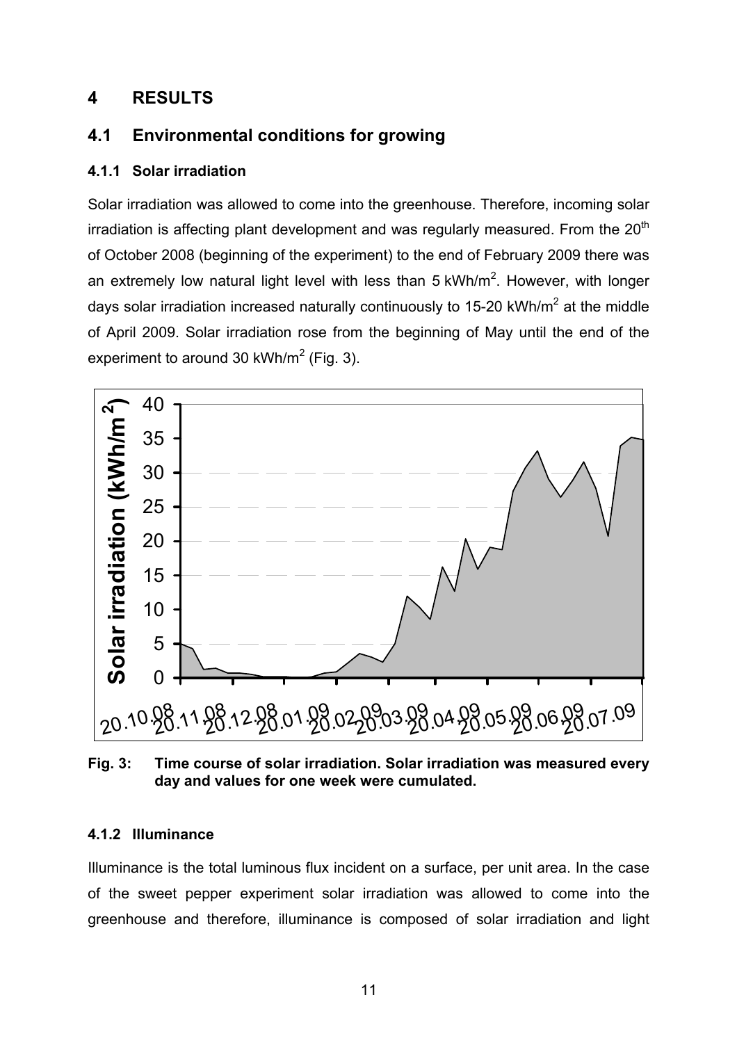# 4 RESULTS

## 4.1 Environmental conditions for growing

### 4.1.1 Solar irradiation

Solar irradiation was allowed to come into the greenhouse. Therefore, incoming solar irradiation is affecting plant development and was regularly measured. From the 20th of October 2008 (beginning of the experiment) to the end of February 2009 there was an extremely low natural light level with less than 5 kWh/m$^2$. However, with longer days solar irradiation increased naturally continuously to 15-20 kWh/m$^2$ at the middle of April 2009. Solar irradiation rose from the beginning of May until the end of the experiment to around 30 kWh/m$^2$ (Fig. 3).

**Fig. 3: Time course of solar irradiation. Solar irradiation was measured every day and values for one week were cumulated.**

### 4.1.2 Illuminance

Illuminance is the total luminous flux incident on a surface, per unit area. In the case of the sweet pepper experiment solar irradiation was allowed to come into the greenhouse and therefore, illuminance is composed of solar irradiation and light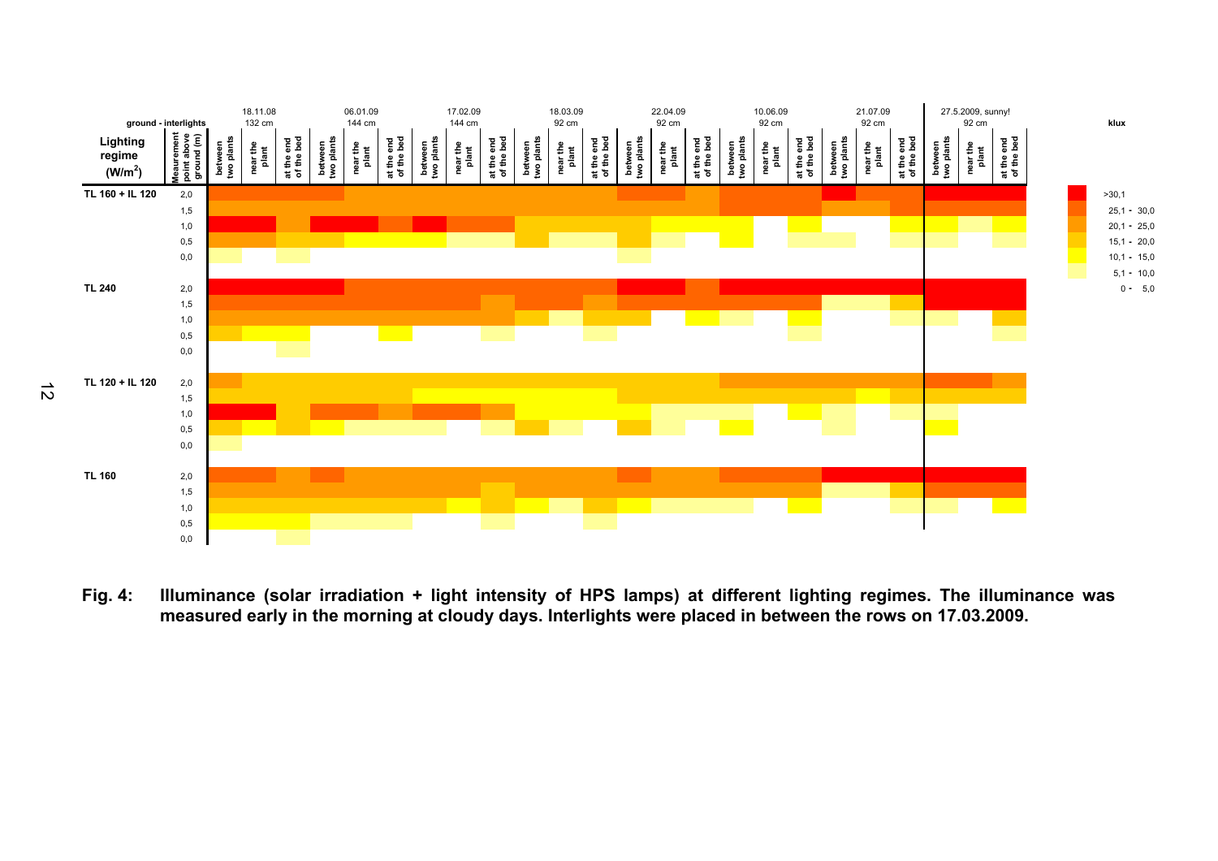| ground - interlights | | 18.11.08 132 cm | | | 06.01.09 144 cm | | | 17.02.09 144 cm | | | 18.03.09 92 cm | | | 22.04.09 92 cm | | | 10.06.09 92 cm | | | 21.07.09 92 cm | | | 27.5.2009, sunny! 92 cm | | |
|---|---|---|---|---|---|---|---|---|---|---|---|---|---|---|---|---|---|---|---|---|---|---|---|---|---|
| Lighting regime ($W/m^2$) | Measurement point above ground (m) | between two plants | near the plant | at the end of the bed | between two plants | near the plant | at the end of the bed | between two plants | near the plant | at the end of the bed | between two plants | near the plant | at the end of the bed | between two plants | near the plant | at the end of the bed | between two plants | near the plant | at the end of the bed | between two plants | near the plant | at the end of the bed | between two plants | near the plant | at the end of the bed |
| TL 160 + IL 120 | 2,0 | | | | | | | | | | | | | | | | | | | | | | | | |
| | 1,5 | | | | | | | | | | | | | | | | | | | | | | | | |
| | 1,0 | | | | | | | | | | | | | | | | | | | | | | | | |
| | 0,5 | | | | | | | | | | | | | | | | | | | | | | | | |
| | 0,0 | | | | | | | | | | | | | | | | | | | | | | | | |
| TL 240 | 2,0 | | | | | | | | | | | | | | | | | | | | | | | | |
| | 1,5 | | | | | | | | | | | | | | | | | | | | | | | | |
| | 1,0 | | | | | | | | | | | | | | | | | | | | | | | | |
| | 0,5 | | | | | | | | | | | | | | | | | | | | | | | | |
| | 0,0 | | | | | | | | | | | | | | | | | | | | | | | | |
| TL 120 + IL 120 | 2,0 | | | | | | | | | | | | | | | | | | | | | | | | |
| | 1,5 | | | | | | | | | | | | | | | | | | | | | | | | |
| | 1,0 | | | | | | | | | | | | | | | | | | | | | | | | |
| | 0,5 | | | | | | | | | | | | | | | | | | | | | | | | |
| | 0,0 | | | | | | | | | | | | | | | | | | | | | | | | |
| TL 160 | 2,0 | | | | | | | | | | | | | | | | | | | | | | | | |
| | 1,5 | | | | | | | | | | | | | | | | | | | | | | | | |
| | 1,0 | | | | | | | | | | | | | | | | | | | | | | | | |
| | 0,5 | | | | | | | | | | | | | | | | | | | | | | | | |
| | 0,0 | | | | | | | | | | | | | | | | | | | | | | | | |

klux: >30,1; 25,1 - 30,0; 20,1 - 25,0; 15,1 - 20,0; 10,1 - 15,0; 5,1 - 10,0; 0 - 5,0

**Fig. 4: Illuminance (solar irradiation + light intensity of HPS lamps) at different lighting regimes. The illuminance was measured early in the morning at cloudy days. Interlights were placed in between the rows on 17.03.2009.**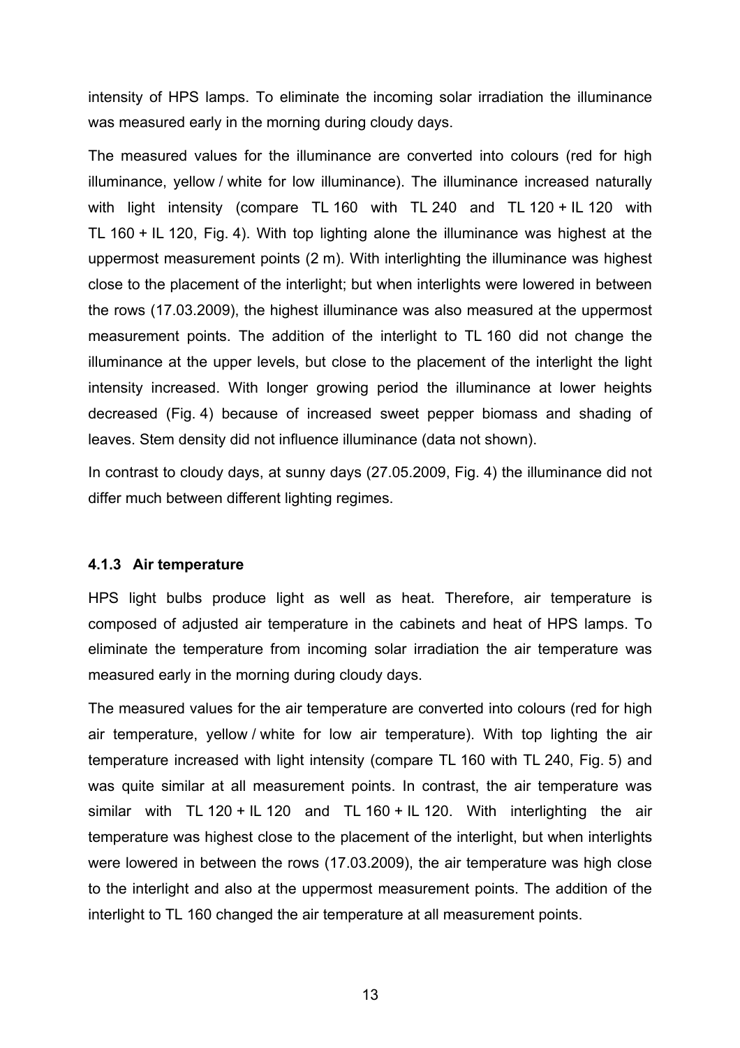intensity of HPS lamps. To eliminate the incoming solar irradiation the illuminance was measured early in the morning during cloudy days.

The measured values for the illuminance are converted into colours (red for high illuminance, yellow / white for low illuminance). The illuminance increased naturally with light intensity (compare TL 160 with TL 240 and TL 120 + IL 120 with TL 160 + IL 120, Fig. 4). With top lighting alone the illuminance was highest at the uppermost measurement points (2 m). With interlighting the illuminance was highest close to the placement of the interlight; but when interlights were lowered in between the rows (17.03.2009), the highest illuminance was also measured at the uppermost measurement points. The addition of the interlight to TL 160 did not change the illuminance at the upper levels, but close to the placement of the interlight the light intensity increased. With longer growing period the illuminance at lower heights decreased (Fig. 4) because of increased sweet pepper biomass and shading of leaves. Stem density did not influence illuminance (data not shown).

In contrast to cloudy days, at sunny days (27.05.2009, Fig. 4) the illuminance did not differ much between different lighting regimes.

### 4.1.3 Air temperature

HPS light bulbs produce light as well as heat. Therefore, air temperature is composed of adjusted air temperature in the cabinets and heat of HPS lamps. To eliminate the temperature from incoming solar irradiation the air temperature was measured early in the morning during cloudy days.

The measured values for the air temperature are converted into colours (red for high air temperature, yellow / white for low air temperature). With top lighting the air temperature increased with light intensity (compare TL 160 with TL 240, Fig. 5) and was quite similar at all measurement points. In contrast, the air temperature was similar with TL 120 + IL 120 and TL 160 + IL 120. With interlighting the air temperature was highest close to the placement of the interlight, but when interlights were lowered in between the rows (17.03.2009), the air temperature was high close to the interlight and also at the uppermost measurement points. The addition of the interlight to TL 160 changed the air temperature at all measurement points.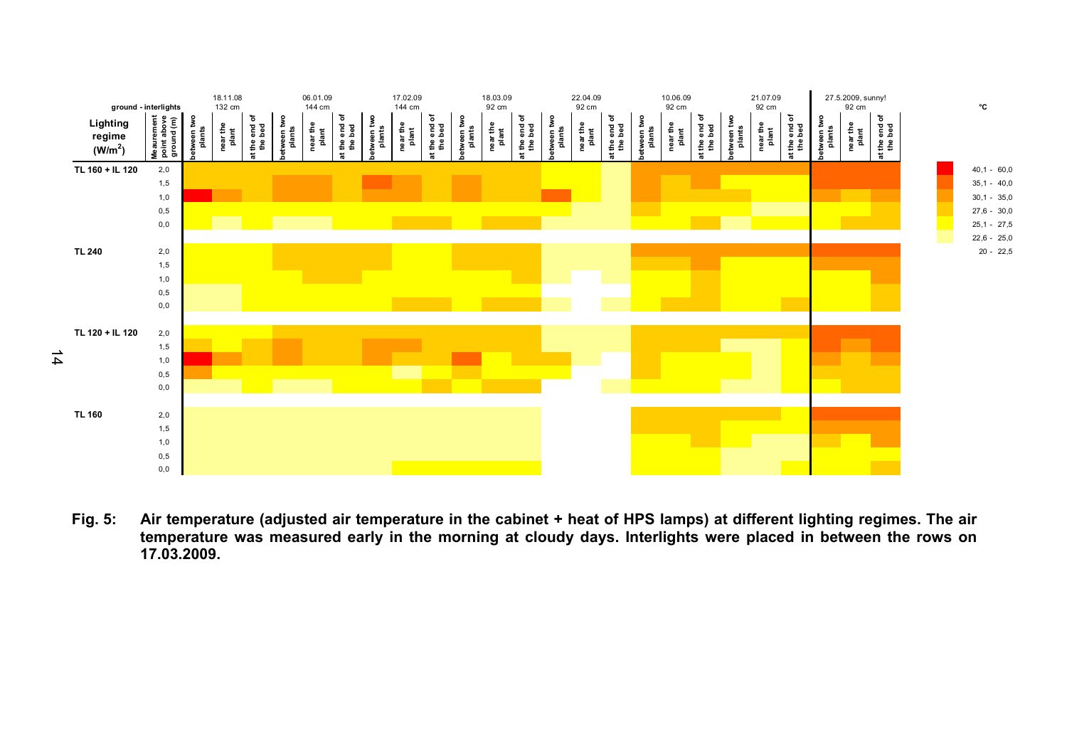**Fig. 5: Air temperature (adjusted air temperature in the cabinet + heat of HPS lamps) at different lighting regimes. The air temperature was measured early in the morning at cloudy days. Interlights were placed in between the rows on 17.03.2009.**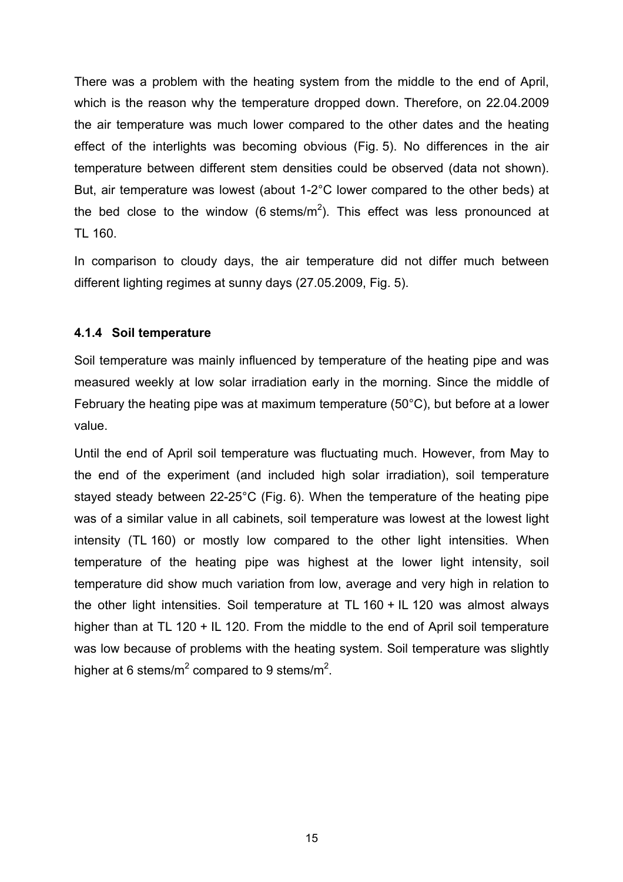There was a problem with the heating system from the middle to the end of April, which is the reason why the temperature dropped down. Therefore, on 22.04.2009 the air temperature was much lower compared to the other dates and the heating effect of the interlights was becoming obvious (Fig. 5). No differences in the air temperature between different stem densities could be observed (data not shown). But, air temperature was lowest (about 1-2°C lower compared to the other beds) at the bed close to the window (6 stems/m$^2$). This effect was less pronounced at TL 160.

In comparison to cloudy days, the air temperature did not differ much between different lighting regimes at sunny days (27.05.2009, Fig. 5).

#### 4.1.4 Soil temperature

Soil temperature was mainly influenced by temperature of the heating pipe and was measured weekly at low solar irradiation early in the morning. Since the middle of February the heating pipe was at maximum temperature (50°C), but before at a lower value.

Until the end of April soil temperature was fluctuating much. However, from May to the end of the experiment (and included high solar irradiation), soil temperature stayed steady between 22-25°C (Fig. 6). When the temperature of the heating pipe was of a similar value in all cabinets, soil temperature was lowest at the lowest light intensity (TL 160) or mostly low compared to the other light intensities. When temperature of the heating pipe was highest at the lower light intensity, soil temperature did show much variation from low, average and very high in relation to the other light intensities. Soil temperature at TL 160 + IL 120 was almost always higher than at TL 120 + IL 120. From the middle to the end of April soil temperature was low because of problems with the heating system. Soil temperature was slightly higher at 6 stems/m$^2$ compared to 9 stems/m$^2$.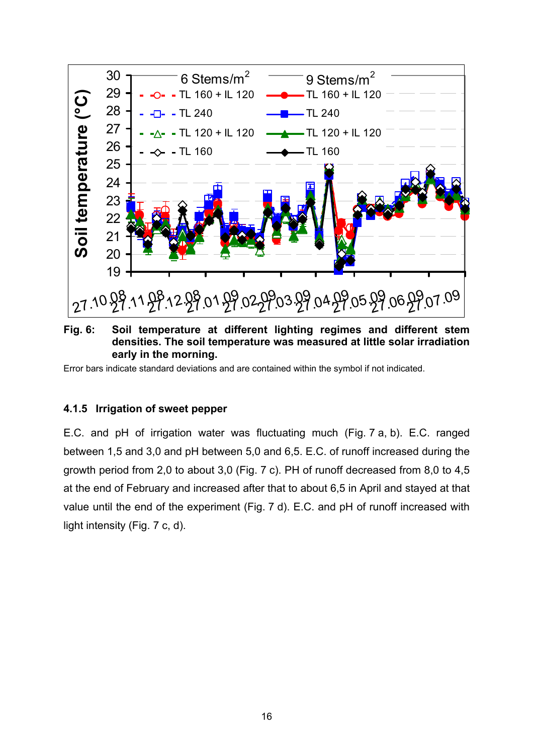**Fig. 6: Soil temperature at different lighting regimes and different stem densities. The soil temperature was measured at little solar irradiation early in the morning.**

Error bars indicate standard deviations and are contained within the symbol if not indicated.

### 4.1.5 Irrigation of sweet pepper

E.C. and pH of irrigation water was fluctuating much (Fig. 7 a, b). E.C. ranged between 1,5 and 3,0 and pH between 5,0 and 6,5. E.C. of runoff increased during the growth period from 2,0 to about 3,0 (Fig. 7 c). PH of runoff decreased from 8,0 to 4,5 at the end of February and increased after that to about 6,5 in April and stayed at that value until the end of the experiment (Fig. 7 d). E.C. and pH of runoff increased with light intensity (Fig. 7 c, d).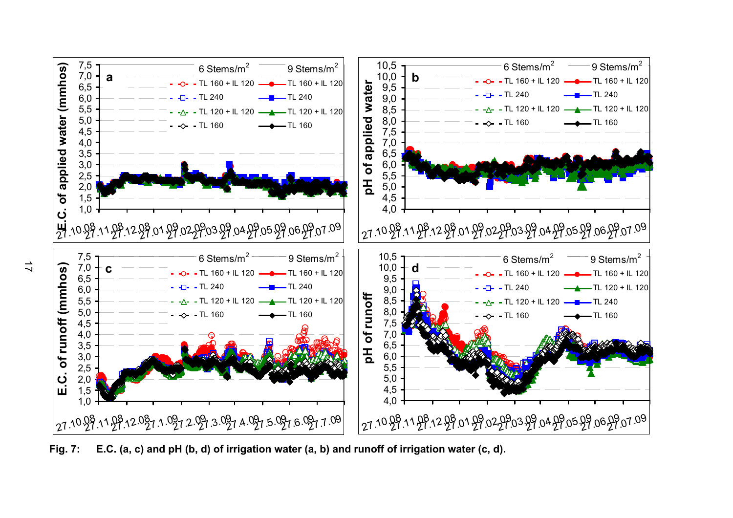**Fig. 7:** **E.C. (a, c) and pH (b, d) of irrigation water (a, b) and runoff of irrigation water (c, d).**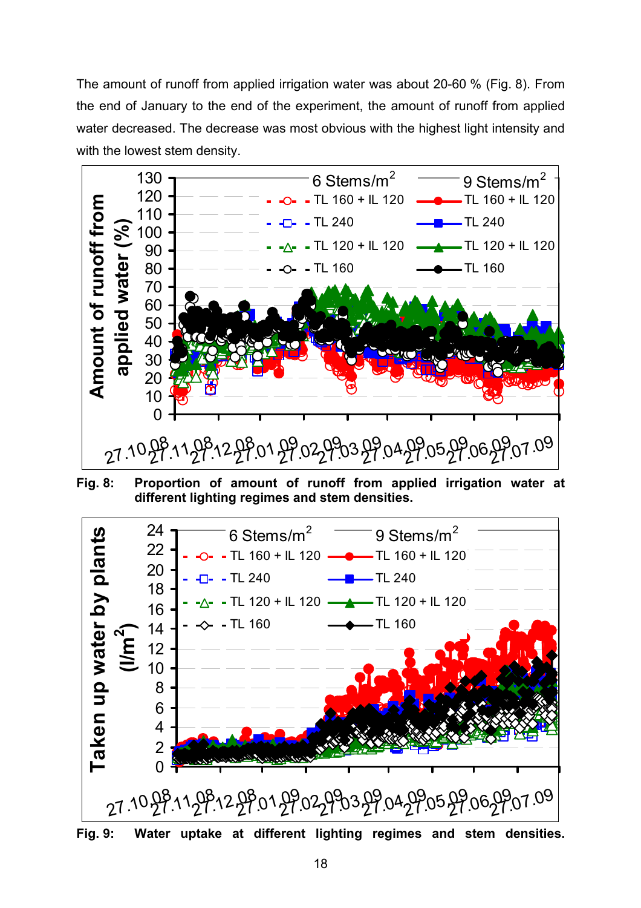The amount of runoff from applied irrigation water was about 20-60 % (Fig. 8). From the end of January to the end of the experiment, the amount of runoff from applied water decreased. The decrease was most obvious with the highest light intensity and with the lowest stem density.

**Fig. 8: Proportion of amount of runoff from applied irrigation water at different lighting regimes and stem densities.**

**Fig. 9: Water uptake at different lighting regimes and stem densities.**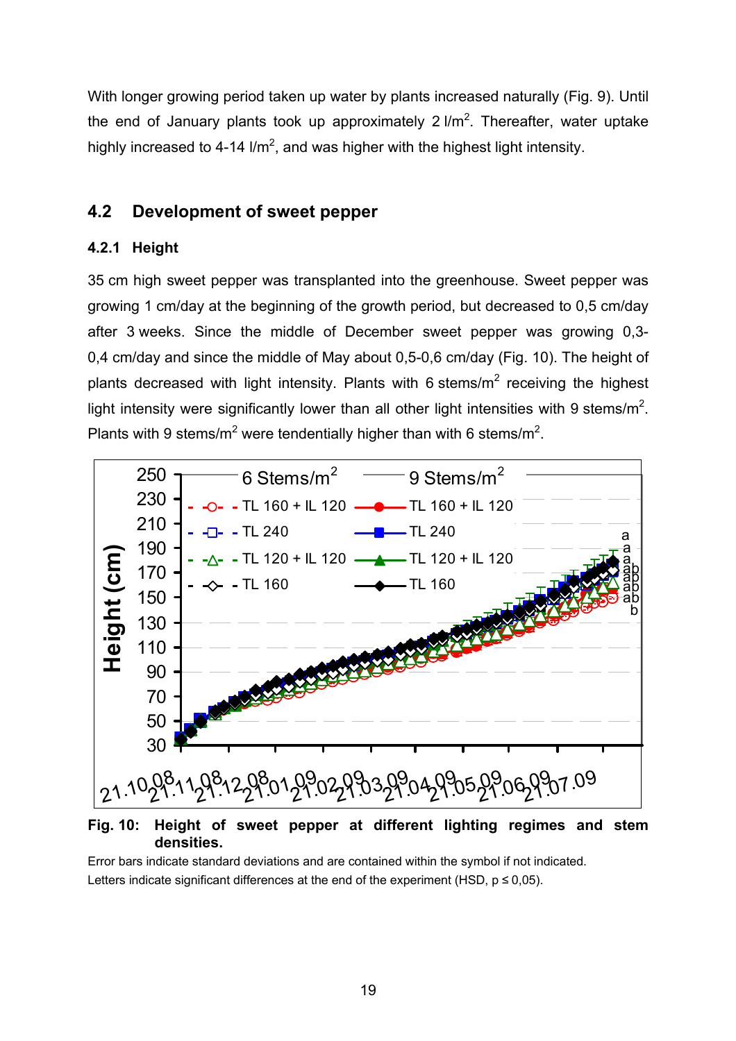With longer growing period taken up water by plants increased naturally (Fig. 9). Until the end of January plants took up approximately 2 l/m$^2$. Thereafter, water uptake highly increased to 4-14 l/m$^2$, and was higher with the highest light intensity.

## 4.2 Development of sweet pepper

### 4.2.1 Height

35 cm high sweet pepper was transplanted into the greenhouse. Sweet pepper was growing 1 cm/day at the beginning of the growth period, but decreased to 0,5 cm/day after 3 weeks. Since the middle of December sweet pepper was growing 0,3-0,4 cm/day and since the middle of May about 0,5-0,6 cm/day (Fig. 10). The height of plants decreased with light intensity. Plants with 6 stems/m$^2$ receiving the highest light intensity were significantly lower than all other light intensities with 9 stems/m$^2$. Plants with 9 stems/m$^2$ were tendentially higher than with 6 stems/m$^2$.

**Fig. 10: Height of sweet pepper at different lighting regimes and stem densities.**

Error bars indicate standard deviations and are contained within the symbol if not indicated.
Letters indicate significant differences at the end of the experiment (HSD, p ≤ 0,05).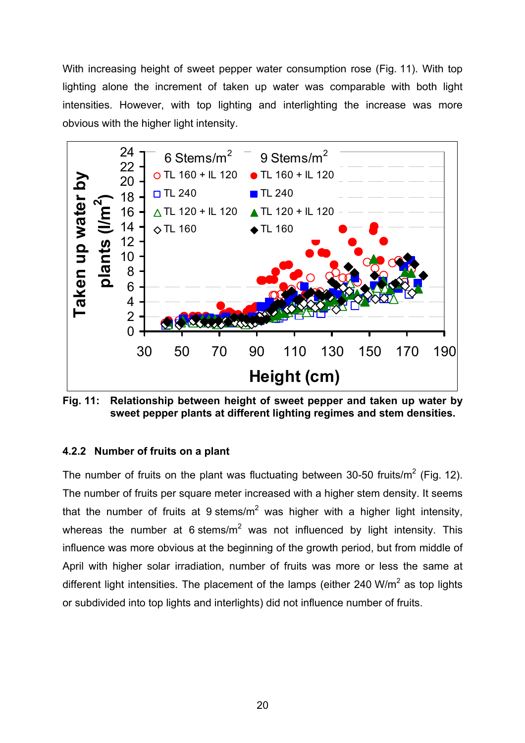With increasing height of sweet pepper water consumption rose (Fig. 11). With top lighting alone the increment of taken up water was comparable with both light intensities. However, with top lighting and interlighting the increase was more obvious with the higher light intensity.

**Fig. 11: Relationship between height of sweet pepper and taken up water by sweet pepper plants at different lighting regimes and stem densities.**

### 4.2.2 Number of fruits on a plant

The number of fruits on the plant was fluctuating between 30-50 fruits/m$^2$ (Fig. 12). The number of fruits per square meter increased with a higher stem density. It seems that the number of fruits at 9 stems/m$^2$ was higher with a higher light intensity, whereas the number at 6 stems/m$^2$ was not influenced by light intensity. This influence was more obvious at the beginning of the growth period, but from middle of April with higher solar irradiation, number of fruits was more or less the same at different light intensities. The placement of the lamps (either 240 W/m$^2$ as top lights or subdivided into top lights and interlights) did not influence number of fruits.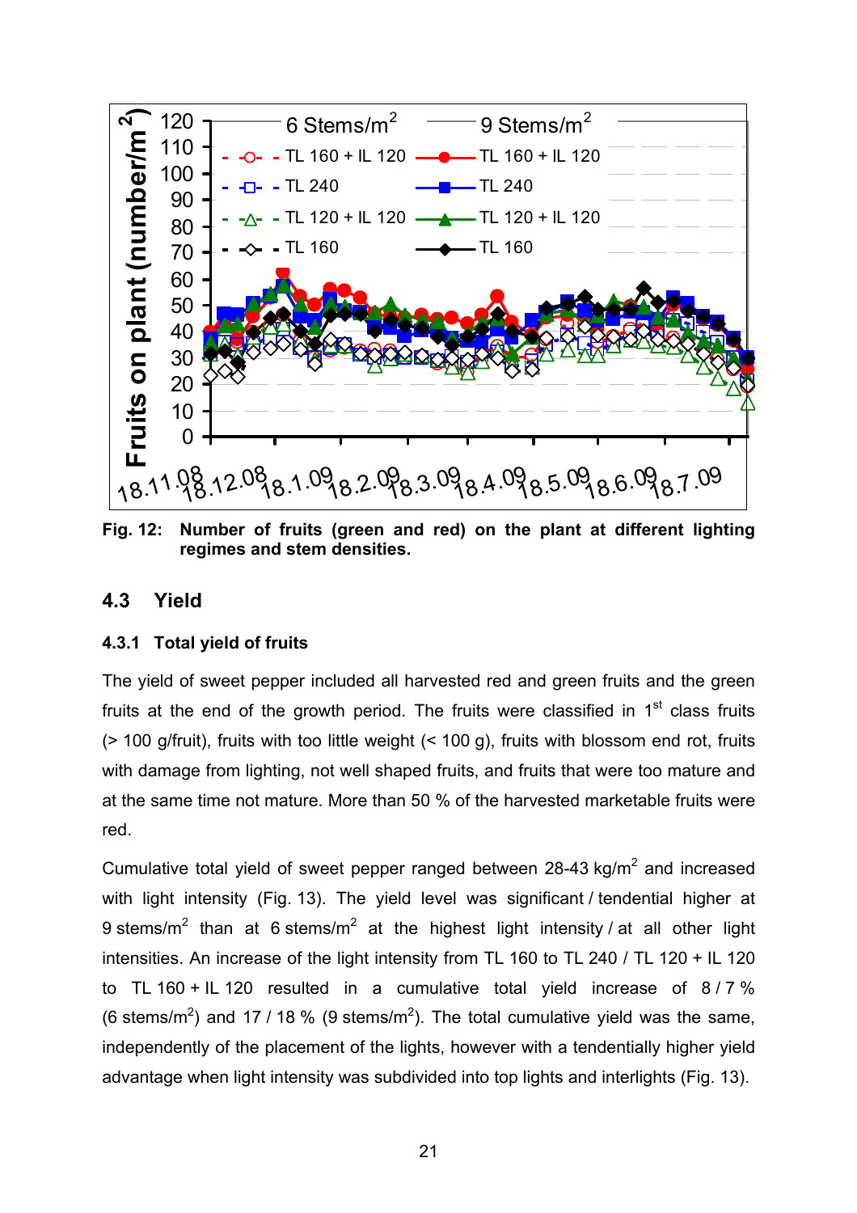**Fig. 12: Number of fruits (green and red) on the plant at different lighting regimes and stem densities.**

## 4.3 Yield

### 4.3.1 Total yield of fruits

The yield of sweet pepper included all harvested red and green fruits and the green fruits at the end of the growth period. The fruits were classified in 1st class fruits (> 100 g/fruit), fruits with too little weight (< 100 g), fruits with blossom end rot, fruits with damage from lighting, not well shaped fruits, and fruits that were too mature and at the same time not mature. More than 50 % of the harvested marketable fruits were red.

Cumulative total yield of sweet pepper ranged between 28-43 kg/m$^2$ and increased with light intensity (Fig. 13). The yield level was significant / tendential higher at 9 stems/m$^2$ than at 6 stems/m$^2$ at the highest light intensity / at all other light intensities. An increase of the light intensity from TL 160 to TL 240 / TL 120 + IL 120 to TL 160 + IL 120 resulted in a cumulative total yield increase of 8 / 7 % (6 stems/m$^2$) and 17 / 18 % (9 stems/m$^2$). The total cumulative yield was the same, independently of the placement of the lights, however with a tendentially higher yield advantage when light intensity was subdivided into top lights and interlights (Fig. 13).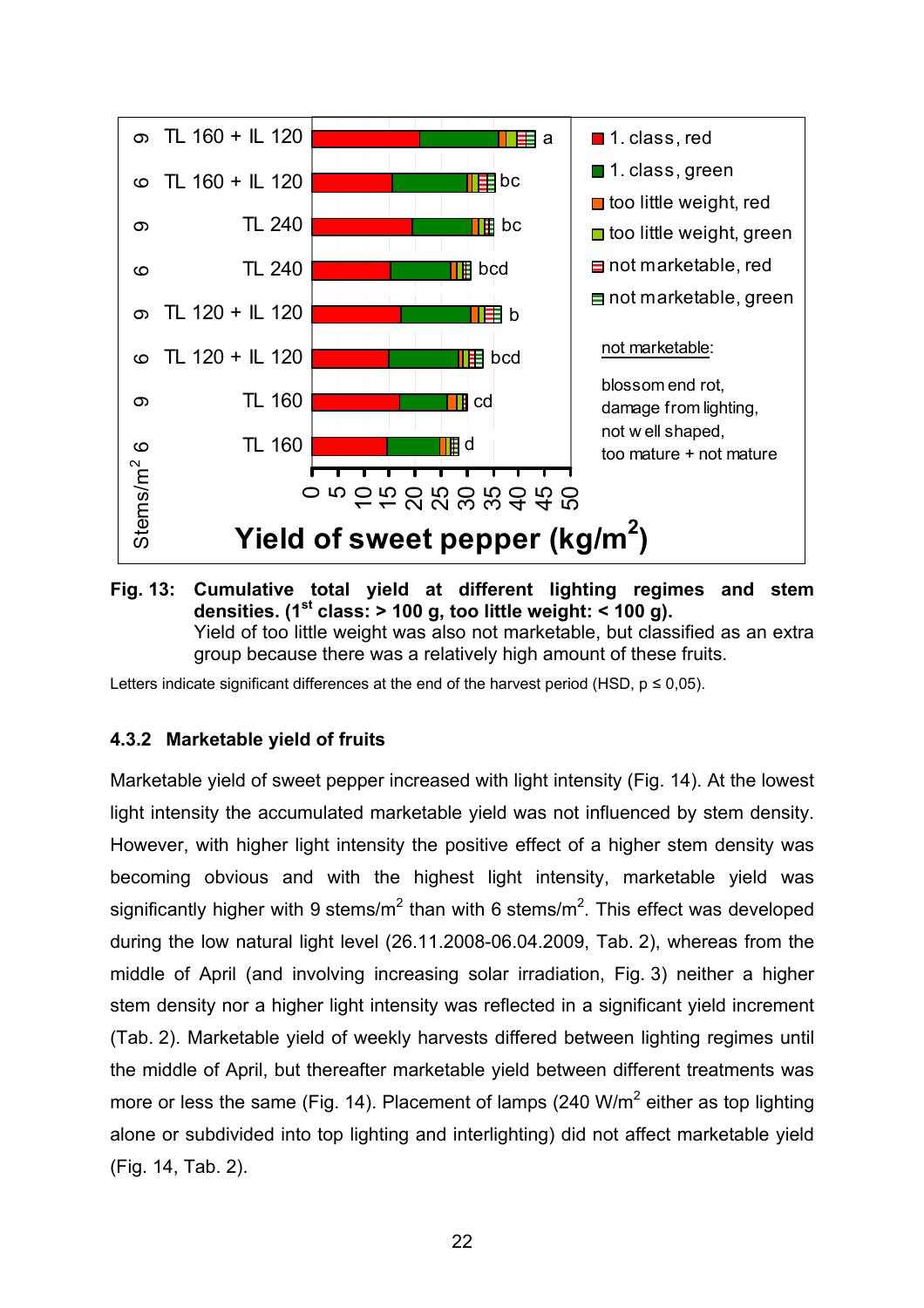**Fig. 13: Cumulative total yield at different lighting regimes and stem densities. (1st class: > 100 g, too little weight: < 100 g).**
Yield of too little weight was also not marketable, but classified as an extra group because there was a relatively high amount of these fruits.

Letters indicate significant differences at the end of the harvest period (HSD, p ≤ 0,05).

### 4.3.2 Marketable yield of fruits

Marketable yield of sweet pepper increased with light intensity (Fig. 14). At the lowest light intensity the accumulated marketable yield was not influenced by stem density. However, with higher light intensity the positive effect of a higher stem density was becoming obvious and with the highest light intensity, marketable yield was significantly higher with 9 stems/m$^2$ than with 6 stems/m$^2$. This effect was developed during the low natural light level (26.11.2008-06.04.2009, Tab. 2), whereas from the middle of April (and involving increasing solar irradiation, Fig. 3) neither a higher stem density nor a higher light intensity was reflected in a significant yield increment (Tab. 2). Marketable yield of weekly harvests differed between lighting regimes until the middle of April, but thereafter marketable yield between different treatments was more or less the same (Fig. 14). Placement of lamps (240 W/m$^2$ either as top lighting alone or subdivided into top lighting and interlighting) did not affect marketable yield (Fig. 14, Tab. 2).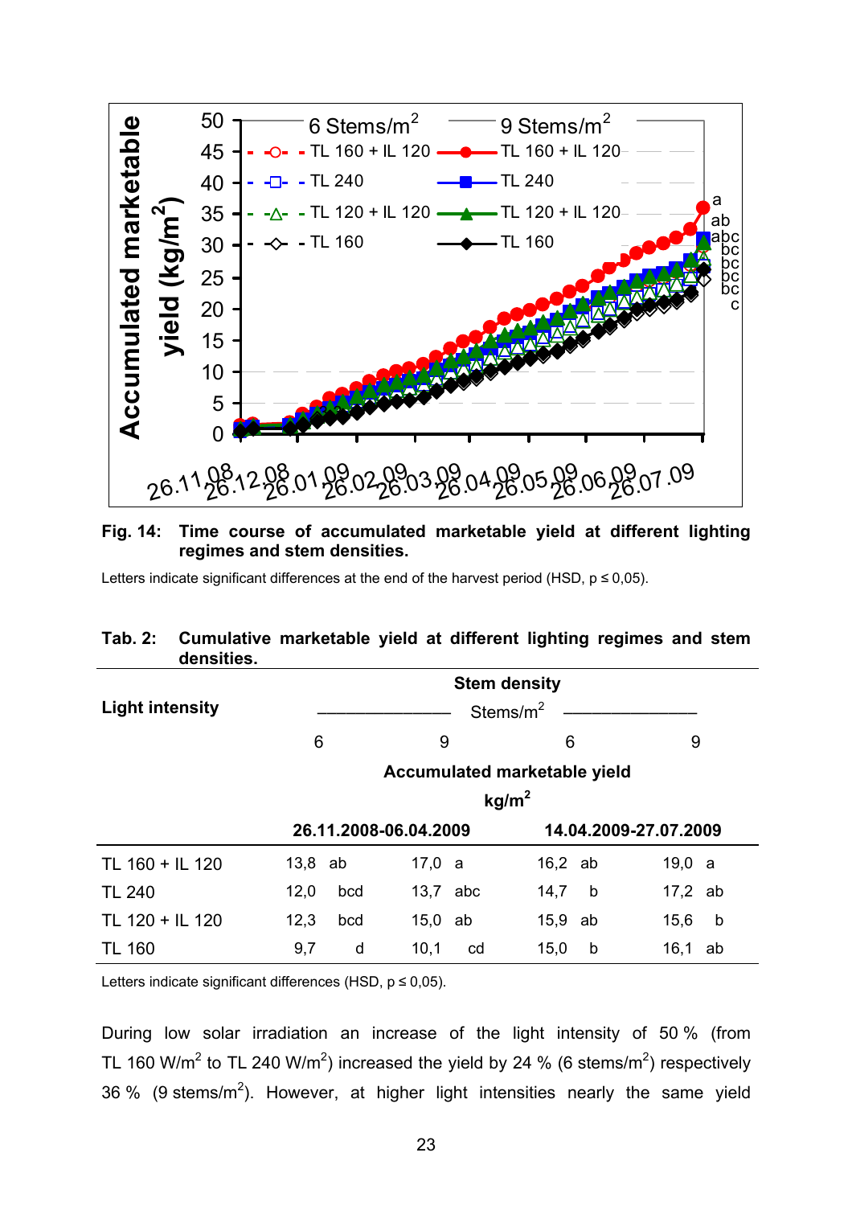**Fig. 14: Time course of accumulated marketable yield at different lighting regimes and stem densities.**

Letters indicate significant differences at the end of the harvest period (HSD, p ≤ 0,05).

**Tab. 2: Cumulative marketable yield at different lighting regimes and stem densities.**

| Light intensity | Stem density | | | |
|---|---|---|---|---|
| | Stems/m² | | | |
| | 6 | 9 | 6 | 9 |
| | Accumulated marketable yield kg/m² | | | |
| | 26.11.2008-06.04.2009 | | 14.04.2009-27.07.2009 | |
| TL 160 + IL 120 | 13,8 ab | 17,0 a | 16,2 ab | 19,0 a |
| TL 240 | 12,0 bcd | 13,7 abc | 14,7 b | 17,2 ab |
| TL 120 + IL 120 | 12,3 bcd | 15,0 ab | 15,9 ab | 15,6 b |
| TL 160 | 9,7 d | 10,1 cd | 15,0 b | 16,1 ab |

Letters indicate significant differences (HSD, p ≤ 0,05).

During low solar irradiation an increase of the light intensity of 50 % (from TL 160 W/m² to TL 240 W/m²) increased the yield by 24 % (6 stems/m²) respectively 36 % (9 stems/m²). However, at higher light intensities nearly the same yield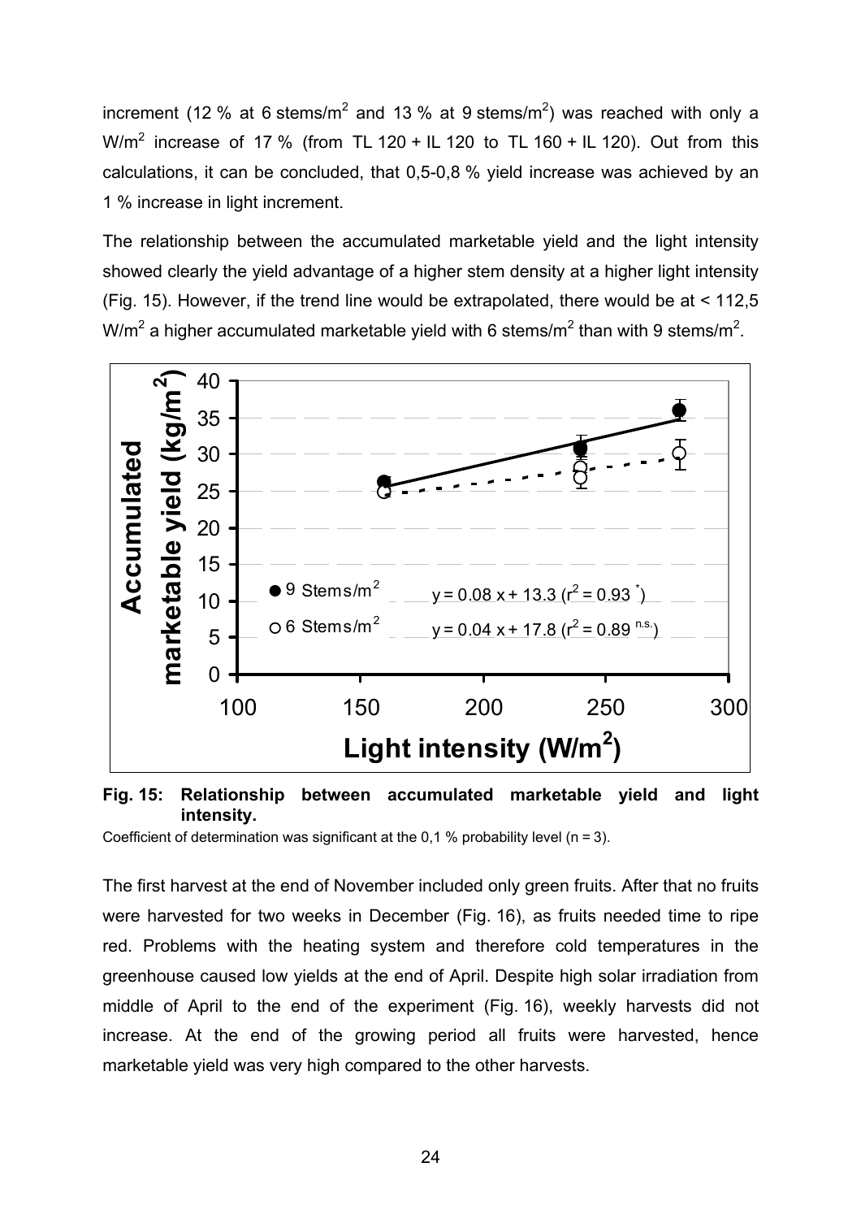increment (12 % at 6 stems/m$^2$ and 13 % at 9 stems/m$^2$) was reached with only a W/m$^2$ increase of 17 % (from TL 120 + IL 120 to TL 160 + IL 120). Out from this calculations, it can be concluded, that 0,5-0,8 % yield increase was achieved by an 1 % increase in light increment.

The relationship between the accumulated marketable yield and the light intensity showed clearly the yield advantage of a higher stem density at a higher light intensity (Fig. 15). However, if the trend line would be extrapolated, there would be at < 112,5 W/m$^2$ a higher accumulated marketable yield with 6 stems/m$^2$ than with 9 stems/m$^2$.

**Fig. 15: Relationship between accumulated marketable yield and light intensity.**

Coefficient of determination was significant at the 0,1 % probability level (n = 3).

The first harvest at the end of November included only green fruits. After that no fruits were harvested for two weeks in December (Fig. 16), as fruits needed time to ripe red. Problems with the heating system and therefore cold temperatures in the greenhouse caused low yields at the end of April. Despite high solar irradiation from middle of April to the end of the experiment (Fig. 16), weekly harvests did not increase. At the end of the growing period all fruits were harvested, hence marketable yield was very high compared to the other harvests.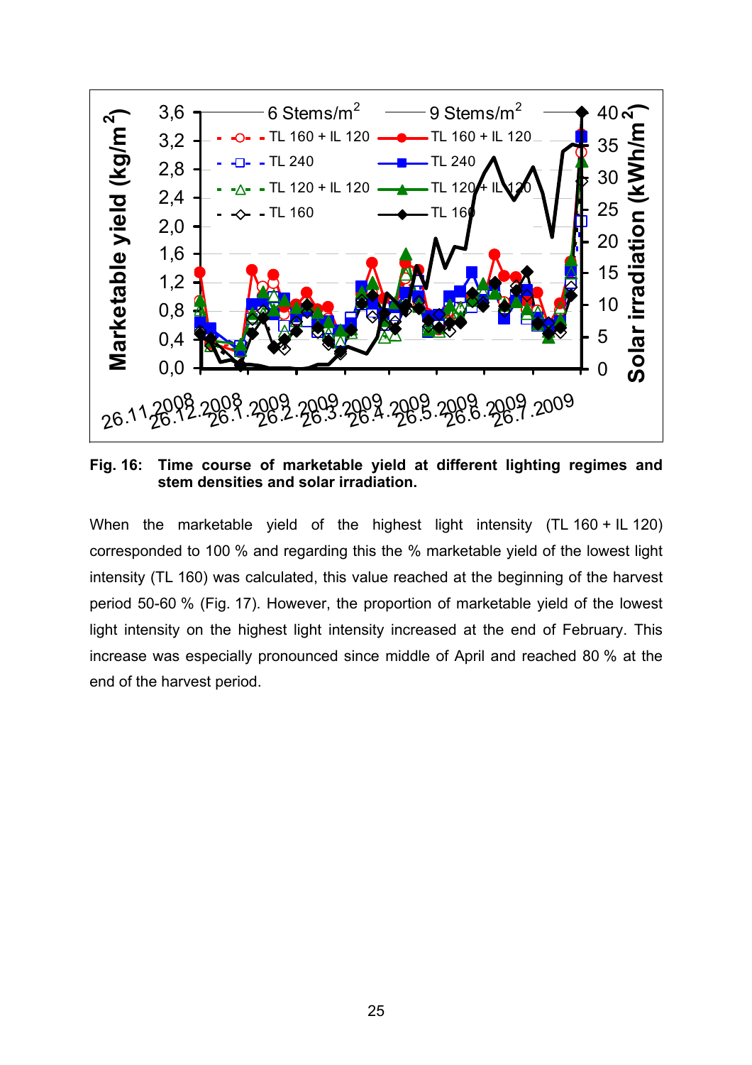**Fig. 16: Time course of marketable yield at different lighting regimes and stem densities and solar irradiation.**

When the marketable yield of the highest light intensity (TL 160 + IL 120) corresponded to 100 % and regarding this the % marketable yield of the lowest light intensity (TL 160) was calculated, this value reached at the beginning of the harvest period 50-60 % (Fig. 17). However, the proportion of marketable yield of the lowest light intensity on the highest light intensity increased at the end of February. This increase was especially pronounced since middle of April and reached 80 % at the end of the harvest period.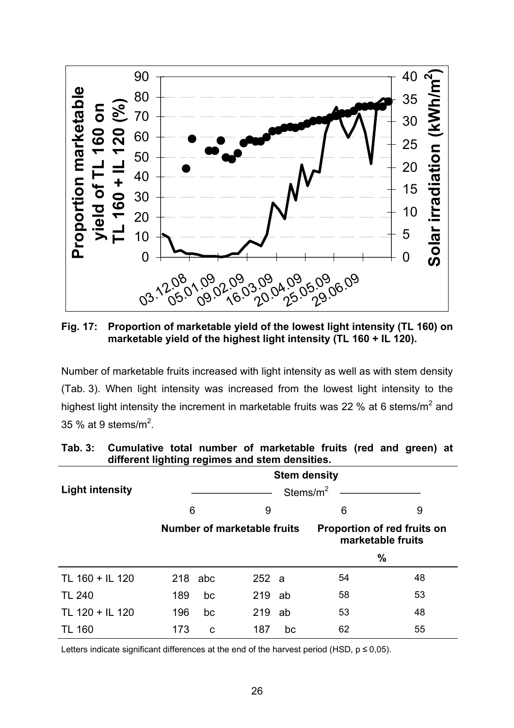**Fig. 17: Proportion of marketable yield of the lowest light intensity (TL 160) on marketable yield of the highest light intensity (TL 160 + IL 120).**

Number of marketable fruits increased with light intensity as well as with stem density (Tab. 3). When light intensity was increased from the lowest light intensity to the highest light intensity the increment in marketable fruits was 22 % at 6 stems/m$^2$ and 35 % at 9 stems/m$^2$.

**Tab. 3: Cumulative total number of marketable fruits (red and green) at different lighting regimes and stem densities.**

| Light intensity | Stem density (Stems/m$^2$) | | | |
|---|---|---|---|---|
| | 6 | 9 | 6 | 9 |
| | Number of marketable fruits | | Proportion of red fruits on marketable fruits (%) | |
| TL 160 + IL 120 | 218 abc | 252 a | 54 | 48 |
| TL 240 | 189 bc | 219 ab | 58 | 53 |
| TL 120 + IL 120 | 196 bc | 219 ab | 53 | 48 |
| TL 160 | 173 c | 187 bc | 62 | 55 |

Letters indicate significant differences at the end of the harvest period (HSD, $p \leq 0,05$).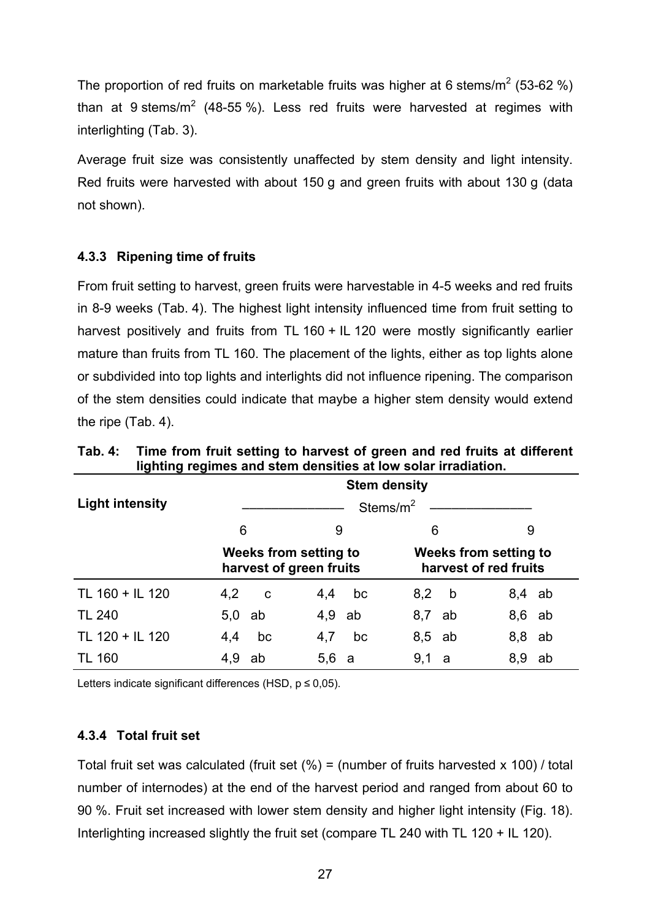The proportion of red fruits on marketable fruits was higher at 6 stems/m$^2$ (53-62 %) than at 9 stems/m$^2$ (48-55 %). Less red fruits were harvested at regimes with interlighting (Tab. 3).

Average fruit size was consistently unaffected by stem density and light intensity. Red fruits were harvested with about 150 g and green fruits with about 130 g (data not shown).

### 4.3.3 Ripening time of fruits

From fruit setting to harvest, green fruits were harvestable in 4-5 weeks and red fruits in 8-9 weeks (Tab. 4). The highest light intensity influenced time from fruit setting to harvest positively and fruits from TL 160 + IL 120 were mostly significantly earlier mature than fruits from TL 160. The placement of the lights, either as top lights alone or subdivided into top lights and interlights did not influence ripening. The comparison of the stem densities could indicate that maybe a higher stem density would extend the ripe (Tab. 4).

**Tab. 4: Time from fruit setting to harvest of green and red fruits at different lighting regimes and stem densities at low solar irradiation.**

| Light intensity | Stem density | | | |
|---|---|---|---|---|
| | Stems/m$^2$ | | | |
| | 6 | 9 | 6 | 9 |
| | Weeks from setting to harvest of green fruits | | Weeks from setting to harvest of red fruits | |
| TL 160 + IL 120 | 4,2 c | 4,4 bc | 8,2 b | 8,4 ab |
| TL 240 | 5,0 ab | 4,9 ab | 8,7 ab | 8,6 ab |
| TL 120 + IL 120 | 4,4 bc | 4,7 bc | 8,5 ab | 8,8 ab |
| TL 160 | 4,9 ab | 5,6 a | 9,1 a | 8,9 ab |

Letters indicate significant differences (HSD, $p \leq 0{,}05$).

### 4.3.4 Total fruit set

Total fruit set was calculated (fruit set (%) = (number of fruits harvested x 100) / total number of internodes) at the end of the harvest period and ranged from about 60 to 90 %. Fruit set increased with lower stem density and higher light intensity (Fig. 18). Interlighting increased slightly the fruit set (compare TL 240 with TL 120 + IL 120).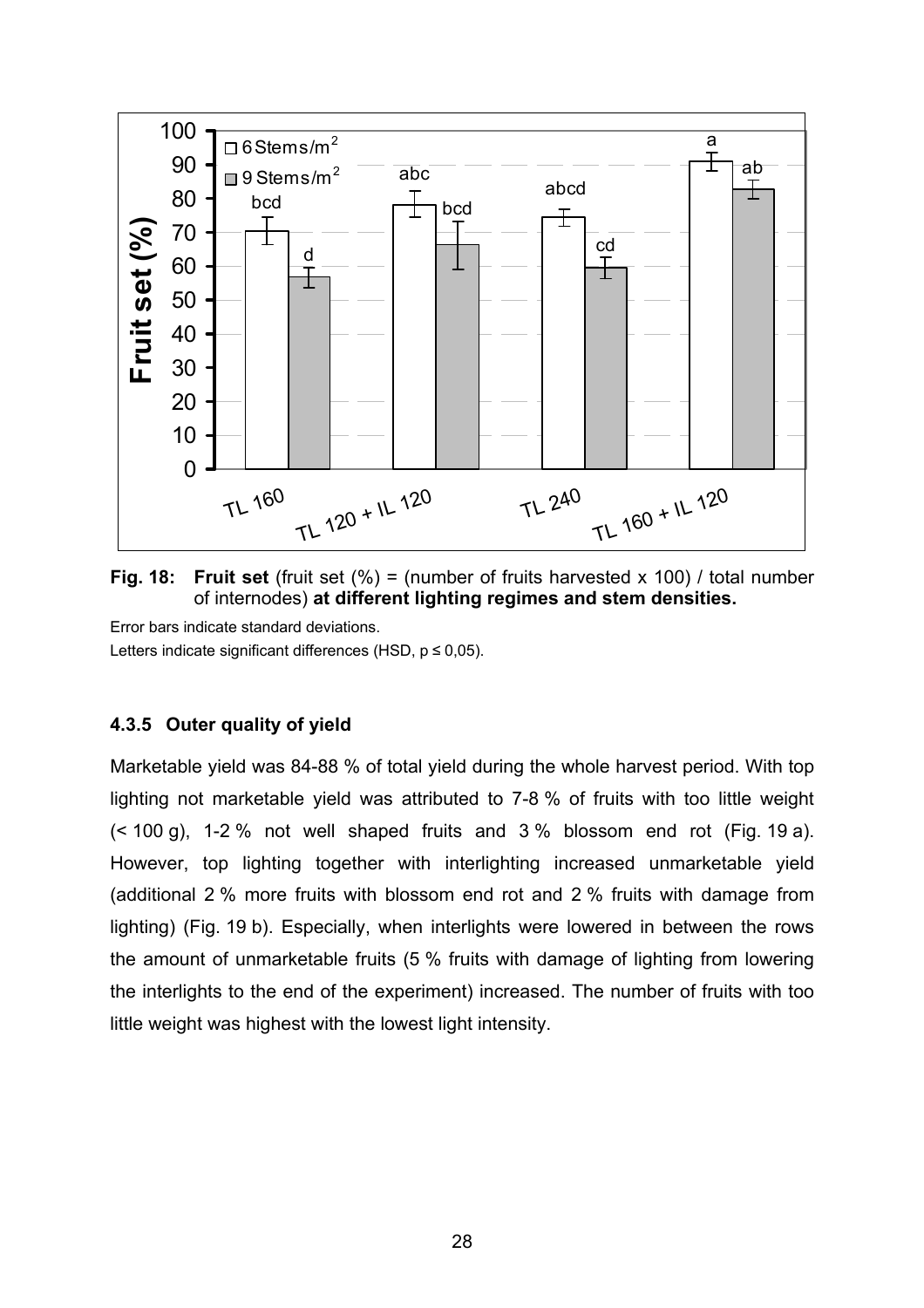**Fig. 18: Fruit set** (fruit set (%) = (number of fruits harvested x 100) / total number of internodes) **at different lighting regimes and stem densities.**

Error bars indicate standard deviations.

Letters indicate significant differences (HSD, p ≤ 0,05).

### 4.3.5 Outer quality of yield

Marketable yield was 84-88 % of total yield during the whole harvest period. With top lighting not marketable yield was attributed to 7-8 % of fruits with too little weight (< 100 g), 1-2 % not well shaped fruits and 3 % blossom end rot (Fig. 19 a). However, top lighting together with interlighting increased unmarketable yield (additional 2 % more fruits with blossom end rot and 2 % fruits with damage from lighting) (Fig. 19 b). Especially, when interlights were lowered in between the rows the amount of unmarketable fruits (5 % fruits with damage of lighting from lowering the interlights to the end of the experiment) increased. The number of fruits with too little weight was highest with the lowest light intensity.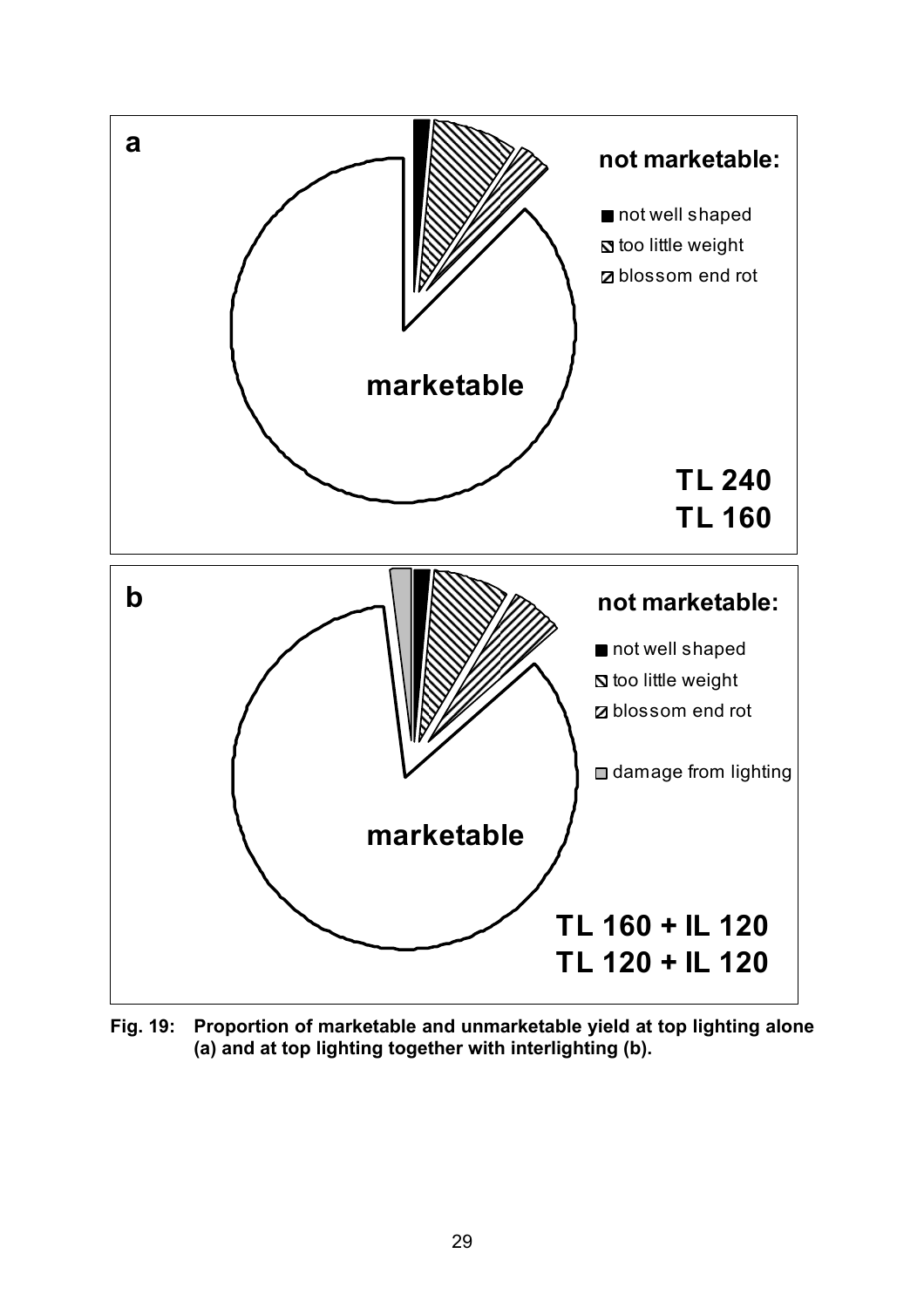**a**

**not marketable:**

- not well shaped
- too little weight
- blossom end rot

**marketable**

**TL 240**
**TL 160**

**b**

**not marketable:**

- not well shaped
- too little weight
- blossom end rot
- damage from lighting

**marketable**

**TL 160 + IL 120**
**TL 120 + IL 120**

**Fig. 19: Proportion of marketable and unmarketable yield at top lighting alone (a) and at top lighting together with interlighting (b).**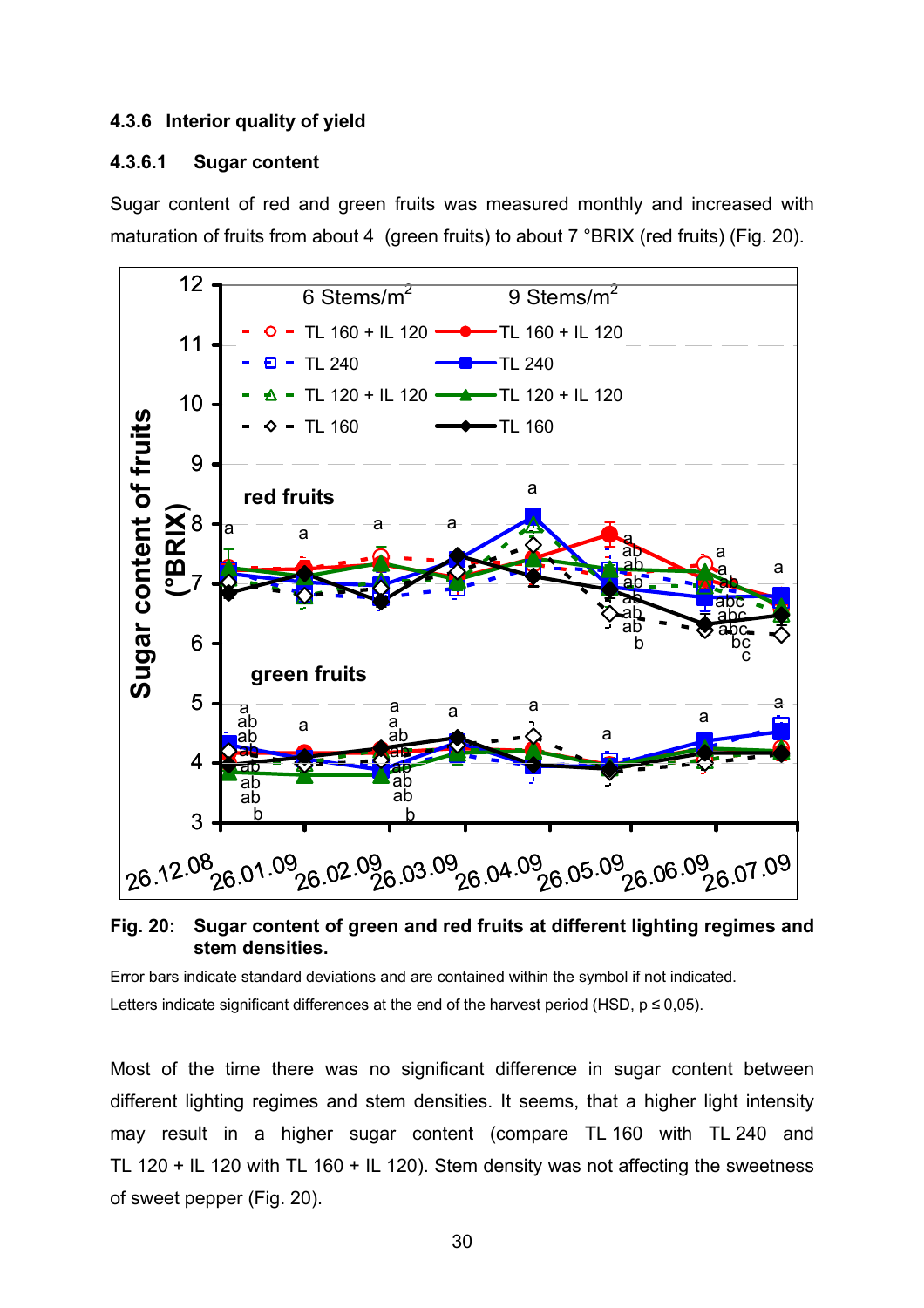#### 4.3.6 Interior quality of yield

##### 4.3.6.1 Sugar content

Sugar content of red and green fruits was measured monthly and increased with maturation of fruits from about 4 (green fruits) to about 7 °BRIX (red fruits) (Fig. 20).

**Fig. 20: Sugar content of green and red fruits at different lighting regimes and stem densities.**

Error bars indicate standard deviations and are contained within the symbol if not indicated.

Letters indicate significant differences at the end of the harvest period (HSD, p ≤ 0,05).

Most of the time there was no significant difference in sugar content between different lighting regimes and stem densities. It seems, that a higher light intensity may result in a higher sugar content (compare TL 160 with TL 240 and TL 120 + IL 120 with TL 160 + IL 120). Stem density was not affecting the sweetness of sweet pepper (Fig. 20).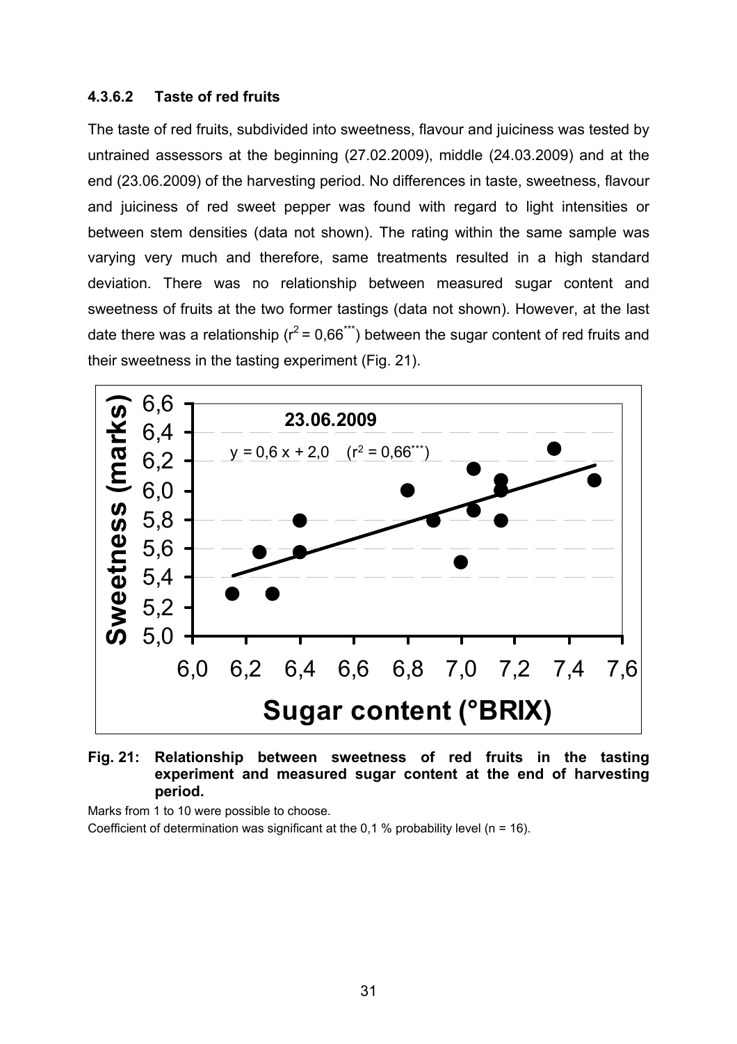#### 4.3.6.2 Taste of red fruits

The taste of red fruits, subdivided into sweetness, flavour and juiciness was tested by untrained assessors at the beginning (27.02.2009), middle (24.03.2009) and at the end (23.06.2009) of the harvesting period. No differences in taste, sweetness, flavour and juiciness of red sweet pepper was found with regard to light intensities or between stem densities (data not shown). The rating within the same sample was varying very much and therefore, same treatments resulted in a high standard deviation. There was no relationship between measured sugar content and sweetness of fruits at the two former tastings (data not shown). However, at the last date there was a relationship ($r^2 = 0{,}66^{***}$) between the sugar content of red fruits and their sweetness in the tasting experiment (Fig. 21).

**Fig. 21: Relationship between sweetness of red fruits in the tasting experiment and measured sugar content at the end of harvesting period.**

Marks from 1 to 10 were possible to choose.

Coefficient of determination was significant at the 0,1 % probability level (n = 16).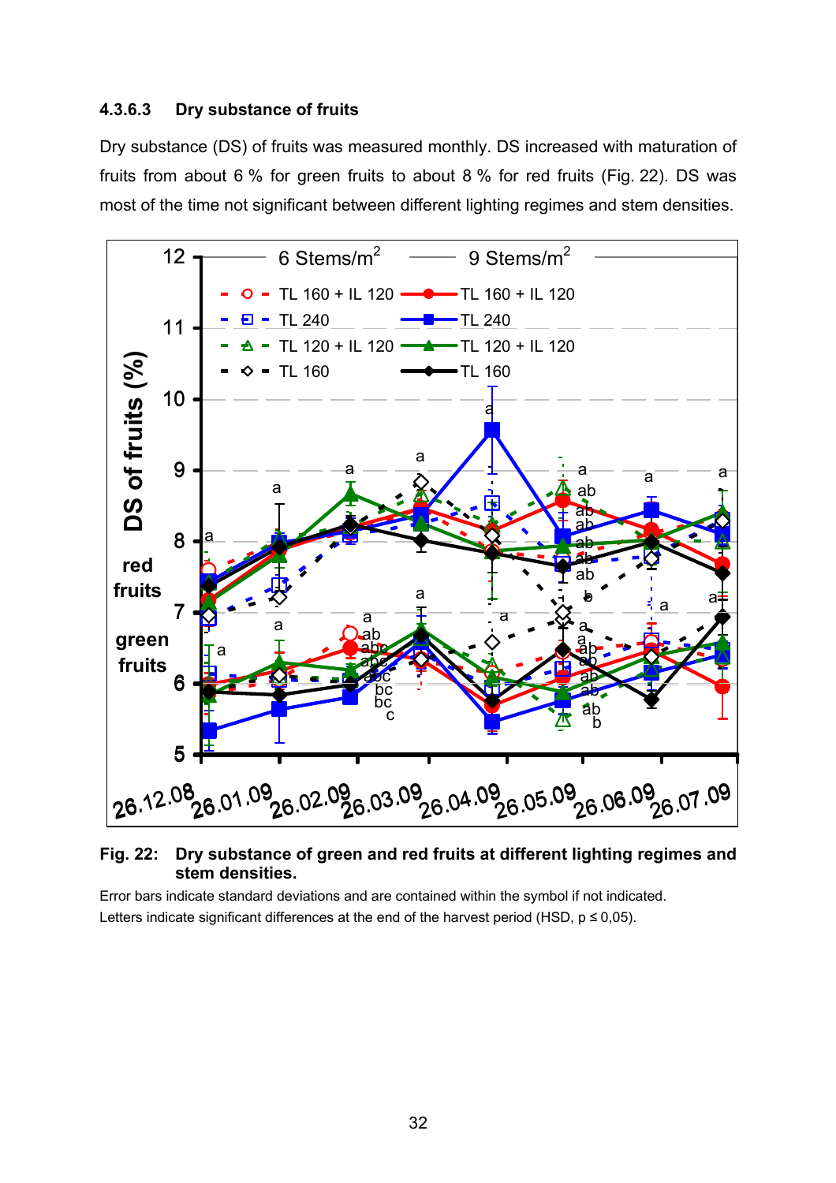### 4.3.6.3 Dry substance of fruits

Dry substance (DS) of fruits was measured monthly. DS increased with maturation of fruits from about 6 % for green fruits to about 8 % for red fruits (Fig. 22). DS was most of the time not significant between different lighting regimes and stem densities.

**Fig. 22: Dry substance of green and red fruits at different lighting regimes and stem densities.**

Error bars indicate standard deviations and are contained within the symbol if not indicated.
Letters indicate significant differences at the end of the harvest period (HSD, $p \leq 0{,}05$).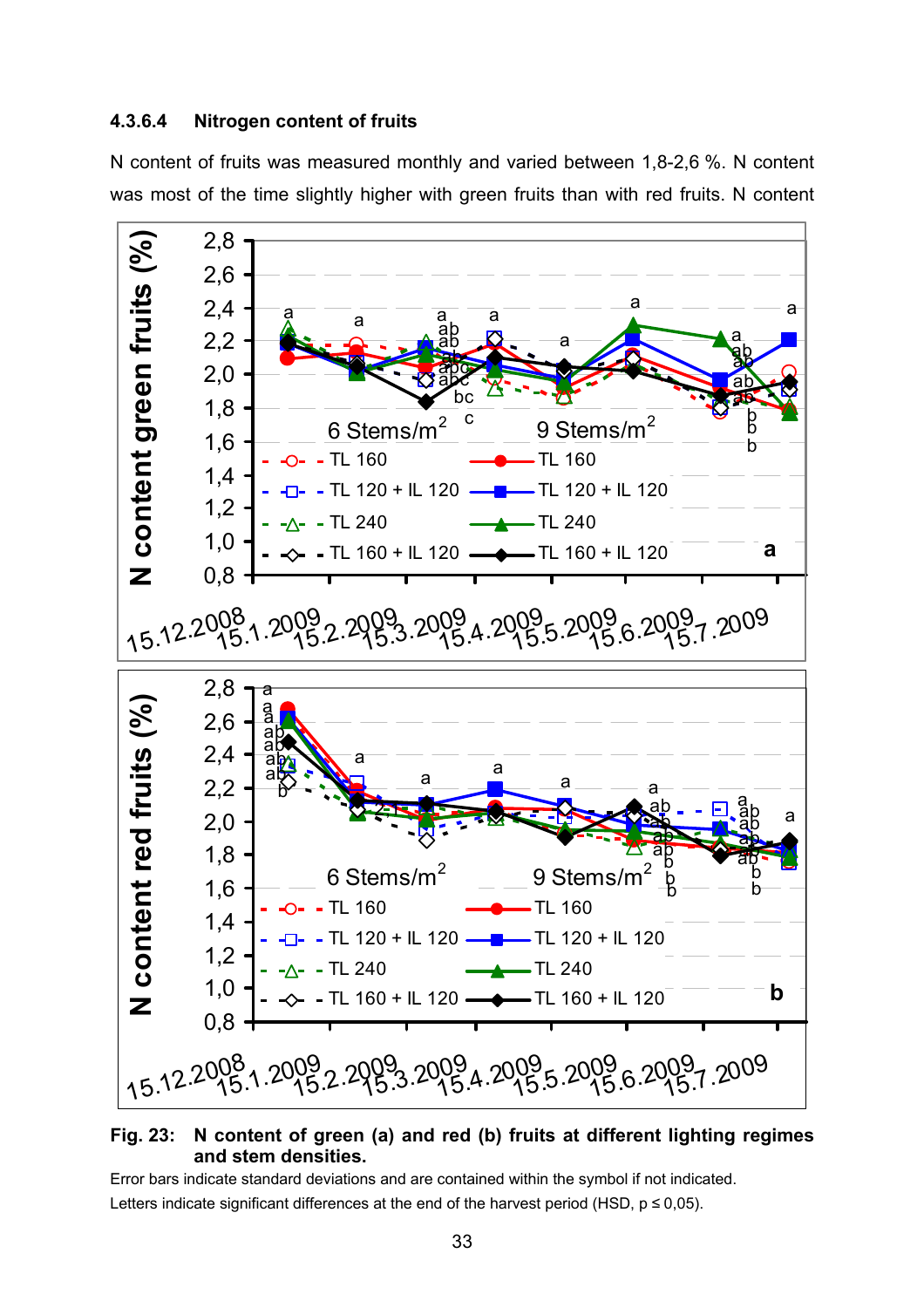#### 4.3.6.4 Nitrogen content of fruits

N content of fruits was measured monthly and varied between 1,8-2,6 %. N content was most of the time slightly higher with green fruits than with red fruits. N content

**Fig. 23: N content of green (a) and red (b) fruits at different lighting regimes and stem densities.**

Error bars indicate standard deviations and are contained within the symbol if not indicated.

Letters indicate significant differences at the end of the harvest period (HSD, p ≤ 0,05).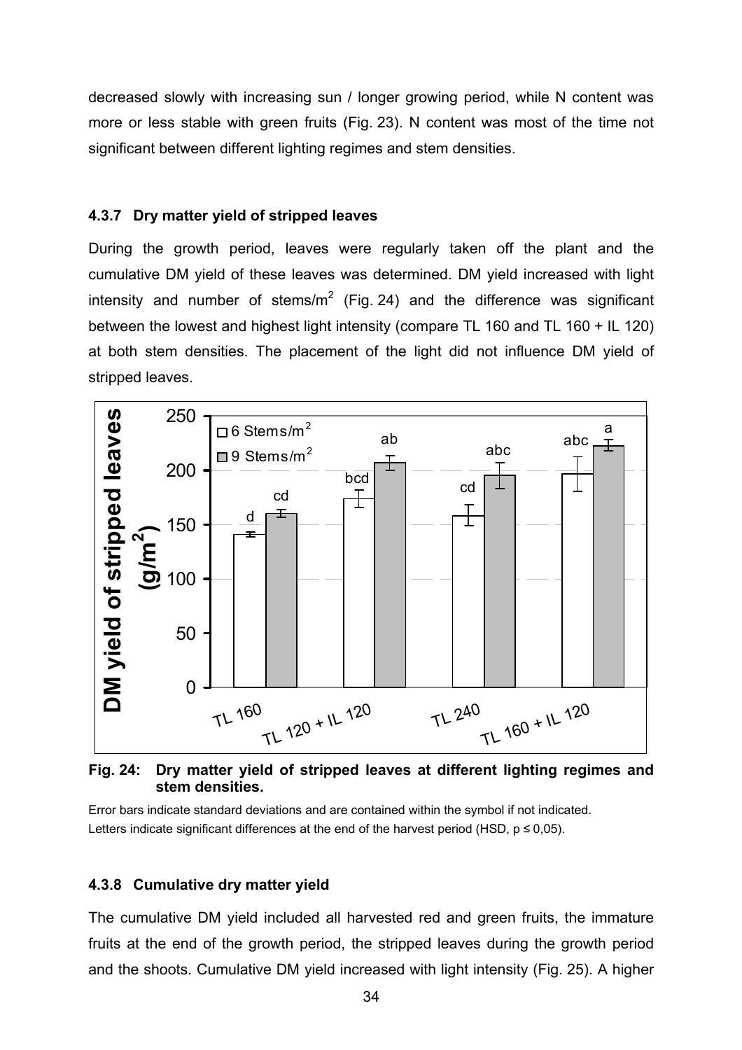decreased slowly with increasing sun / longer growing period, while N content was more or less stable with green fruits (Fig. 23). N content was most of the time not significant between different lighting regimes and stem densities.

### 4.3.7 Dry matter yield of stripped leaves

During the growth period, leaves were regularly taken off the plant and the cumulative DM yield of these leaves was determined. DM yield increased with light intensity and number of stems/m$^2$ (Fig. 24) and the difference was significant between the lowest and highest light intensity (compare TL 160 and TL 160 + IL 120) at both stem densities. The placement of the light did not influence DM yield of stripped leaves.

**Fig. 24: Dry matter yield of stripped leaves at different lighting regimes and stem densities.**

Error bars indicate standard deviations and are contained within the symbol if not indicated.
Letters indicate significant differences at the end of the harvest period (HSD, $p \leq 0{,}05$).

### 4.3.8 Cumulative dry matter yield

The cumulative DM yield included all harvested red and green fruits, the immature fruits at the end of the growth period, the stripped leaves during the growth period and the shoots. Cumulative DM yield increased with light intensity (Fig. 25). A higher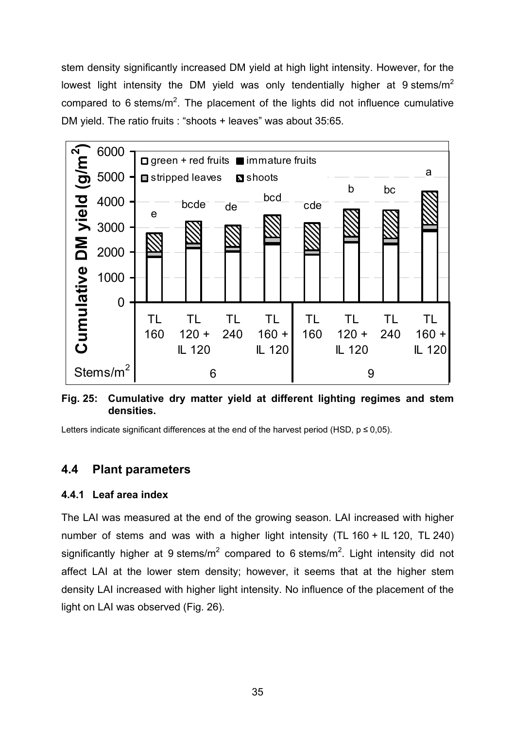stem density significantly increased DM yield at high light intensity. However, for the lowest light intensity the DM yield was only tendentially higher at 9 stems/m$^2$ compared to 6 stems/m$^2$. The placement of the lights did not influence cumulative DM yield. The ratio fruits : "shoots + leaves" was about 35:65.

**Fig. 25: Cumulative dry matter yield at different lighting regimes and stem densities.**

Letters indicate significant differences at the end of the harvest period (HSD, $p \leq 0{,}05$).

## 4.4 Plant parameters

### 4.4.1 Leaf area index

The LAI was measured at the end of the growing season. LAI increased with higher number of stems and was with a higher light intensity (TL 160 + IL 120, TL 240) significantly higher at 9 stems/m$^2$ compared to 6 stems/m$^2$. Light intensity did not affect LAI at the lower stem density; however, it seems that at the higher stem density LAI increased with higher light intensity. No influence of the placement of the light on LAI was observed (Fig. 26).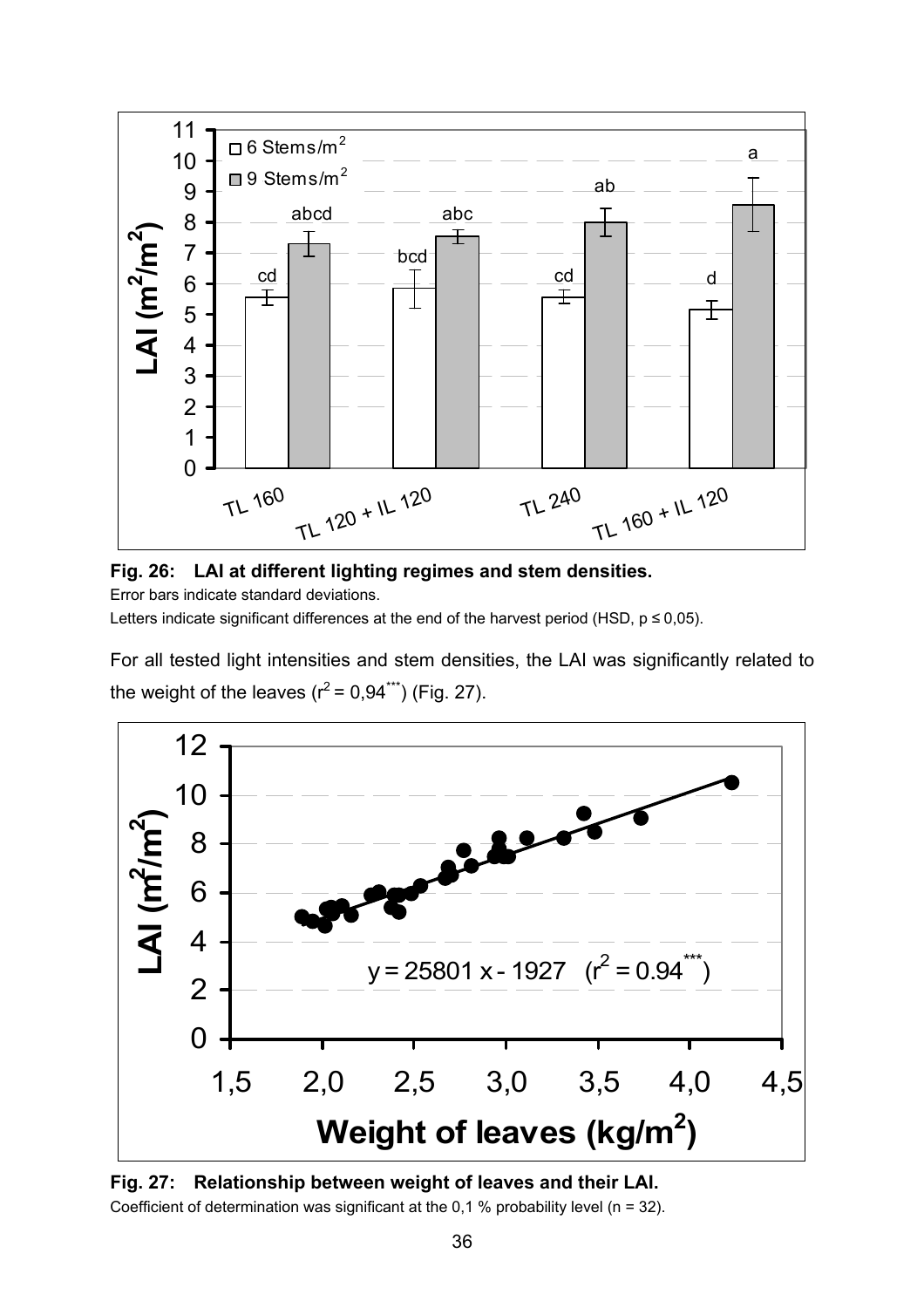**Fig. 26: LAI at different lighting regimes and stem densities.**

Error bars indicate standard deviations.

Letters indicate significant differences at the end of the harvest period (HSD, $p \leq 0,05$).

For all tested light intensities and stem densities, the LAI was significantly related to the weight of the leaves ($r^2 = 0,94^{***}$) (Fig. 27).

**Fig. 27: Relationship between weight of leaves and their LAI.**

Coefficient of determination was significant at the 0,1 % probability level (n = 32).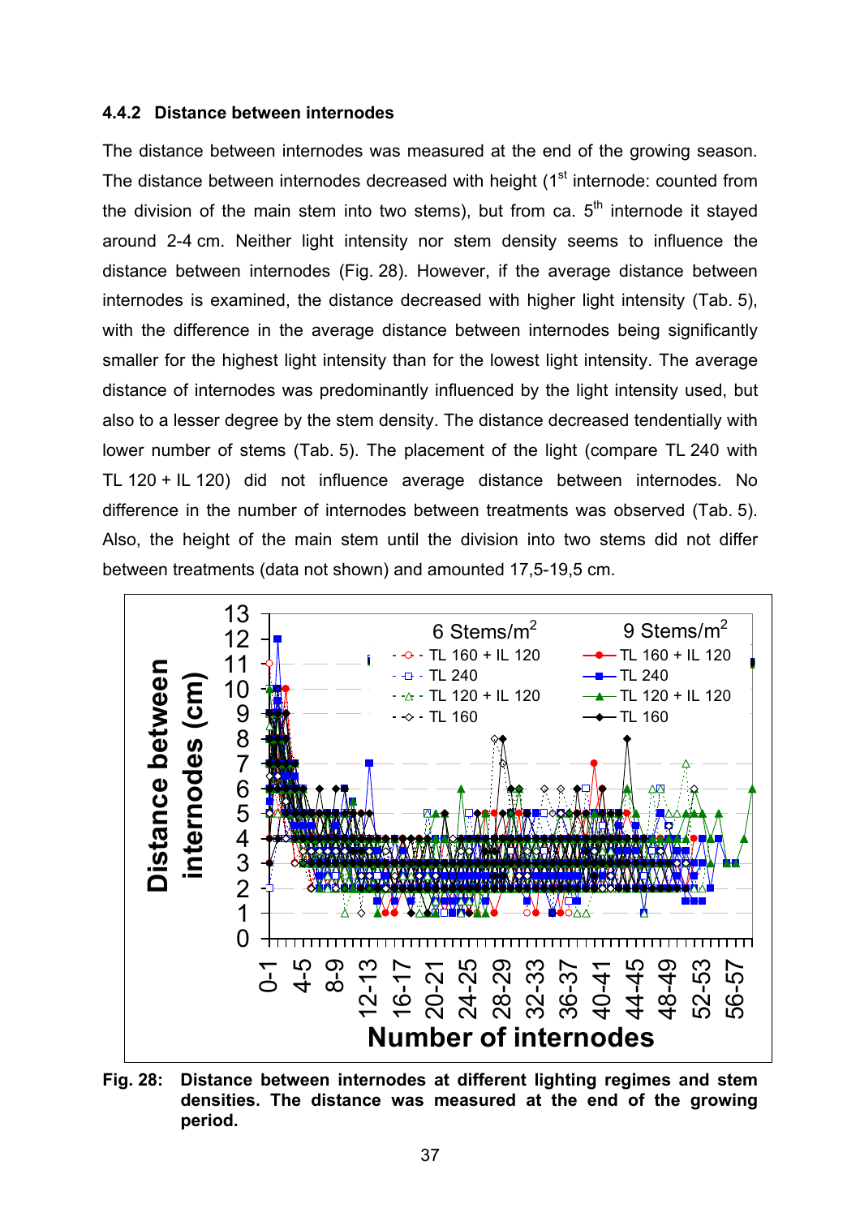### 4.4.2 Distance between internodes

The distance between internodes was measured at the end of the growing season. The distance between internodes decreased with height (1st internode: counted from the division of the main stem into two stems), but from ca. 5th internode it stayed around 2-4 cm. Neither light intensity nor stem density seems to influence the distance between internodes (Fig. 28). However, if the average distance between internodes is examined, the distance decreased with higher light intensity (Tab. 5), with the difference in the average distance between internodes being significantly smaller for the highest light intensity than for the lowest light intensity. The average distance of internodes was predominantly influenced by the light intensity used, but also to a lesser degree by the stem density. The distance decreased tendentially with lower number of stems (Tab. 5). The placement of the light (compare TL 240 with TL 120 + IL 120) did not influence average distance between internodes. No difference in the number of internodes between treatments was observed (Tab. 5). Also, the height of the main stem until the division into two stems did not differ between treatments (data not shown) and amounted 17,5-19,5 cm.

**Fig. 28: Distance between internodes at different lighting regimes and stem densities. The distance was measured at the end of the growing period.**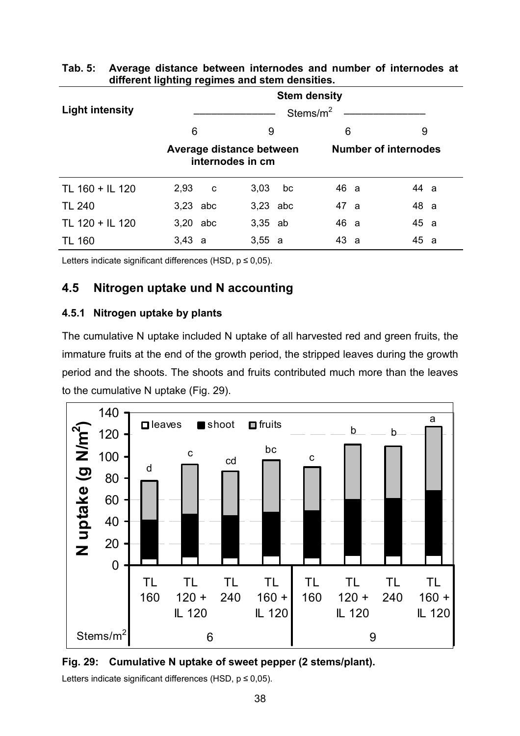**Tab. 5: Average distance between internodes and number of internodes at different lighting regimes and stem densities.**

| Light intensity | Stem density | | | |
|---|---|---|---|---|
| | Stems/m$^2$ | | | |
| | 6 | 9 | 6 | 9 |
| | Average distance between internodes in cm | | Number of internodes | |
| TL 160 + IL 120 | 2,93 c | 3,03 bc | 46 a | 44 a |
| TL 240 | 3,23 abc | 3,23 abc | 47 a | 48 a |
| TL 120 + IL 120 | 3,20 abc | 3,35 ab | 46 a | 45 a |
| TL 160 | 3,43 a | 3,55 a | 43 a | 45 a |

Letters indicate significant differences (HSD, $p \leq 0{,}05$).

## 4.5 Nitrogen uptake und N accounting

### 4.5.1 Nitrogen uptake by plants

The cumulative N uptake included N uptake of all harvested red and green fruits, the immature fruits at the end of the growth period, the stripped leaves during the growth period and the shoots. The shoots and fruits contributed much more than the leaves to the cumulative N uptake (Fig. 29).

**Fig. 29: Cumulative N uptake of sweet pepper (2 stems/plant).**

Letters indicate significant differences (HSD, $p \leq 0{,}05$).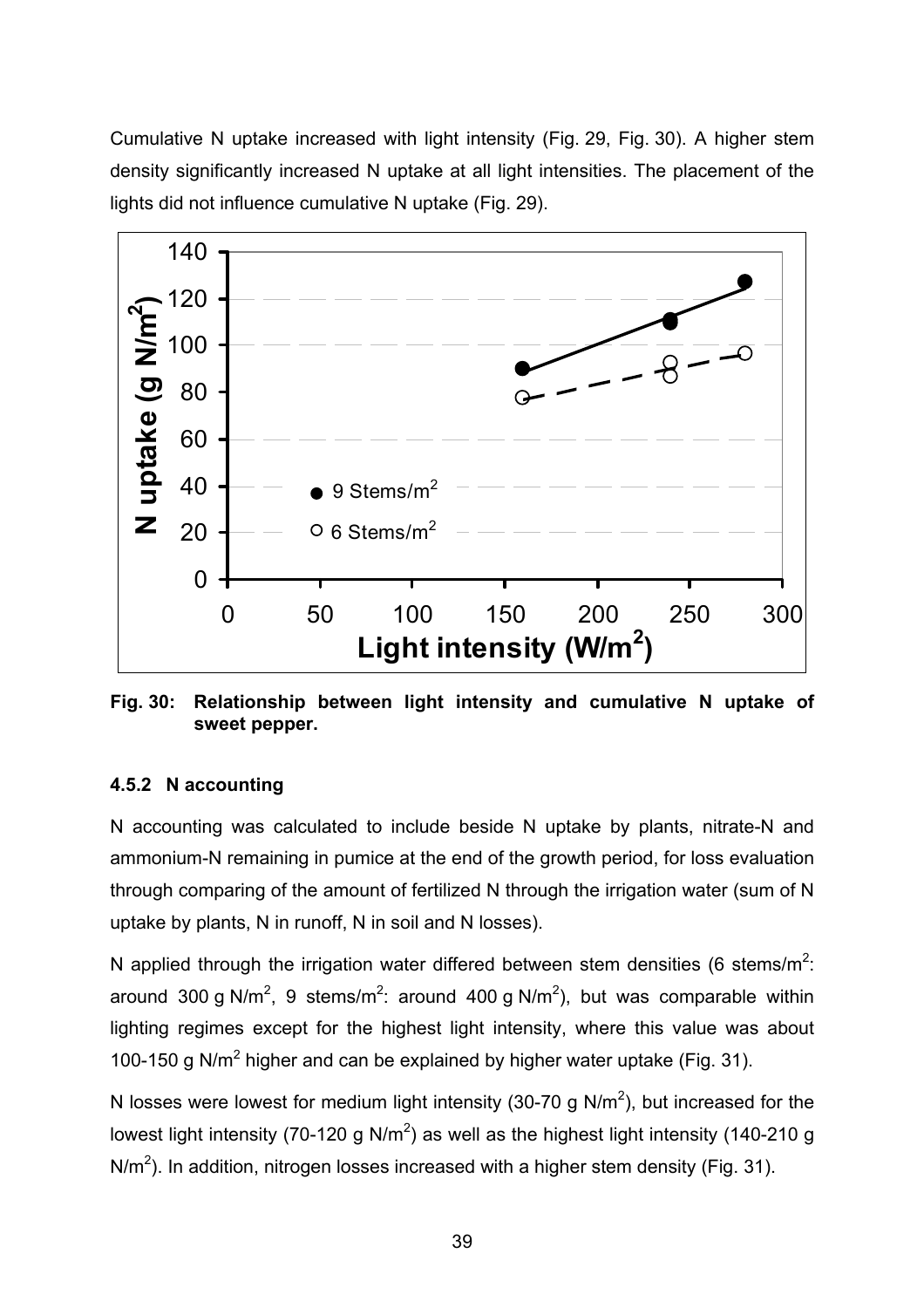Cumulative N uptake increased with light intensity (Fig. 29, Fig. 30). A higher stem density significantly increased N uptake at all light intensities. The placement of the lights did not influence cumulative N uptake (Fig. 29).

**Fig. 30: Relationship between light intensity and cumulative N uptake of sweet pepper.**

### 4.5.2 N accounting

N accounting was calculated to include beside N uptake by plants, nitrate-N and ammonium-N remaining in pumice at the end of the growth period, for loss evaluation through comparing of the amount of fertilized N through the irrigation water (sum of N uptake by plants, N in runoff, N in soil and N losses).

N applied through the irrigation water differed between stem densities (6 stems/m$^2$: around 300 g N/m$^2$, 9 stems/m$^2$: around 400 g N/m$^2$), but was comparable within lighting regimes except for the highest light intensity, where this value was about 100-150 g N/m$^2$ higher and can be explained by higher water uptake (Fig. 31).

N losses were lowest for medium light intensity (30-70 g N/m$^2$), but increased for the lowest light intensity (70-120 g N/m$^2$) as well as the highest light intensity (140-210 g N/m$^2$). In addition, nitrogen losses increased with a higher stem density (Fig. 31).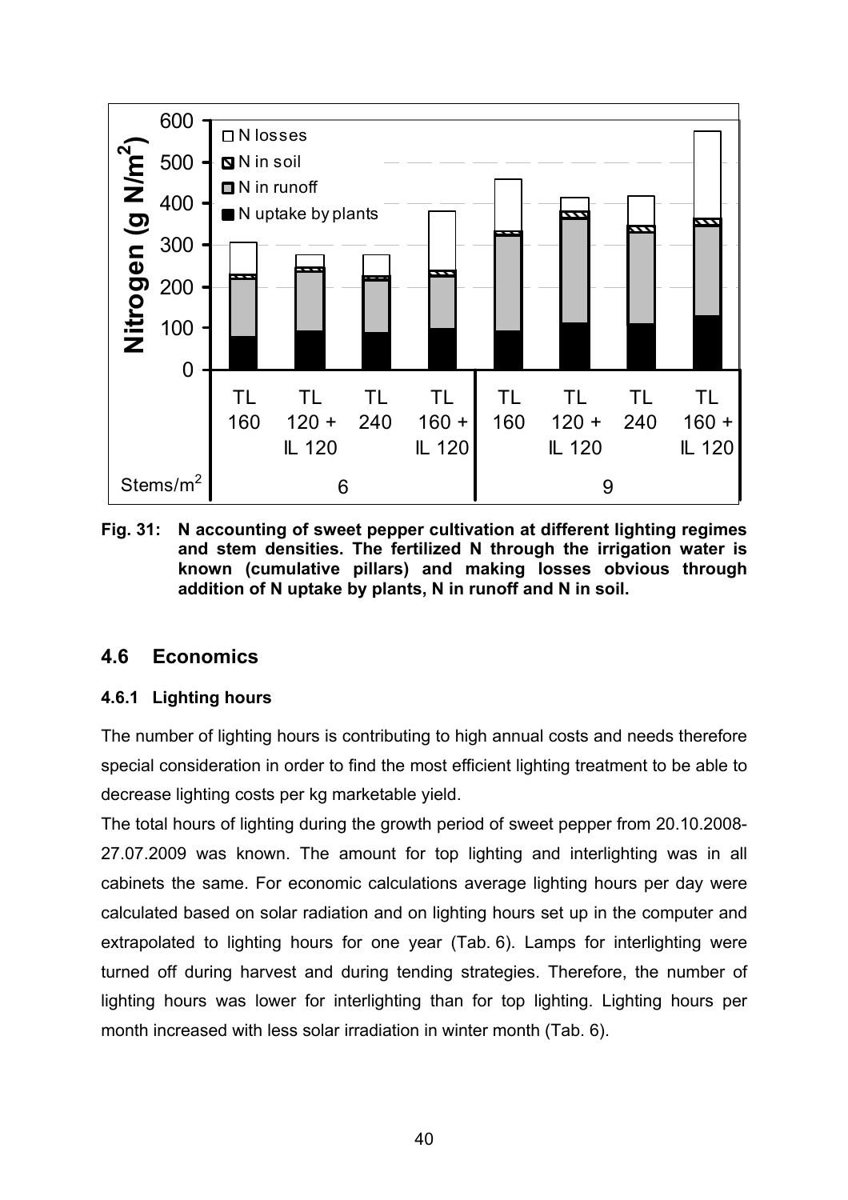**Fig. 31: N accounting of sweet pepper cultivation at different lighting regimes and stem densities. The fertilized N through the irrigation water is known (cumulative pillars) and making losses obvious through addition of N uptake by plants, N in runoff and N in soil.**

## 4.6 Economics

### 4.6.1 Lighting hours

The number of lighting hours is contributing to high annual costs and needs therefore special consideration in order to find the most efficient lighting treatment to be able to decrease lighting costs per kg marketable yield.

The total hours of lighting during the growth period of sweet pepper from 20.10.2008-27.07.2009 was known. The amount for top lighting and interlighting was in all cabinets the same. For economic calculations average lighting hours per day were calculated based on solar radiation and on lighting hours set up in the computer and extrapolated to lighting hours for one year (Tab. 6). Lamps for interlighting were turned off during harvest and during tending strategies. Therefore, the number of lighting hours was lower for interlighting than for top lighting. Lighting hours per month increased with less solar irradiation in winter month (Tab. 6).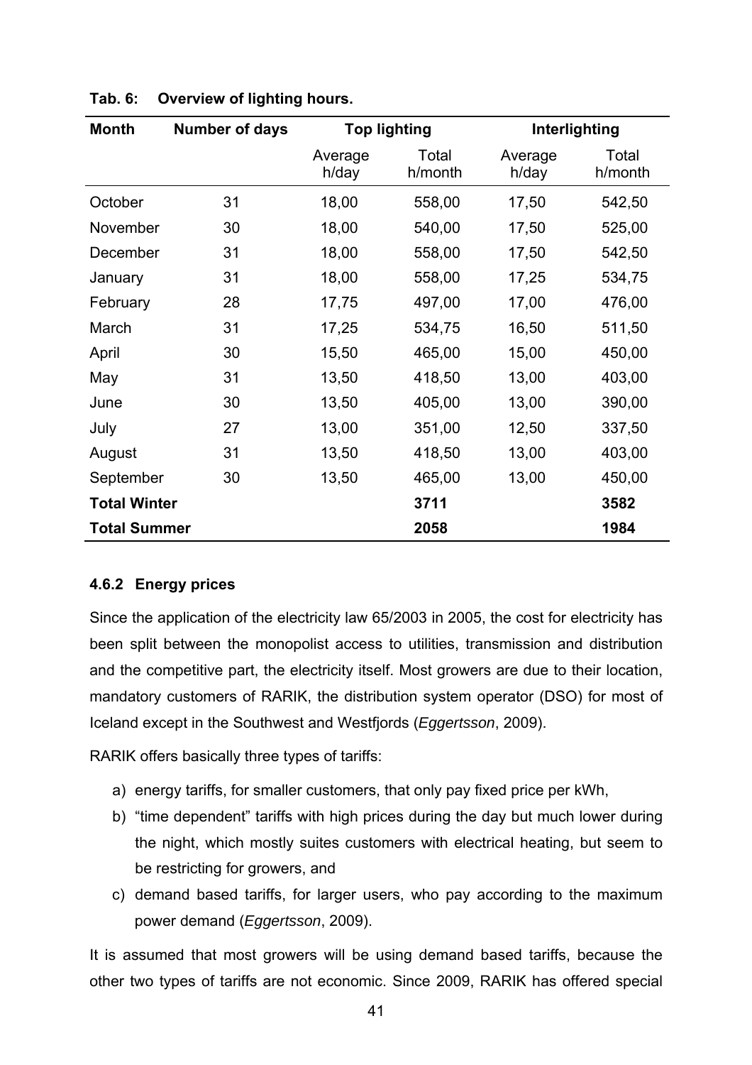**Tab. 6: Overview of lighting hours.**

| Month | Number of days | Top lighting | | Interlighting | |
|---|---|---|---|---|---|
| | | Average h/day | Total h/month | Average h/day | Total h/month |
| October | 31 | 18,00 | 558,00 | 17,50 | 542,50 |
| November | 30 | 18,00 | 540,00 | 17,50 | 525,00 |
| December | 31 | 18,00 | 558,00 | 17,50 | 542,50 |
| January | 31 | 18,00 | 558,00 | 17,25 | 534,75 |
| February | 28 | 17,75 | 497,00 | 17,00 | 476,00 |
| March | 31 | 17,25 | 534,75 | 16,50 | 511,50 |
| April | 30 | 15,50 | 465,00 | 15,00 | 450,00 |
| May | 31 | 13,50 | 418,50 | 13,00 | 403,00 |
| June | 30 | 13,50 | 405,00 | 13,00 | 390,00 |
| July | 27 | 13,00 | 351,00 | 12,50 | 337,50 |
| August | 31 | 13,50 | 418,50 | 13,00 | 403,00 |
| September | 30 | 13,50 | 465,00 | 13,00 | 450,00 |
| **Total Winter** | | | **3711** | | **3582** |
| **Total Summer** | | | **2058** | | **1984** |

### 4.6.2 Energy prices

Since the application of the electricity law 65/2003 in 2005, the cost for electricity has been split between the monopolist access to utilities, transmission and distribution and the competitive part, the electricity itself. Most growers are due to their location, mandatory customers of RARIK, the distribution system operator (DSO) for most of Iceland except in the Southwest and Westfjords (*Eggertsson*, 2009).

RARIK offers basically three types of tariffs:

a) energy tariffs, for smaller customers, that only pay fixed price per kWh,
b) "time dependent" tariffs with high prices during the day but much lower during the night, which mostly suites customers with electrical heating, but seem to be restricting for growers, and
c) demand based tariffs, for larger users, who pay according to the maximum power demand (*Eggertsson*, 2009).

It is assumed that most growers will be using demand based tariffs, because the other two types of tariffs are not economic. Since 2009, RARIK has offered special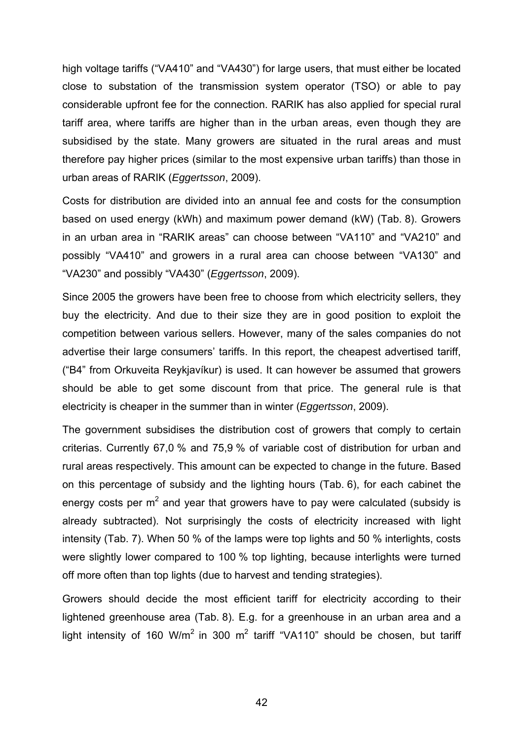high voltage tariffs ("VA410" and "VA430") for large users, that must either be located close to substation of the transmission system operator (TSO) or able to pay considerable upfront fee for the connection. RARIK has also applied for special rural tariff area, where tariffs are higher than in the urban areas, even though they are subsidised by the state. Many growers are situated in the rural areas and must therefore pay higher prices (similar to the most expensive urban tariffs) than those in urban areas of RARIK (*Eggertsson*, 2009).

Costs for distribution are divided into an annual fee and costs for the consumption based on used energy (kWh) and maximum power demand (kW) (Tab. 8). Growers in an urban area in "RARIK areas" can choose between "VA110" and "VA210" and possibly "VA410" and growers in a rural area can choose between "VA130" and "VA230" and possibly "VA430" (*Eggertsson*, 2009).

Since 2005 the growers have been free to choose from which electricity sellers, they buy the electricity. And due to their size they are in good position to exploit the competition between various sellers. However, many of the sales companies do not advertise their large consumers' tariffs. In this report, the cheapest advertised tariff, ("B4" from Orkuveita Reykjavíkur) is used. It can however be assumed that growers should be able to get some discount from that price. The general rule is that electricity is cheaper in the summer than in winter (*Eggertsson*, 2009).

The government subsidises the distribution cost of growers that comply to certain criterias. Currently 67,0 % and 75,9 % of variable cost of distribution for urban and rural areas respectively. This amount can be expected to change in the future. Based on this percentage of subsidy and the lighting hours (Tab. 6), for each cabinet the energy costs per m$^2$ and year that growers have to pay were calculated (subsidy is already subtracted). Not surprisingly the costs of electricity increased with light intensity (Tab. 7). When 50 % of the lamps were top lights and 50 % interlights, costs were slightly lower compared to 100 % top lighting, because interlights were turned off more often than top lights (due to harvest and tending strategies).

Growers should decide the most efficient tariff for electricity according to their lightened greenhouse area (Tab. 8). E.g. for a greenhouse in an urban area and a light intensity of 160 W/m$^2$ in 300 m$^2$ tariff "VA110" should be chosen, but tariff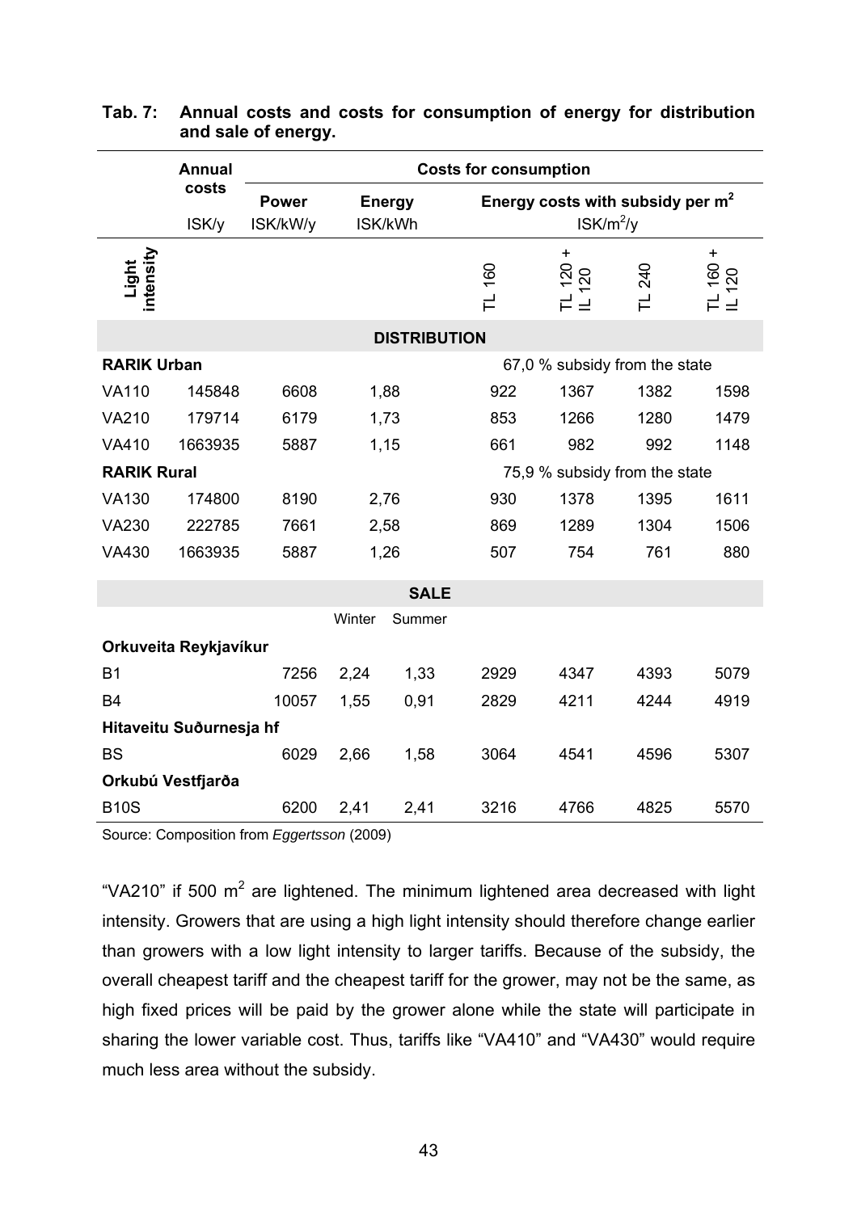**Tab. 7: Annual costs and costs for consumption of energy for distribution and sale of energy.**

| | Annual costs | Costs for consumption | | | | | | |
|---|---|---|---|---|---|---|---|---|
| | | Power | Energy | | Energy costs with subsidy per m$^2$ | | | |
| | ISK/y | ISK/kW/y | ISK/kWh | | ISK/m$^2$/y | | | |
| Light intensity | | | | | TL 160 | TL 120 + IL 120 | TL 240 | TL 160 + IL 120 |
| **DISTRIBUTION** | | | | | | | | |
| **RARIK Urban** | | | | | 67,0 % subsidy from the state | | | |
| VA110 | 145848 | 6608 | 1,88 | | 922 | 1367 | 1382 | 1598 |
| VA210 | 179714 | 6179 | 1,73 | | 853 | 1266 | 1280 | 1479 |
| VA410 | 1663935 | 5887 | 1,15 | | 661 | 982 | 992 | 1148 |
| **RARIK Rural** | | | | | 75,9 % subsidy from the state | | | |
| VA130 | 174800 | 8190 | 2,76 | | 930 | 1378 | 1395 | 1611 |
| VA230 | 222785 | 7661 | 2,58 | | 869 | 1289 | 1304 | 1506 |
| VA430 | 1663935 | 5887 | 1,26 | | 507 | 754 | 761 | 880 |
| **SALE** | | | | | | | | |
| | | | Winter | Summer | | | | |
| **Orkuveita Reykjavíkur** | | | | | | | | |
| B1 | | 7256 | 2,24 | 1,33 | 2929 | 4347 | 4393 | 5079 |
| B4 | | 10057 | 1,55 | 0,91 | 2829 | 4211 | 4244 | 4919 |
| **Hitaveitu Suðurnesja hf** | | | | | | | | |
| BS | | 6029 | 2,66 | 1,58 | 3064 | 4541 | 4596 | 5307 |
| **Orkubú Vestfjarða** | | | | | | | | |
| B10S | | 6200 | 2,41 | 2,41 | 3216 | 4766 | 4825 | 5570 |

Source: Composition from *Eggertsson* (2009)

"VA210" if 500 m$^2$ are lightened. The minimum lightened area decreased with light intensity. Growers that are using a high light intensity should therefore change earlier than growers with a low light intensity to larger tariffs. Because of the subsidy, the overall cheapest tariff and the cheapest tariff for the grower, may not be the same, as high fixed prices will be paid by the grower alone while the state will participate in sharing the lower variable cost. Thus, tariffs like "VA410" and "VA430" would require much less area without the subsidy.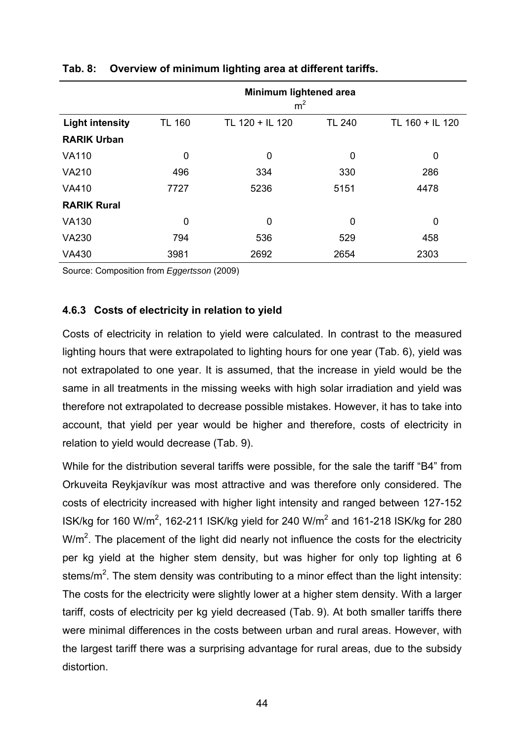**Tab. 8: Overview of minimum lighting area at different tariffs.**

| | Minimum lightened area $m^2$ | | | |
|---|---|---|---|---|
| **Light intensity** | TL 160 | TL 120 + IL 120 | TL 240 | TL 160 + IL 120 |
| **RARIK Urban** | | | | |
| VA110 | 0 | 0 | 0 | 0 |
| VA210 | 496 | 334 | 330 | 286 |
| VA410 | 7727 | 5236 | 5151 | 4478 |
| **RARIK Rural** | | | | |
| VA130 | 0 | 0 | 0 | 0 |
| VA230 | 794 | 536 | 529 | 458 |
| VA430 | 3981 | 2692 | 2654 | 2303 |

Source: Composition from *Eggertsson* (2009)

### 4.6.3 Costs of electricity in relation to yield

Costs of electricity in relation to yield were calculated. In contrast to the measured lighting hours that were extrapolated to lighting hours for one year (Tab. 6), yield was not extrapolated to one year. It is assumed, that the increase in yield would be the same in all treatments in the missing weeks with high solar irradiation and yield was therefore not extrapolated to decrease possible mistakes. However, it has to take into account, that yield per year would be higher and therefore, costs of electricity in relation to yield would decrease (Tab. 9).

While for the distribution several tariffs were possible, for the sale the tariff "B4" from Orkuveita Reykjavíkur was most attractive and was therefore only considered. The costs of electricity increased with higher light intensity and ranged between 127-152 ISK/kg for 160 W/m$^2$, 162-211 ISK/kg yield for 240 W/m$^2$ and 161-218 ISK/kg for 280 W/m$^2$. The placement of the light did nearly not influence the costs for the electricity per kg yield at the higher stem density, but was higher for only top lighting at 6 stems/m$^2$. The stem density was contributing to a minor effect than the light intensity: The costs for the electricity were slightly lower at a higher stem density. With a larger tariff, costs of electricity per kg yield decreased (Tab. 9). At both smaller tariffs there were minimal differences in the costs between urban and rural areas. However, with the largest tariff there was a surprising advantage for rural areas, due to the subsidy distortion.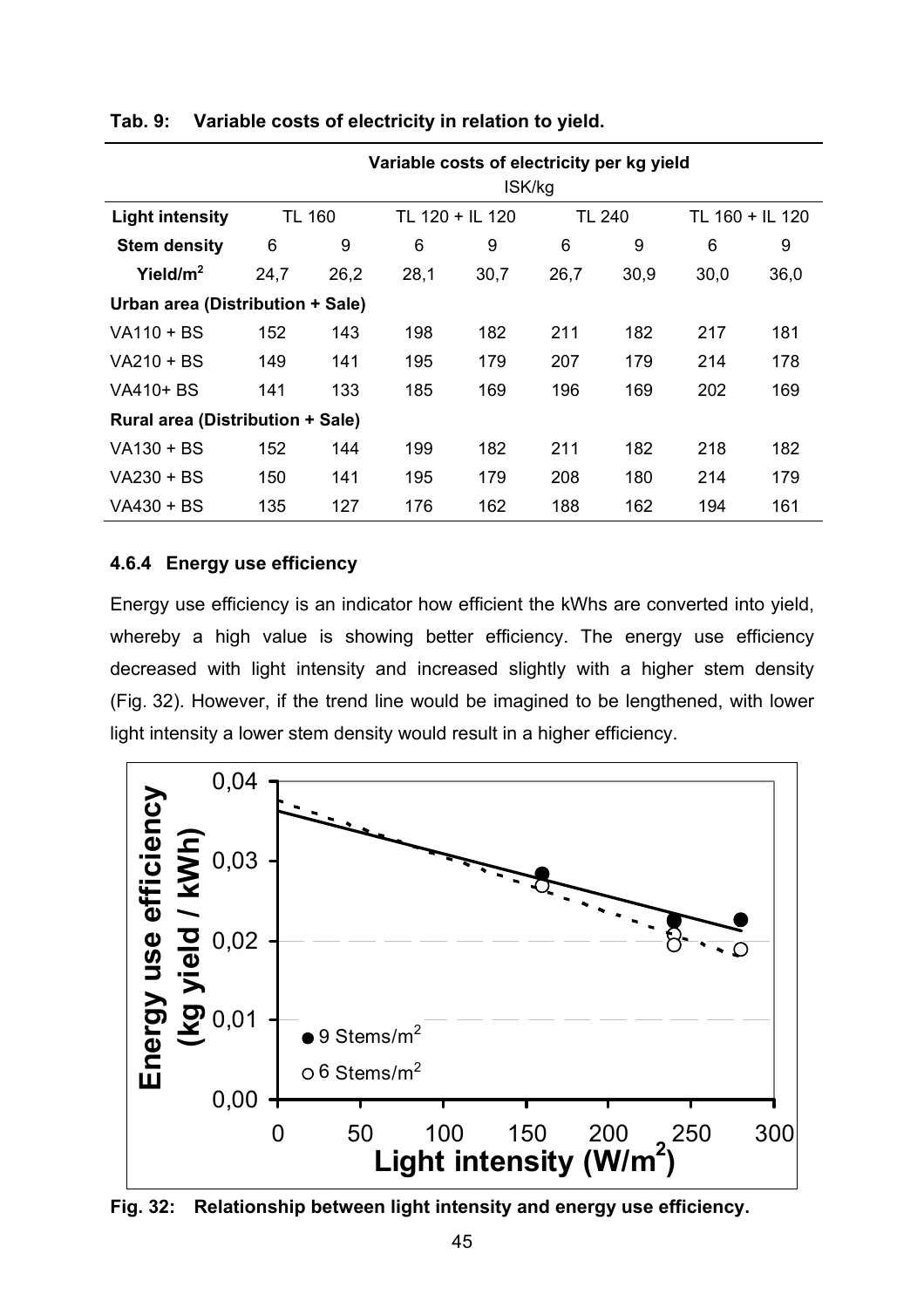**Tab. 9: Variable costs of electricity in relation to yield.**

| | Variable costs of electricity per kg yield ISK/kg | | | | | | | |
|---|---|---|---|---|---|---|---|---|
| **Light intensity** | TL 160 | | TL 120 + IL 120 | | TL 240 | | TL 160 + IL 120 | |
| **Stem density** | 6 | 9 | 6 | 9 | 6 | 9 | 6 | 9 |
| **Yield/m²** | 24,7 | 26,2 | 28,1 | 30,7 | 26,7 | 30,9 | 30,0 | 36,0 |
| **Urban area (Distribution + Sale)** | | | | | | | | |
| VA110 + BS | 152 | 143 | 198 | 182 | 211 | 182 | 217 | 181 |
| VA210 + BS | 149 | 141 | 195 | 179 | 207 | 179 | 214 | 178 |
| VA410+ BS | 141 | 133 | 185 | 169 | 196 | 169 | 202 | 169 |
| **Rural area (Distribution + Sale)** | | | | | | | | |
| VA130 + BS | 152 | 144 | 199 | 182 | 211 | 182 | 218 | 182 |
| VA230 + BS | 150 | 141 | 195 | 179 | 208 | 180 | 214 | 179 |
| VA430 + BS | 135 | 127 | 176 | 162 | 188 | 162 | 194 | 161 |

### 4.6.4 Energy use efficiency

Energy use efficiency is an indicator how efficient the kWhs are converted into yield, whereby a high value is showing better efficiency. The energy use efficiency decreased with light intensity and increased slightly with a higher stem density (Fig. 32). However, if the trend line would be imagined to be lengthened, with lower light intensity a lower stem density would result in a higher efficiency.

**Fig. 32: Relationship between light intensity and energy use efficiency.**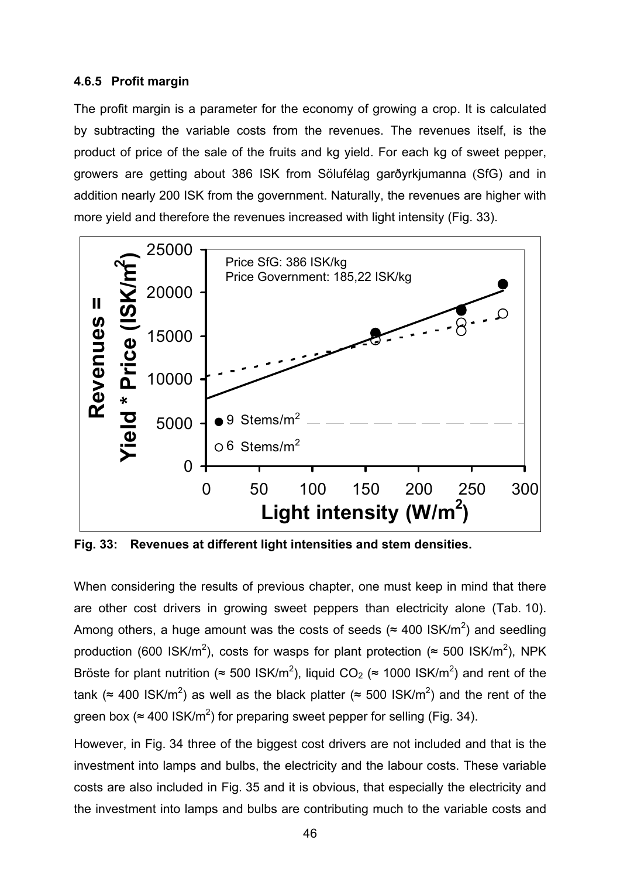#### 4.6.5 Profit margin

The profit margin is a parameter for the economy of growing a crop. It is calculated by subtracting the variable costs from the revenues. The revenues itself, is the product of price of the sale of the fruits and kg yield. For each kg of sweet pepper, growers are getting about 386 ISK from Sölufélag garðyrkjumanna (SfG) and in addition nearly 200 ISK from the government. Naturally, the revenues are higher with more yield and therefore the revenues increased with light intensity (Fig. 33).

**Fig. 33: Revenues at different light intensities and stem densities.**

When considering the results of previous chapter, one must keep in mind that there are other cost drivers in growing sweet peppers than electricity alone (Tab. 10). Among others, a huge amount was the costs of seeds (≈ 400 ISK/m$^2$) and seedling production (600 ISK/m$^2$), costs for wasps for plant protection (≈ 500 ISK/m$^2$), NPK Bröste for plant nutrition (≈ 500 ISK/m$^2$), liquid $CO_2$ (≈ 1000 ISK/m$^2$) and rent of the tank (≈ 400 ISK/m$^2$) as well as the black platter (≈ 500 ISK/m$^2$) and the rent of the green box (≈ 400 ISK/m$^2$) for preparing sweet pepper for selling (Fig. 34).

However, in Fig. 34 three of the biggest cost drivers are not included and that is the investment into lamps and bulbs, the electricity and the labour costs. These variable costs are also included in Fig. 35 and it is obvious, that especially the electricity and the investment into lamps and bulbs are contributing much to the variable costs and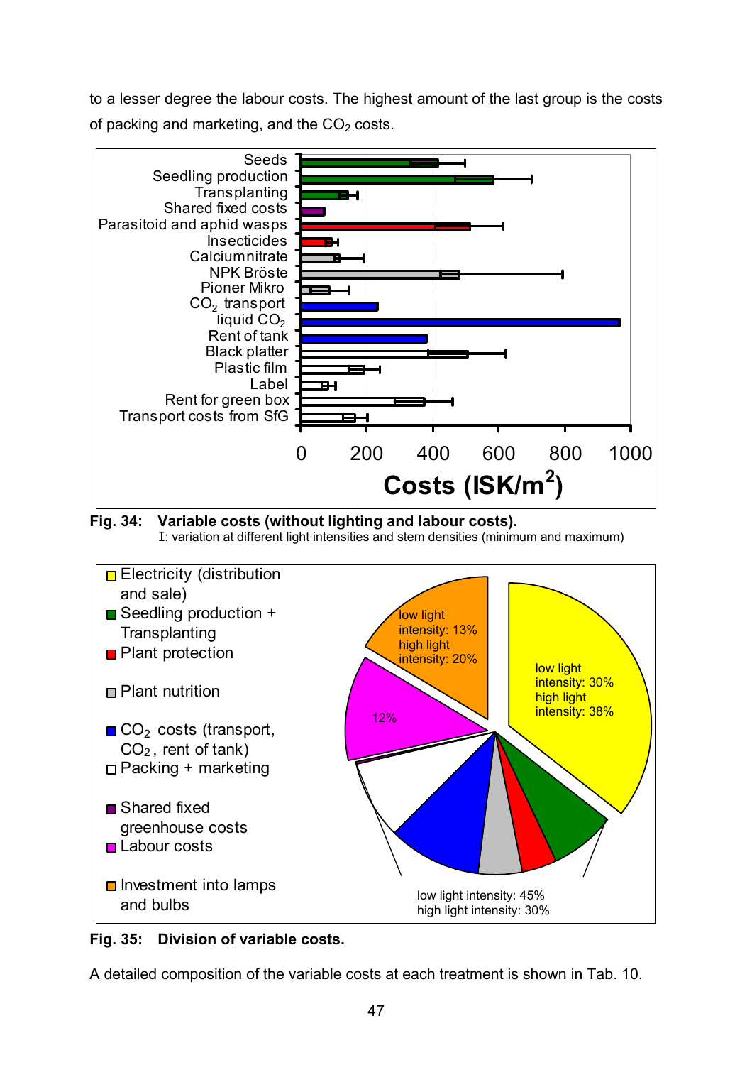to a lesser degree the labour costs. The highest amount of the last group is the costs of packing and marketing, and the $CO_2$ costs.

**Fig. 34: Variable costs (without lighting and labour costs).**
I: variation at different light intensities and stem densities (minimum and maximum)

**Fig. 35: Division of variable costs.**

A detailed composition of the variable costs at each treatment is shown in Tab. 10.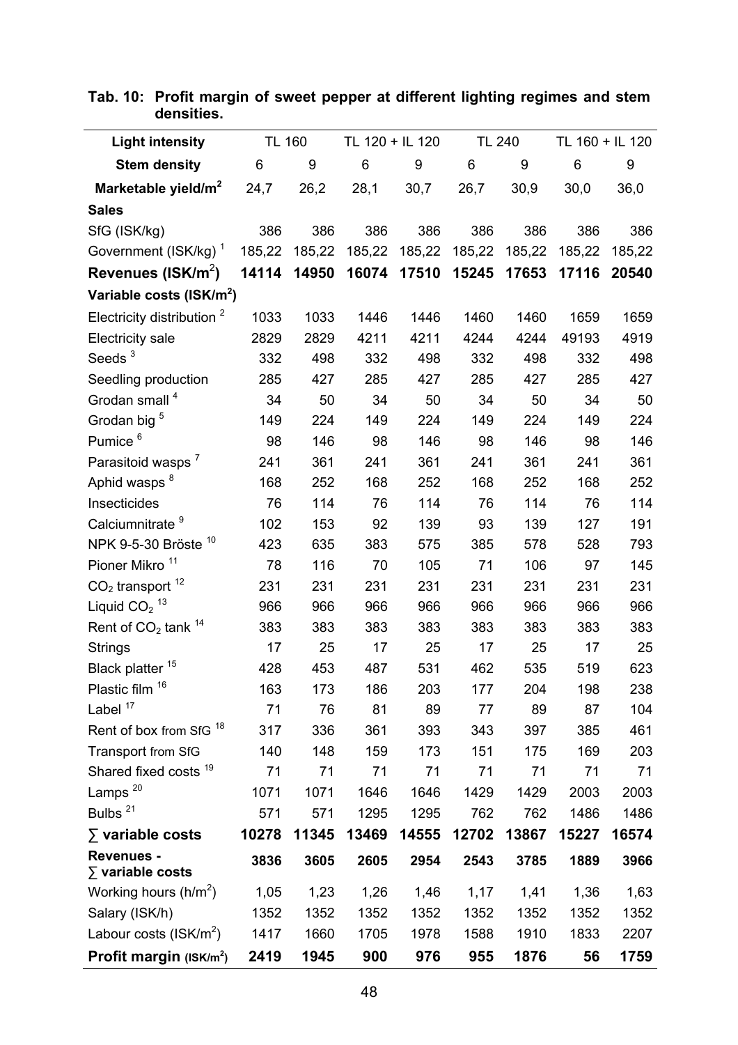**Tab. 10: Profit margin of sweet pepper at different lighting regimes and stem densities.**

| Light intensity | TL 160 | | TL 120 + IL 120 | | TL 240 | | TL 160 + IL 120 | |
|---|---|---|---|---|---|---|---|---|
| **Stem density** | 6 | 9 | 6 | 9 | 6 | 9 | 6 | 9 |
| **Marketable yield/m²** | 24,7 | 26,2 | 28,1 | 30,7 | 26,7 | 30,9 | 30,0 | 36,0 |
| **Sales** | | | | | | | | |
| SfG (ISK/kg) | 386 | 386 | 386 | 386 | 386 | 386 | 386 | 386 |
| Government (ISK/kg) [1] | 185,22 | 185,22 | 185,22 | 185,22 | 185,22 | 185,22 | 185,22 | 185,22 |
| **Revenues (ISK/m²)** | **14114** | **14950** | **16074** | **17510** | **15245** | **17653** | **17116** | **20540** |
| **Variable costs (ISK/m²)** | | | | | | | | |
| Electricity distribution [2] | 1033 | 1033 | 1446 | 1446 | 1460 | 1460 | 1659 | 1659 |
| Electricity sale | 2829 | 2829 | 4211 | 4211 | 4244 | 4244 | 49193 | 4919 |
| Seeds [3] | 332 | 498 | 332 | 498 | 332 | 498 | 332 | 498 |
| Seedling production | 285 | 427 | 285 | 427 | 285 | 427 | 285 | 427 |
| Grodan small [4] | 34 | 50 | 34 | 50 | 34 | 50 | 34 | 50 |
| Grodan big [5] | 149 | 224 | 149 | 224 | 149 | 224 | 149 | 224 |
| Pumice [6] | 98 | 146 | 98 | 146 | 98 | 146 | 98 | 146 |
| Parasitoid wasps [7] | 241 | 361 | 241 | 361 | 241 | 361 | 241 | 361 |
| Aphid wasps [8] | 168 | 252 | 168 | 252 | 168 | 252 | 168 | 252 |
| Insecticides | 76 | 114 | 76 | 114 | 76 | 114 | 76 | 114 |
| Calciumnitrate [9] | 102 | 153 | 92 | 139 | 93 | 139 | 127 | 191 |
| NPK 9-5-30 Bröste [10] | 423 | 635 | 383 | 575 | 385 | 578 | 528 | 793 |
| Pioner Mikro [11] | 78 | 116 | 70 | 105 | 71 | 106 | 97 | 145 |
| $CO_2$ transport [12] | 231 | 231 | 231 | 231 | 231 | 231 | 231 | 231 |
| Liquid $CO_2$ [13] | 966 | 966 | 966 | 966 | 966 | 966 | 966 | 966 |
| Rent of $CO_2$ tank [14] | 383 | 383 | 383 | 383 | 383 | 383 | 383 | 383 |
| Strings | 17 | 25 | 17 | 25 | 17 | 25 | 17 | 25 |
| Black platter [15] | 428 | 453 | 487 | 531 | 462 | 535 | 519 | 623 |
| Plastic film [16] | 163 | 173 | 186 | 203 | 177 | 204 | 198 | 238 |
| Label [17] | 71 | 76 | 81 | 89 | 77 | 89 | 87 | 104 |
| Rent of box from SfG [18] | 317 | 336 | 361 | 393 | 343 | 397 | 385 | 461 |
| Transport from SfG | 140 | 148 | 159 | 173 | 151 | 175 | 169 | 203 |
| Shared fixed costs [19] | 71 | 71 | 71 | 71 | 71 | 71 | 71 | 71 |
| Lamps [20] | 1071 | 1071 | 1646 | 1646 | 1429 | 1429 | 2003 | 2003 |
| Bulbs [21] | 571 | 571 | 1295 | 1295 | 762 | 762 | 1486 | 1486 |
| **∑ variable costs** | **10278** | **11345** | **13469** | **14555** | **12702** | **13867** | **15227** | **16574** |
| **Revenues - ∑ variable costs** | **3836** | **3605** | **2605** | **2954** | **2543** | **3785** | **1889** | **3966** |
| Working hours (h/m²) | 1,05 | 1,23 | 1,26 | 1,46 | 1,17 | 1,41 | 1,36 | 1,63 |
| Salary (ISK/h) | 1352 | 1352 | 1352 | 1352 | 1352 | 1352 | 1352 | 1352 |
| Labour costs (ISK/m²) | 1417 | 1660 | 1705 | 1978 | 1588 | 1910 | 1833 | 2207 |
| **Profit margin (ISK/m²)** | **2419** | **1945** | **900** | **976** | **955** | **1876** | **56** | **1759** |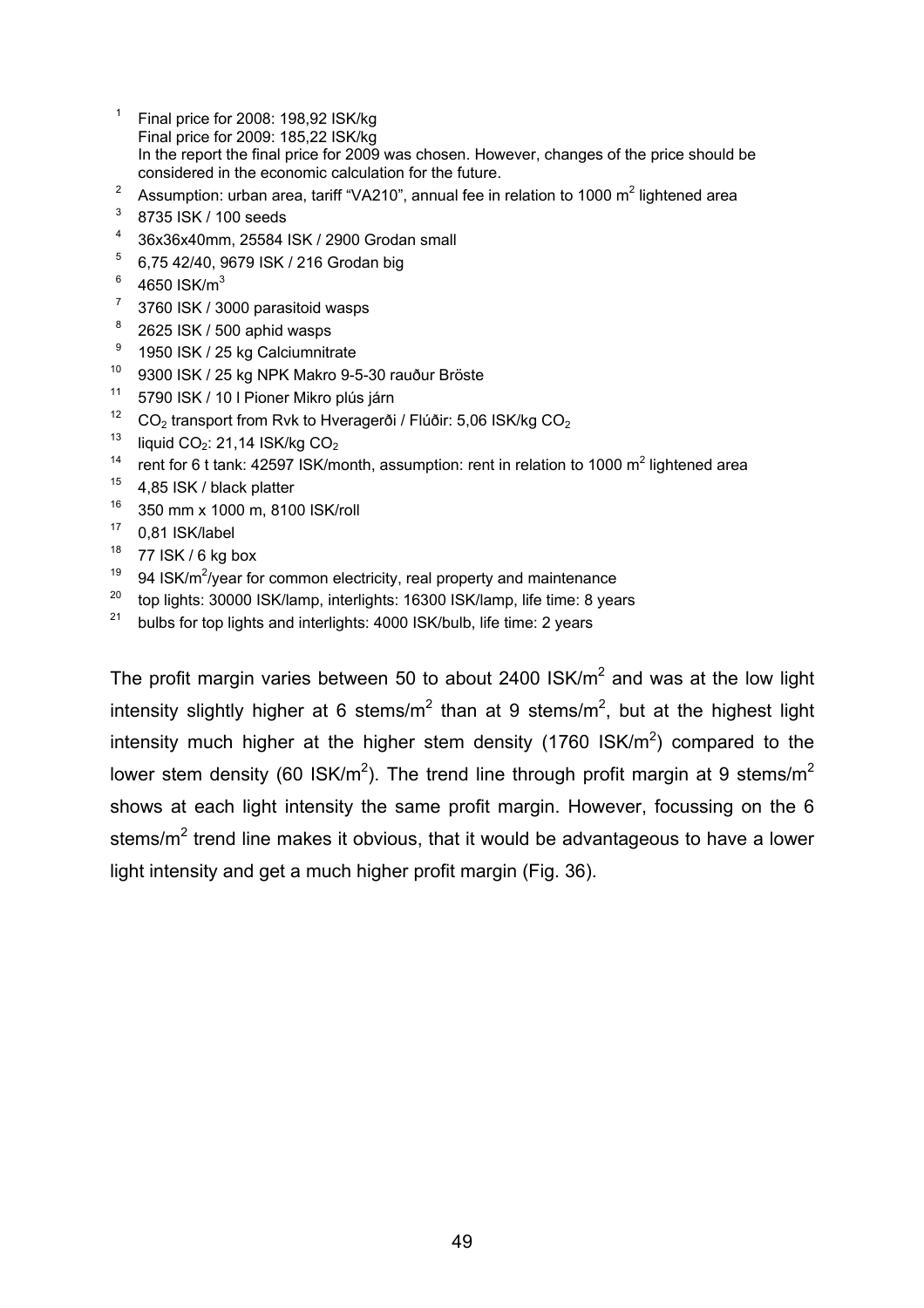[1] Final price for 2008: 198,92 ISK/kg
Final price for 2009: 185,22 ISK/kg
In the report the final price for 2009 was chosen. However, changes of the price should be considered in the economic calculation for the future.

[2] Assumption: urban area, tariff "VA210", annual fee in relation to 1000 $m^2$ lightened area

[3] 8735 ISK / 100 seeds

[4] 36x36x40mm, 25584 ISK / 2900 Grodan small

[5] 6,75 42/40, 9679 ISK / 216 Grodan big

[6] 4650 ISK/$m^3$

[7] 3760 ISK / 3000 parasitoid wasps

[8] 2625 ISK / 500 aphid wasps

[9] 1950 ISK / 25 kg Calciumnitrate

[10] 9300 ISK / 25 kg NPK Makro 9-5-30 rauður Bröste

[11] 5790 ISK / 10 l Pioner Mikro plús járn

[12] $CO_2$ transport from Rvk to Hveragerði / Flúðir: 5,06 ISK/kg $CO_2$

[13] liquid $CO_2$: 21,14 ISK/kg $CO_2$

[14] rent for 6 t tank: 42597 ISK/month, assumption: rent in relation to 1000 $m^2$ lightened area

[15] 4,85 ISK / black platter

[16] 350 mm x 1000 m, 8100 ISK/roll

[17] 0,81 ISK/label

[18] 77 ISK / 6 kg box

[19] 94 ISK/$m^2$/year for common electricity, real property and maintenance

[20] top lights: 30000 ISK/lamp, interlights: 16300 ISK/lamp, life time: 8 years

[21] bulbs for top lights and interlights: 4000 ISK/bulb, life time: 2 years

The profit margin varies between 50 to about 2400 ISK/$m^2$ and was at the low light intensity slightly higher at 6 stems/$m^2$ than at 9 stems/$m^2$, but at the highest light intensity much higher at the higher stem density (1760 ISK/$m^2$) compared to the lower stem density (60 ISK/$m^2$). The trend line through profit margin at 9 stems/$m^2$ shows at each light intensity the same profit margin. However, focussing on the 6 stems/$m^2$ trend line makes it obvious, that it would be advantageous to have a lower light intensity and get a much higher profit margin (Fig. 36).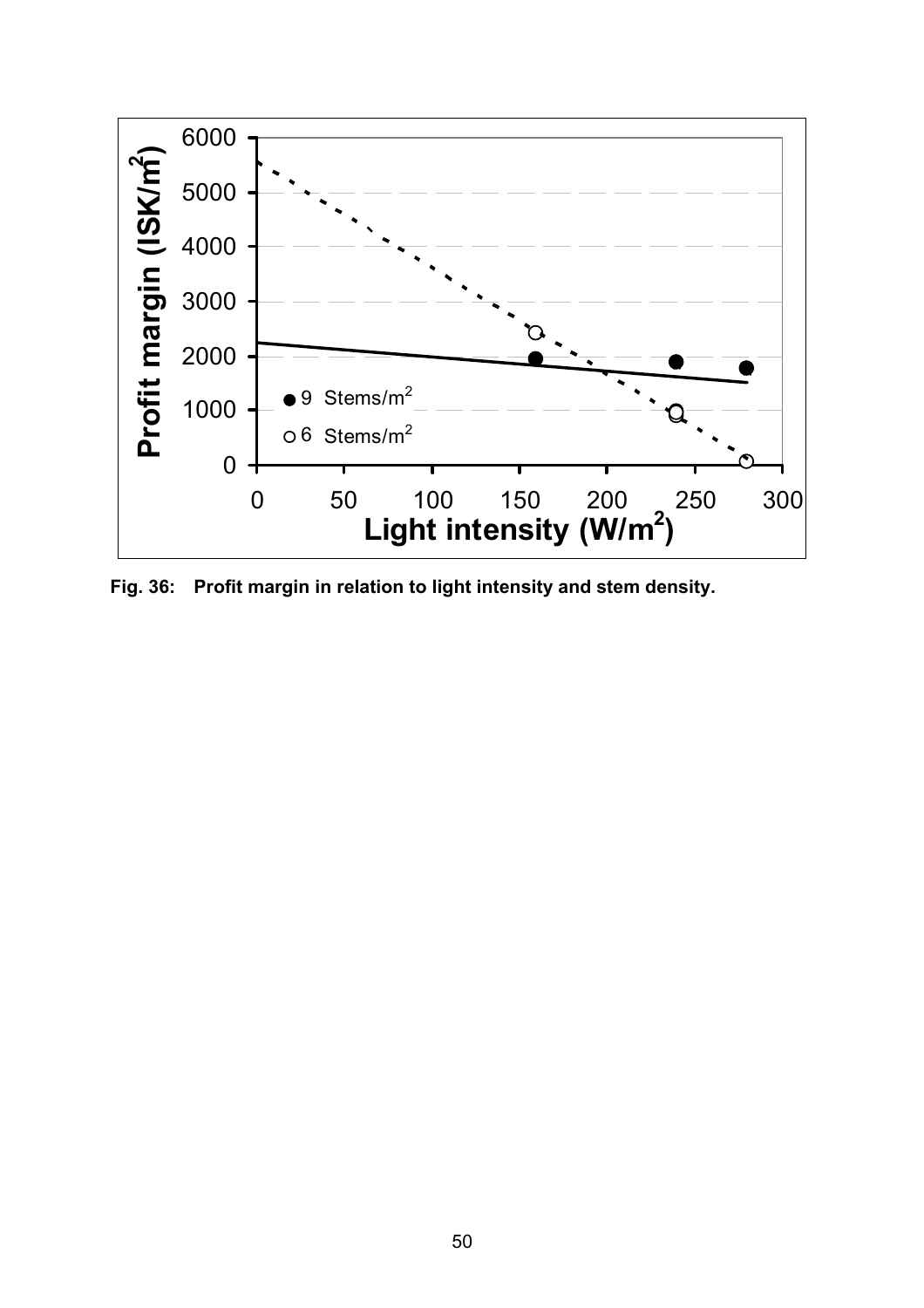Fig. 36: Profit margin in relation to light intensity and stem density.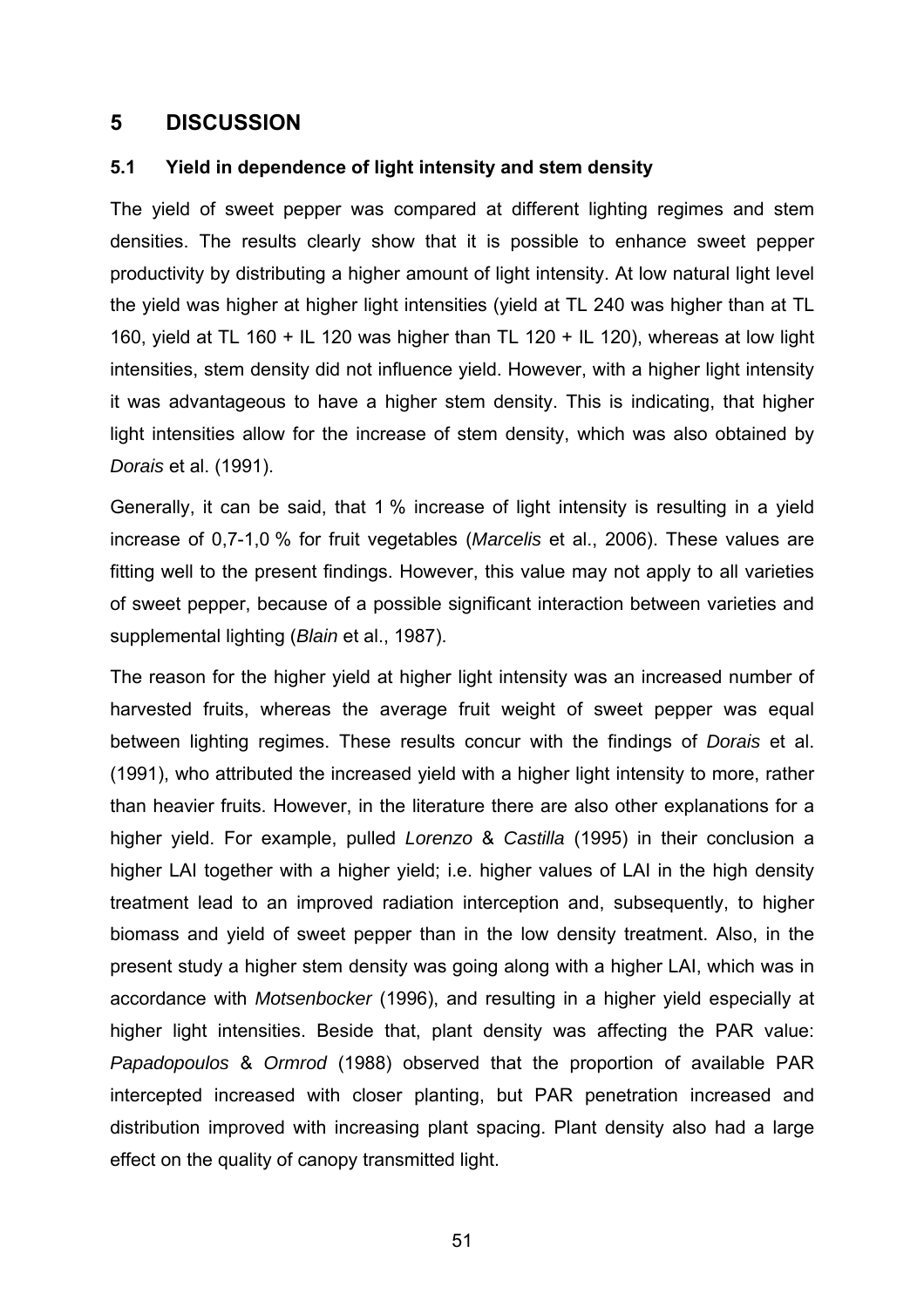# 5 DISCUSSION

## 5.1 Yield in dependence of light intensity and stem density

The yield of sweet pepper was compared at different lighting regimes and stem densities. The results clearly show that it is possible to enhance sweet pepper productivity by distributing a higher amount of light intensity. At low natural light level the yield was higher at higher light intensities (yield at TL 240 was higher than at TL 160, yield at TL 160 + IL 120 was higher than TL 120 + IL 120), whereas at low light intensities, stem density did not influence yield. However, with a higher light intensity it was advantageous to have a higher stem density. This is indicating, that higher light intensities allow for the increase of stem density, which was also obtained by *Dorais* et al. (1991).

Generally, it can be said, that 1 % increase of light intensity is resulting in a yield increase of 0,7-1,0 % for fruit vegetables (*Marcelis* et al., 2006). These values are fitting well to the present findings. However, this value may not apply to all varieties of sweet pepper, because of a possible significant interaction between varieties and supplemental lighting (*Blain* et al., 1987).

The reason for the higher yield at higher light intensity was an increased number of harvested fruits, whereas the average fruit weight of sweet pepper was equal between lighting regimes. These results concur with the findings of *Dorais* et al. (1991), who attributed the increased yield with a higher light intensity to more, rather than heavier fruits. However, in the literature there are also other explanations for a higher yield. For example, pulled *Lorenzo* & *Castilla* (1995) in their conclusion a higher LAI together with a higher yield; i.e. higher values of LAI in the high density treatment lead to an improved radiation interception and, subsequently, to higher biomass and yield of sweet pepper than in the low density treatment. Also, in the present study a higher stem density was going along with a higher LAI, which was in accordance with *Motsenbocker* (1996), and resulting in a higher yield especially at higher light intensities. Beside that, plant density was affecting the PAR value: *Papadopoulos* & *Ormrod* (1988) observed that the proportion of available PAR intercepted increased with closer planting, but PAR penetration increased and distribution improved with increasing plant spacing. Plant density also had a large effect on the quality of canopy transmitted light.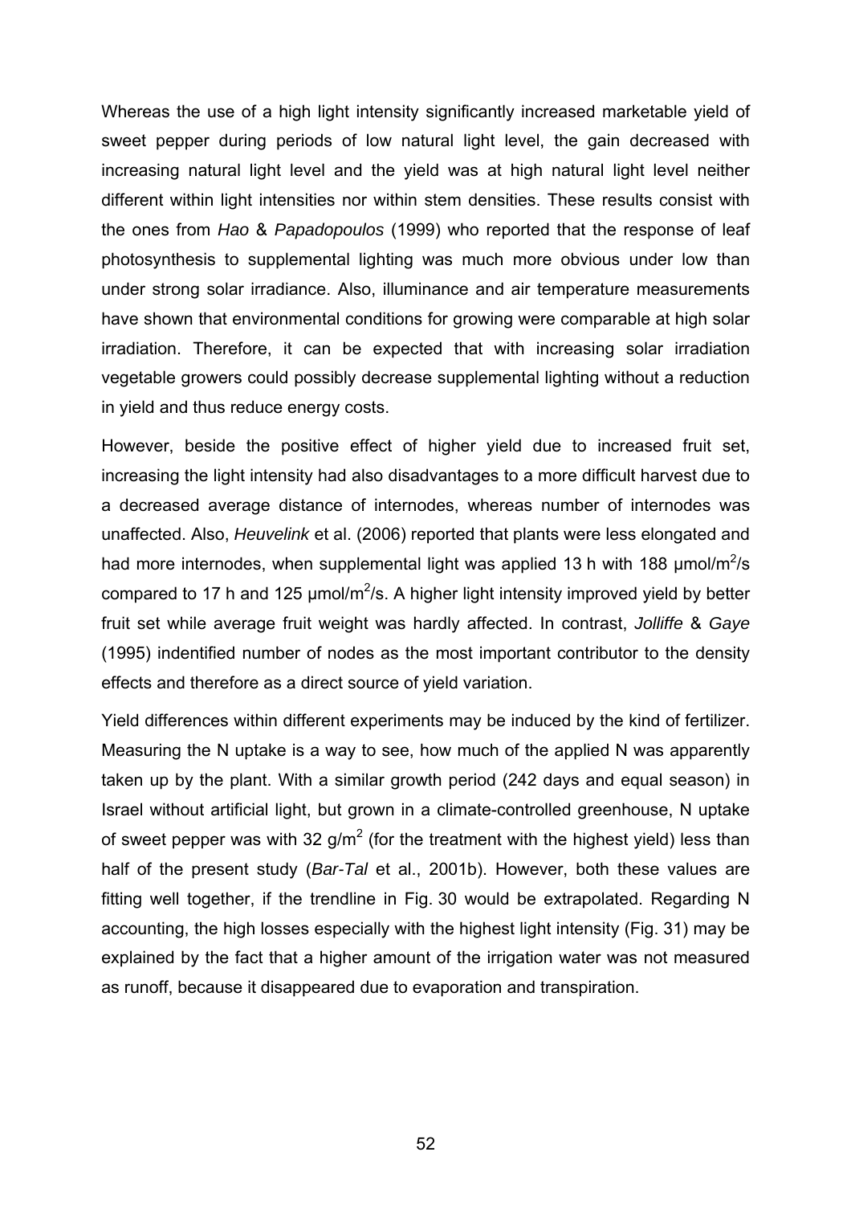Whereas the use of a high light intensity significantly increased marketable yield of sweet pepper during periods of low natural light level, the gain decreased with increasing natural light level and the yield was at high natural light level neither different within light intensities nor within stem densities. These results consist with the ones from *Hao* & *Papadopoulos* (1999) who reported that the response of leaf photosynthesis to supplemental lighting was much more obvious under low than under strong solar irradiance. Also, illuminance and air temperature measurements have shown that environmental conditions for growing were comparable at high solar irradiation. Therefore, it can be expected that with increasing solar irradiation vegetable growers could possibly decrease supplemental lighting without a reduction in yield and thus reduce energy costs.

However, beside the positive effect of higher yield due to increased fruit set, increasing the light intensity had also disadvantages to a more difficult harvest due to a decreased average distance of internodes, whereas number of internodes was unaffected. Also, *Heuvelink* et al. (2006) reported that plants were less elongated and had more internodes, when supplemental light was applied 13 h with 188 µmol/m$^2$/s compared to 17 h and 125 µmol/m$^2$/s. A higher light intensity improved yield by better fruit set while average fruit weight was hardly affected. In contrast, *Jolliffe* & *Gaye* (1995) indentified number of nodes as the most important contributor to the density effects and therefore as a direct source of yield variation.

Yield differences within different experiments may be induced by the kind of fertilizer. Measuring the N uptake is a way to see, how much of the applied N was apparently taken up by the plant. With a similar growth period (242 days and equal season) in Israel without artificial light, but grown in a climate-controlled greenhouse, N uptake of sweet pepper was with 32 g/m$^2$ (for the treatment with the highest yield) less than half of the present study (*Bar-Tal* et al., 2001b). However, both these values are fitting well together, if the trendline in Fig. 30 would be extrapolated. Regarding N accounting, the high losses especially with the highest light intensity (Fig. 31) may be explained by the fact that a higher amount of the irrigation water was not measured as runoff, because it disappeared due to evaporation and transpiration.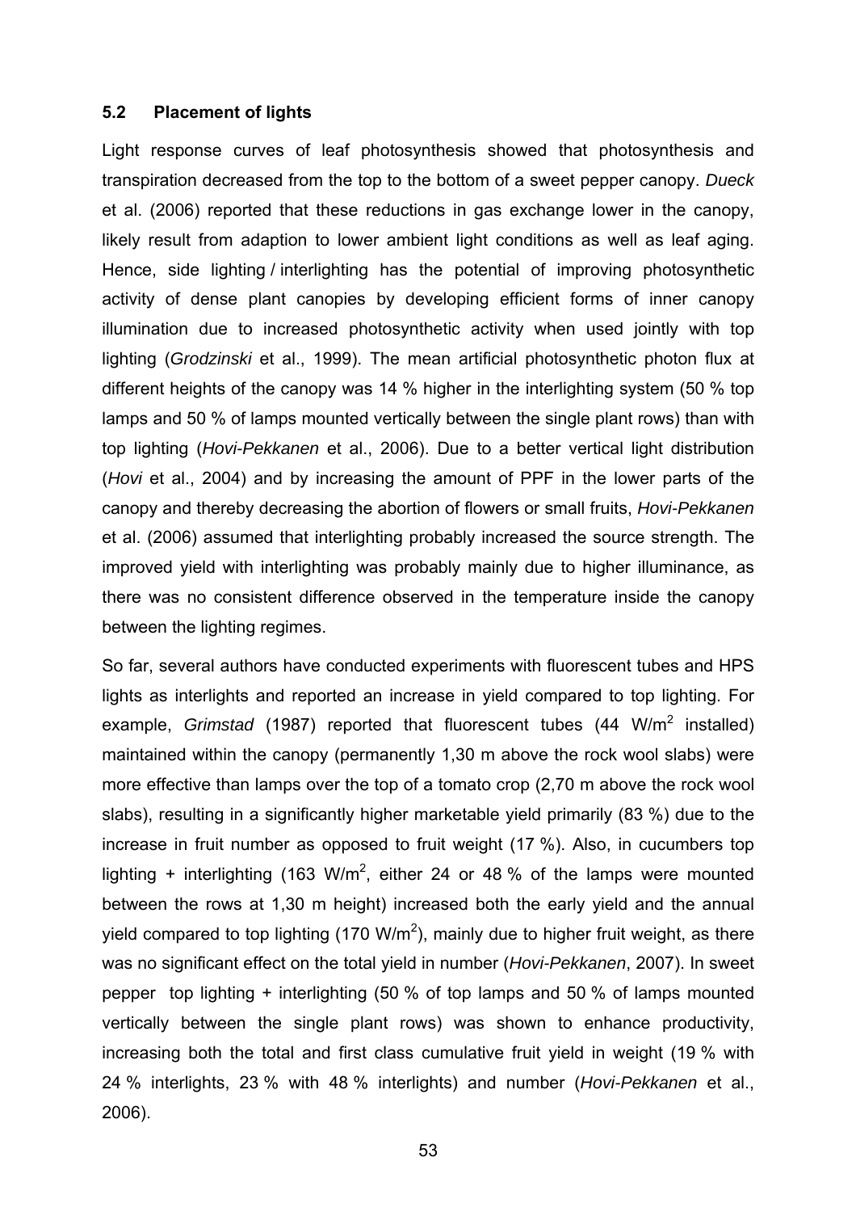### 5.2 Placement of lights

Light response curves of leaf photosynthesis showed that photosynthesis and transpiration decreased from the top to the bottom of a sweet pepper canopy. *Dueck* et al. (2006) reported that these reductions in gas exchange lower in the canopy, likely result from adaption to lower ambient light conditions as well as leaf aging. Hence, side lighting / interlighting has the potential of improving photosynthetic activity of dense plant canopies by developing efficient forms of inner canopy illumination due to increased photosynthetic activity when used jointly with top lighting (*Grodzinski* et al., 1999). The mean artificial photosynthetic photon flux at different heights of the canopy was 14 % higher in the interlighting system (50 % top lamps and 50 % of lamps mounted vertically between the single plant rows) than with top lighting (*Hovi-Pekkanen* et al., 2006). Due to a better vertical light distribution (*Hovi* et al., 2004) and by increasing the amount of PPF in the lower parts of the canopy and thereby decreasing the abortion of flowers or small fruits, *Hovi-Pekkanen* et al. (2006) assumed that interlighting probably increased the source strength. The improved yield with interlighting was probably mainly due to higher illuminance, as there was no consistent difference observed in the temperature inside the canopy between the lighting regimes.

So far, several authors have conducted experiments with fluorescent tubes and HPS lights as interlights and reported an increase in yield compared to top lighting. For example, *Grimstad* (1987) reported that fluorescent tubes (44 W/m$^2$ installed) maintained within the canopy (permanently 1,30 m above the rock wool slabs) were more effective than lamps over the top of a tomato crop (2,70 m above the rock wool slabs), resulting in a significantly higher marketable yield primarily (83 %) due to the increase in fruit number as opposed to fruit weight (17 %). Also, in cucumbers top lighting + interlighting (163 W/m$^2$, either 24 or 48 % of the lamps were mounted between the rows at 1,30 m height) increased both the early yield and the annual yield compared to top lighting (170 W/m$^2$), mainly due to higher fruit weight, as there was no significant effect on the total yield in number (*Hovi-Pekkanen*, 2007). In sweet pepper top lighting + interlighting (50 % of top lamps and 50 % of lamps mounted vertically between the single plant rows) was shown to enhance productivity, increasing both the total and first class cumulative fruit yield in weight (19 % with 24 % interlights, 23 % with 48 % interlights) and number (*Hovi-Pekkanen* et al., 2006).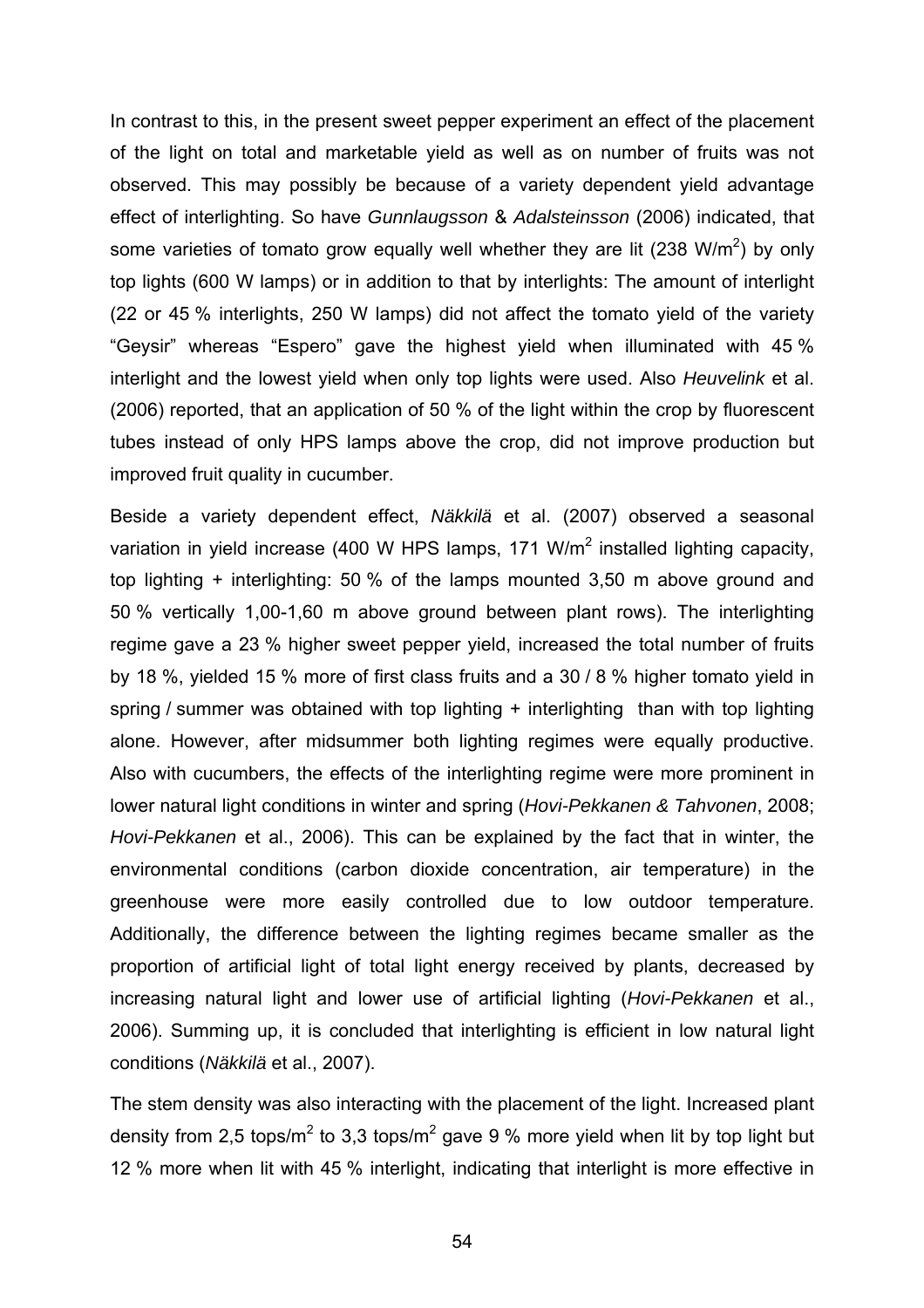In contrast to this, in the present sweet pepper experiment an effect of the placement of the light on total and marketable yield as well as on number of fruits was not observed. This may possibly be because of a variety dependent yield advantage effect of interlighting. So have *Gunnlaugsson* & *Adalsteinsson* (2006) indicated, that some varieties of tomato grow equally well whether they are lit (238 $W/m^2$) by only top lights (600 W lamps) or in addition to that by interlights: The amount of interlight (22 or 45 % interlights, 250 W lamps) did not affect the tomato yield of the variety "Geysir" whereas "Espero" gave the highest yield when illuminated with 45 % interlight and the lowest yield when only top lights were used. Also *Heuvelink* et al. (2006) reported, that an application of 50 % of the light within the crop by fluorescent tubes instead of only HPS lamps above the crop, did not improve production but improved fruit quality in cucumber.

Beside a variety dependent effect, *Näkkilä* et al. (2007) observed a seasonal variation in yield increase (400 W HPS lamps, 171 $W/m^2$ installed lighting capacity, top lighting + interlighting: 50 % of the lamps mounted 3,50 m above ground and 50 % vertically 1,00-1,60 m above ground between plant rows). The interlighting regime gave a 23 % higher sweet pepper yield, increased the total number of fruits by 18 %, yielded 15 % more of first class fruits and a 30 / 8 % higher tomato yield in spring / summer was obtained with top lighting + interlighting than with top lighting alone. However, after midsummer both lighting regimes were equally productive. Also with cucumbers, the effects of the interlighting regime were more prominent in lower natural light conditions in winter and spring (*Hovi-Pekkanen & Tahvonen*, 2008; *Hovi-Pekkanen* et al., 2006). This can be explained by the fact that in winter, the environmental conditions (carbon dioxide concentration, air temperature) in the greenhouse were more easily controlled due to low outdoor temperature. Additionally, the difference between the lighting regimes became smaller as the proportion of artificial light of total light energy received by plants, decreased by increasing natural light and lower use of artificial lighting (*Hovi-Pekkanen* et al., 2006). Summing up, it is concluded that interlighting is efficient in low natural light conditions (*Näkkilä* et al., 2007).

The stem density was also interacting with the placement of the light. Increased plant density from 2,5 $tops/m^2$ to 3,3 $tops/m^2$ gave 9 % more yield when lit by top light but 12 % more when lit with 45 % interlight, indicating that interlight is more effective in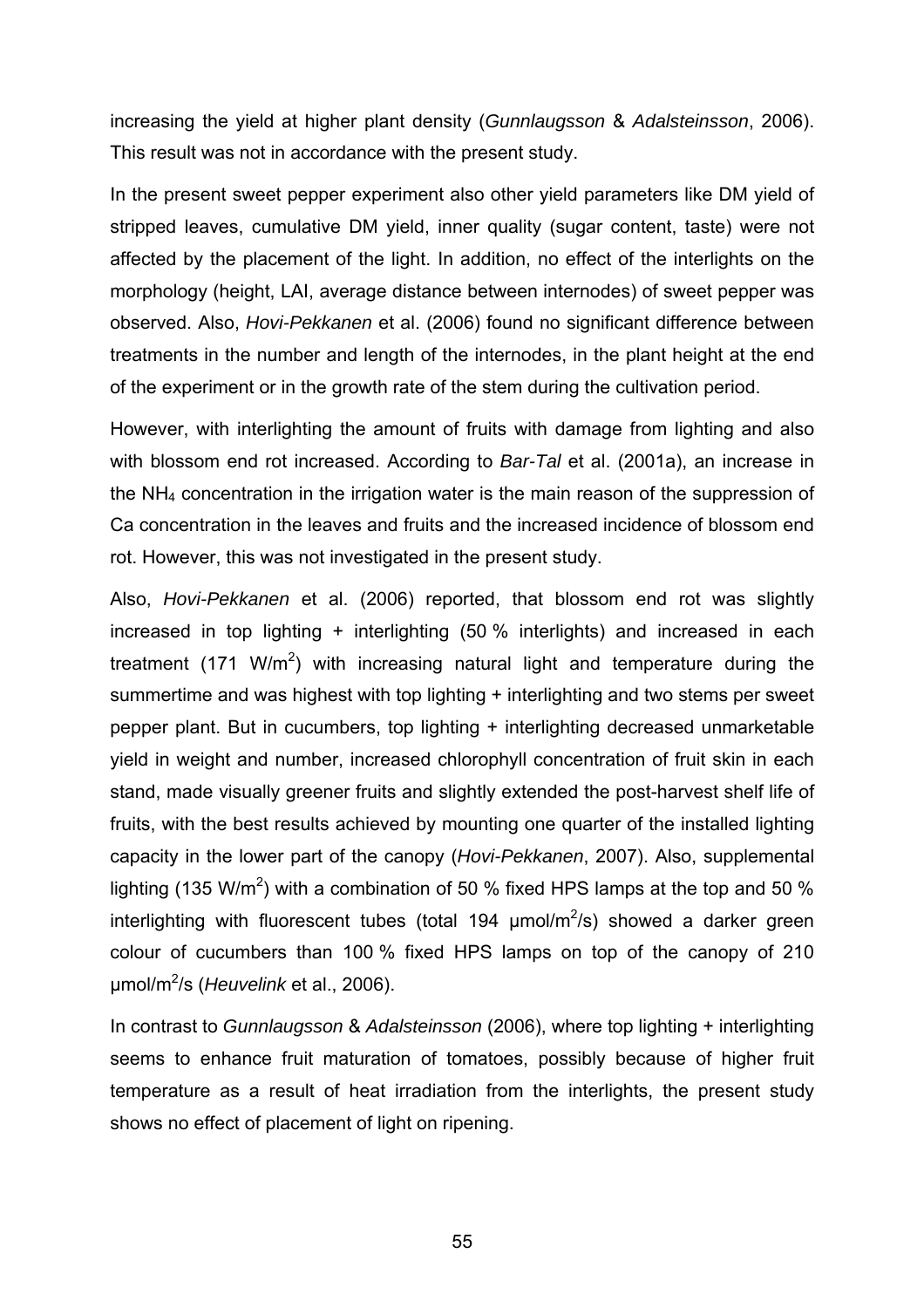increasing the yield at higher plant density (*Gunnlaugsson* & *Adalsteinsson*, 2006). This result was not in accordance with the present study.

In the present sweet pepper experiment also other yield parameters like DM yield of stripped leaves, cumulative DM yield, inner quality (sugar content, taste) were not affected by the placement of the light. In addition, no effect of the interlights on the morphology (height, LAI, average distance between internodes) of sweet pepper was observed. Also, *Hovi-Pekkanen* et al. (2006) found no significant difference between treatments in the number and length of the internodes, in the plant height at the end of the experiment or in the growth rate of the stem during the cultivation period.

However, with interlighting the amount of fruits with damage from lighting and also with blossom end rot increased. According to *Bar-Tal* et al. (2001a), an increase in the $NH_4$ concentration in the irrigation water is the main reason of the suppression of Ca concentration in the leaves and fruits and the increased incidence of blossom end rot. However, this was not investigated in the present study.

Also, *Hovi-Pekkanen* et al. (2006) reported, that blossom end rot was slightly increased in top lighting + interlighting (50 % interlights) and increased in each treatment (171 $W/m^2$) with increasing natural light and temperature during the summertime and was highest with top lighting + interlighting and two stems per sweet pepper plant. But in cucumbers, top lighting + interlighting decreased unmarketable yield in weight and number, increased chlorophyll concentration of fruit skin in each stand, made visually greener fruits and slightly extended the post-harvest shelf life of fruits, with the best results achieved by mounting one quarter of the installed lighting capacity in the lower part of the canopy (*Hovi-Pekkanen*, 2007). Also, supplemental lighting (135 $W/m^2$) with a combination of 50 % fixed HPS lamps at the top and 50 % interlighting with fluorescent tubes (total 194 $\mu mol/m^2/s$) showed a darker green colour of cucumbers than 100 % fixed HPS lamps on top of the canopy of 210 $\mu mol/m^2/s$ (*Heuvelink* et al., 2006).

In contrast to *Gunnlaugsson* & *Adalsteinsson* (2006), where top lighting + interlighting seems to enhance fruit maturation of tomatoes, possibly because of higher fruit temperature as a result of heat irradiation from the interlights, the present study shows no effect of placement of light on ripening.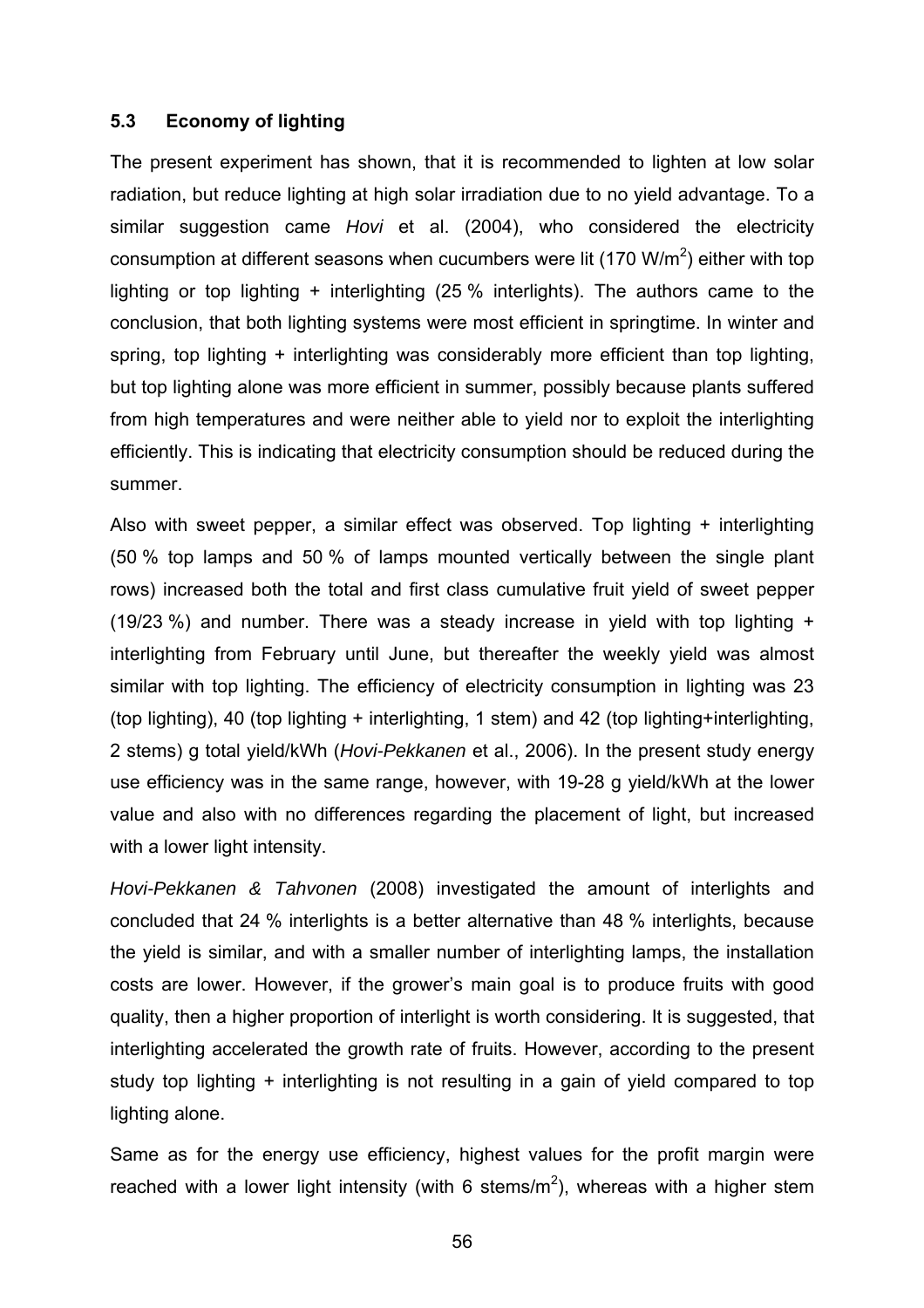### 5.3 Economy of lighting

The present experiment has shown, that it is recommended to lighten at low solar radiation, but reduce lighting at high solar irradiation due to no yield advantage. To a similar suggestion came *Hovi* et al. (2004), who considered the electricity consumption at different seasons when cucumbers were lit (170 W/m$^2$) either with top lighting or top lighting + interlighting (25 % interlights). The authors came to the conclusion, that both lighting systems were most efficient in springtime. In winter and spring, top lighting + interlighting was considerably more efficient than top lighting, but top lighting alone was more efficient in summer, possibly because plants suffered from high temperatures and were neither able to yield nor to exploit the interlighting efficiently. This is indicating that electricity consumption should be reduced during the summer.

Also with sweet pepper, a similar effect was observed. Top lighting + interlighting (50 % top lamps and 50 % of lamps mounted vertically between the single plant rows) increased both the total and first class cumulative fruit yield of sweet pepper (19/23 %) and number. There was a steady increase in yield with top lighting + interlighting from February until June, but thereafter the weekly yield was almost similar with top lighting. The efficiency of electricity consumption in lighting was 23 (top lighting), 40 (top lighting + interlighting, 1 stem) and 42 (top lighting+interlighting, 2 stems) g total yield/kWh (*Hovi-Pekkanen* et al., 2006). In the present study energy use efficiency was in the same range, however, with 19-28 g yield/kWh at the lower value and also with no differences regarding the placement of light, but increased with a lower light intensity.

*Hovi-Pekkanen & Tahvonen* (2008) investigated the amount of interlights and concluded that 24 % interlights is a better alternative than 48 % interlights, because the yield is similar, and with a smaller number of interlighting lamps, the installation costs are lower. However, if the grower's main goal is to produce fruits with good quality, then a higher proportion of interlight is worth considering. It is suggested, that interlighting accelerated the growth rate of fruits. However, according to the present study top lighting + interlighting is not resulting in a gain of yield compared to top lighting alone.

Same as for the energy use efficiency, highest values for the profit margin were reached with a lower light intensity (with 6 stems/m$^2$), whereas with a higher stem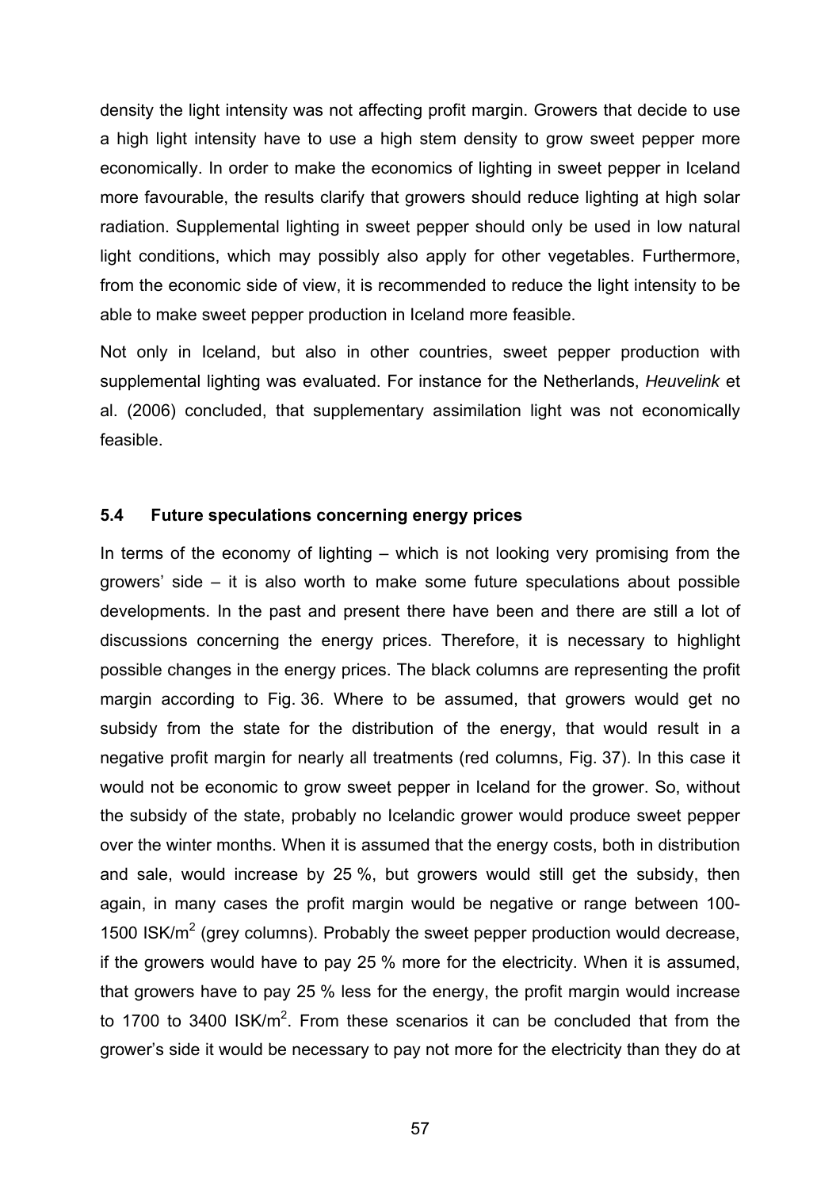density the light intensity was not affecting profit margin. Growers that decide to use a high light intensity have to use a high stem density to grow sweet pepper more economically. In order to make the economics of lighting in sweet pepper in Iceland more favourable, the results clarify that growers should reduce lighting at high solar radiation. Supplemental lighting in sweet pepper should only be used in low natural light conditions, which may possibly also apply for other vegetables. Furthermore, from the economic side of view, it is recommended to reduce the light intensity to be able to make sweet pepper production in Iceland more feasible.

Not only in Iceland, but also in other countries, sweet pepper production with supplemental lighting was evaluated. For instance for the Netherlands, *Heuvelink* et al. (2006) concluded, that supplementary assimilation light was not economically feasible.

## 5.4 Future speculations concerning energy prices

In terms of the economy of lighting – which is not looking very promising from the growers' side – it is also worth to make some future speculations about possible developments. In the past and present there have been and there are still a lot of discussions concerning the energy prices. Therefore, it is necessary to highlight possible changes in the energy prices. The black columns are representing the profit margin according to Fig. 36. Where to be assumed, that growers would get no subsidy from the state for the distribution of the energy, that would result in a negative profit margin for nearly all treatments (red columns, Fig. 37). In this case it would not be economic to grow sweet pepper in Iceland for the grower. So, without the subsidy of the state, probably no Icelandic grower would produce sweet pepper over the winter months. When it is assumed that the energy costs, both in distribution and sale, would increase by 25 %, but growers would still get the subsidy, then again, in many cases the profit margin would be negative or range between 100-1500 ISK/m$^2$ (grey columns). Probably the sweet pepper production would decrease, if the growers would have to pay 25 % more for the electricity. When it is assumed, that growers have to pay 25 % less for the energy, the profit margin would increase to 1700 to 3400 ISK/m$^2$. From these scenarios it can be concluded that from the grower's side it would be necessary to pay not more for the electricity than they do at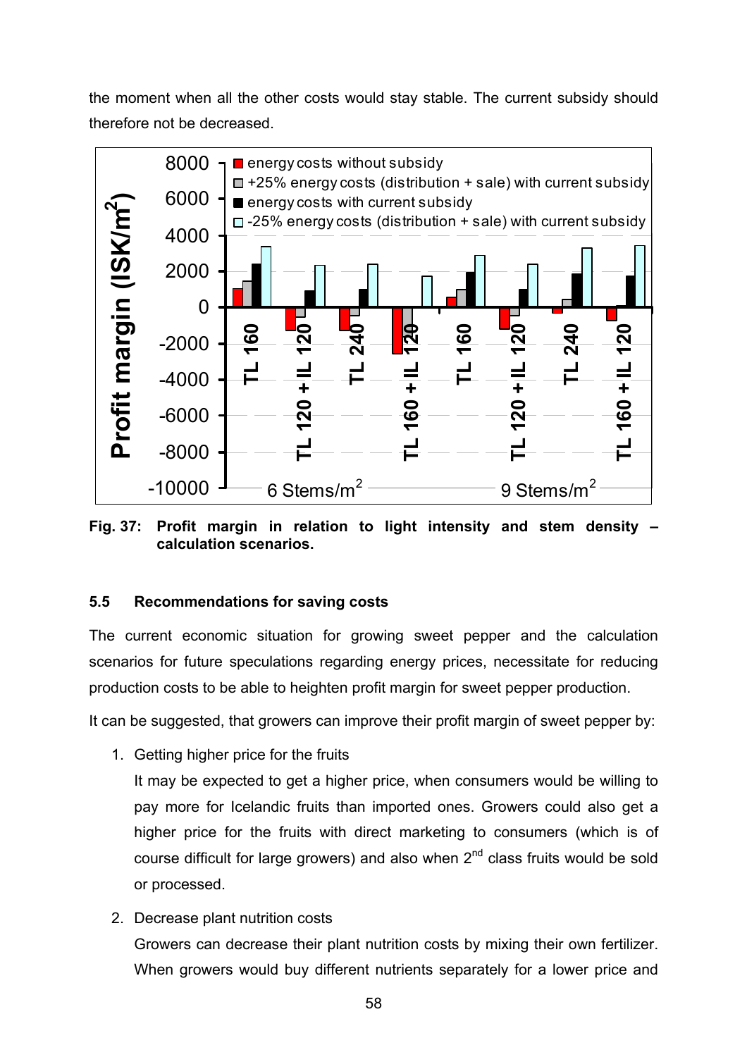the moment when all the other costs would stay stable. The current subsidy should therefore not be decreased.

**Fig. 37: Profit margin in relation to light intensity and stem density – calculation scenarios.**

### 5.5 Recommendations for saving costs

The current economic situation for growing sweet pepper and the calculation scenarios for future speculations regarding energy prices, necessitate for reducing production costs to be able to heighten profit margin for sweet pepper production.

It can be suggested, that growers can improve their profit margin of sweet pepper by:

1. Getting higher price for the fruits

   It may be expected to get a higher price, when consumers would be willing to pay more for Icelandic fruits than imported ones. Growers could also get a higher price for the fruits with direct marketing to consumers (which is of course difficult for large growers) and also when 2nd class fruits would be sold or processed.

2. Decrease plant nutrition costs

   Growers can decrease their plant nutrition costs by mixing their own fertilizer. When growers would buy different nutrients separately for a lower price and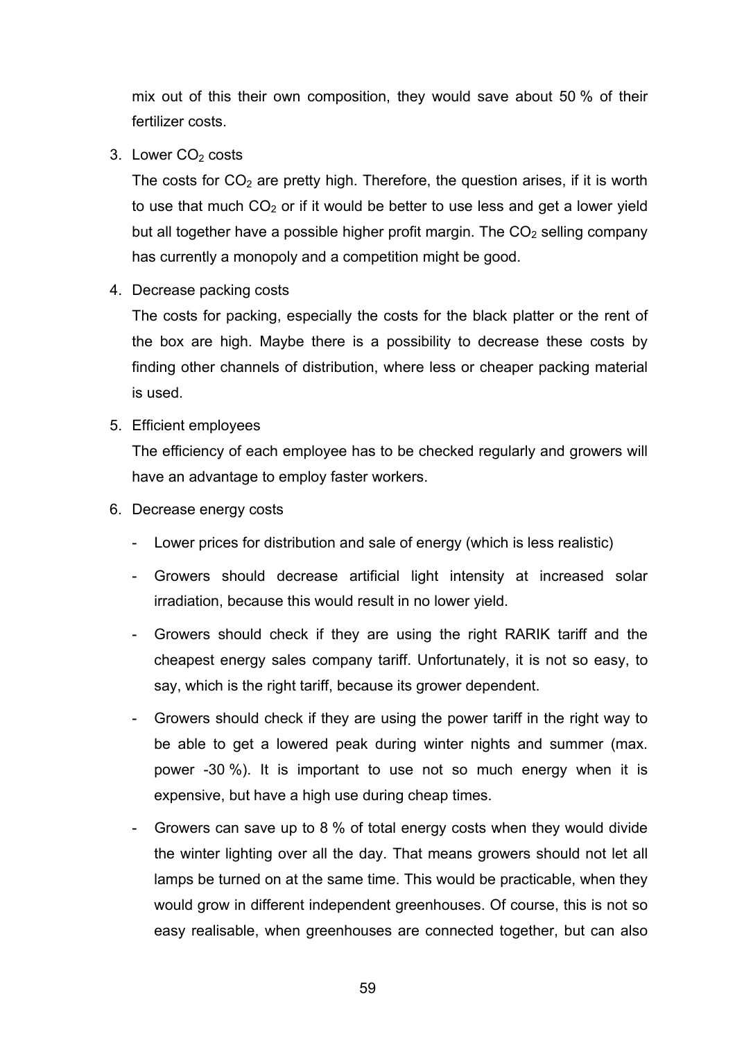mix out of this their own composition, they would save about 50 % of their fertilizer costs.

3. Lower $CO_2$ costs

   The costs for $CO_2$ are pretty high. Therefore, the question arises, if it is worth to use that much $CO_2$ or if it would be better to use less and get a lower yield but all together have a possible higher profit margin. The $CO_2$ selling company has currently a monopoly and a competition might be good.

4. Decrease packing costs

   The costs for packing, especially the costs for the black platter or the rent of the box are high. Maybe there is a possibility to decrease these costs by finding other channels of distribution, where less or cheaper packing material is used.

5. Efficient employees

   The efficiency of each employee has to be checked regularly and growers will have an advantage to employ faster workers.

6. Decrease energy costs

   - Lower prices for distribution and sale of energy (which is less realistic)
   - Growers should decrease artificial light intensity at increased solar irradiation, because this would result in no lower yield.
   - Growers should check if they are using the right RARIK tariff and the cheapest energy sales company tariff. Unfortunately, it is not so easy, to say, which is the right tariff, because its grower dependent.
   - Growers should check if they are using the power tariff in the right way to be able to get a lowered peak during winter nights and summer (max. power -30 %). It is important to use not so much energy when it is expensive, but have a high use during cheap times.
   - Growers can save up to 8 % of total energy costs when they would divide the winter lighting over all the day. That means growers should not let all lamps be turned on at the same time. This would be practicable, when they would grow in different independent greenhouses. Of course, this is not so easy realisable, when greenhouses are connected together, but can also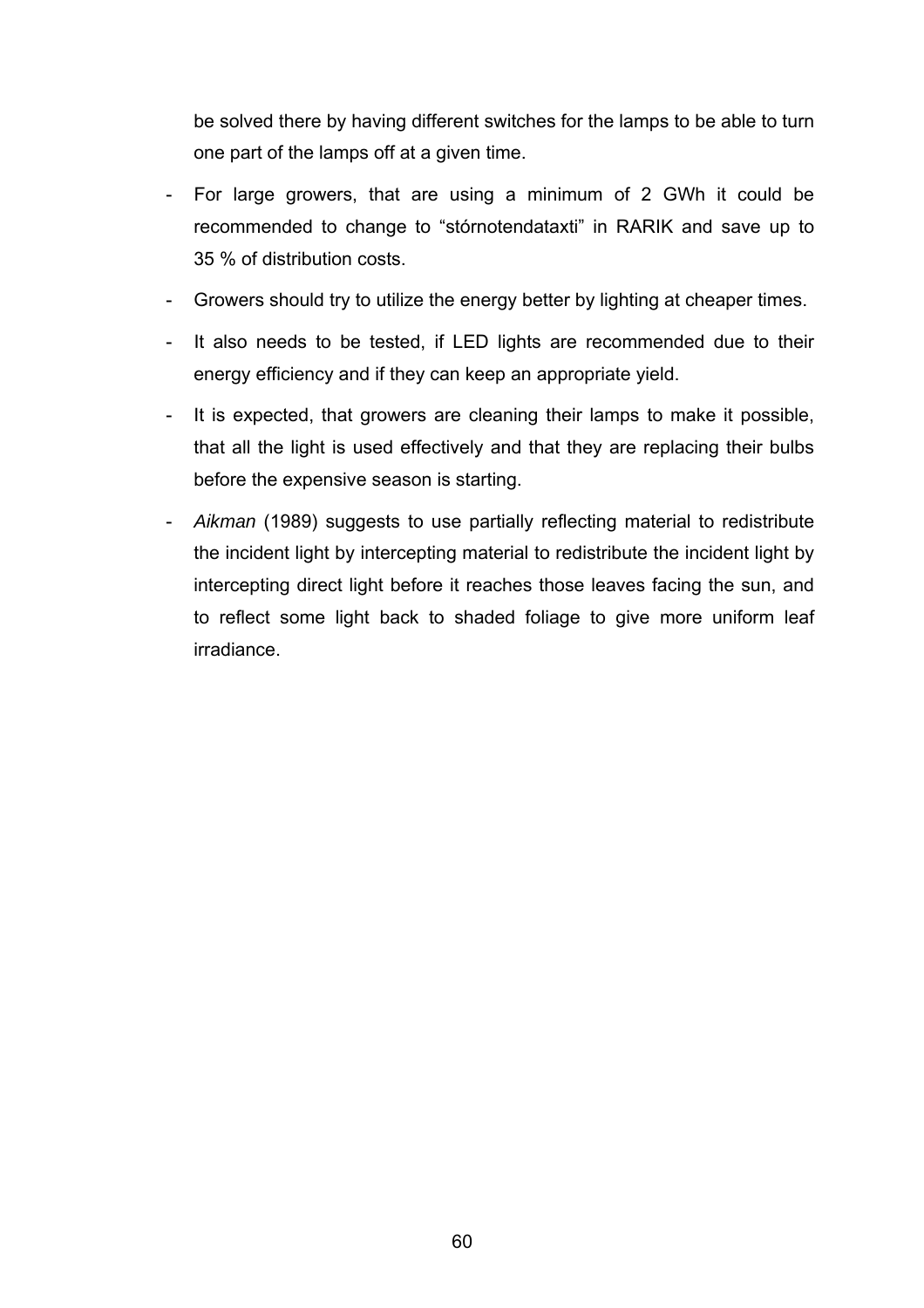be solved there by having different switches for the lamps to be able to turn one part of the lamps off at a given time.

- For large growers, that are using a minimum of 2 GWh it could be recommended to change to “stórnotendataxti” in RARIK and save up to 35 % of distribution costs.
- Growers should try to utilize the energy better by lighting at cheaper times.
- It also needs to be tested, if LED lights are recommended due to their energy efficiency and if they can keep an appropriate yield.
- It is expected, that growers are cleaning their lamps to make it possible, that all the light is used effectively and that they are replacing their bulbs before the expensive season is starting.
- *Aikman* (1989) suggests to use partially reflecting material to redistribute the incident light by intercepting material to redistribute the incident light by intercepting direct light before it reaches those leaves facing the sun, and to reflect some light back to shaded foliage to give more uniform leaf irradiance.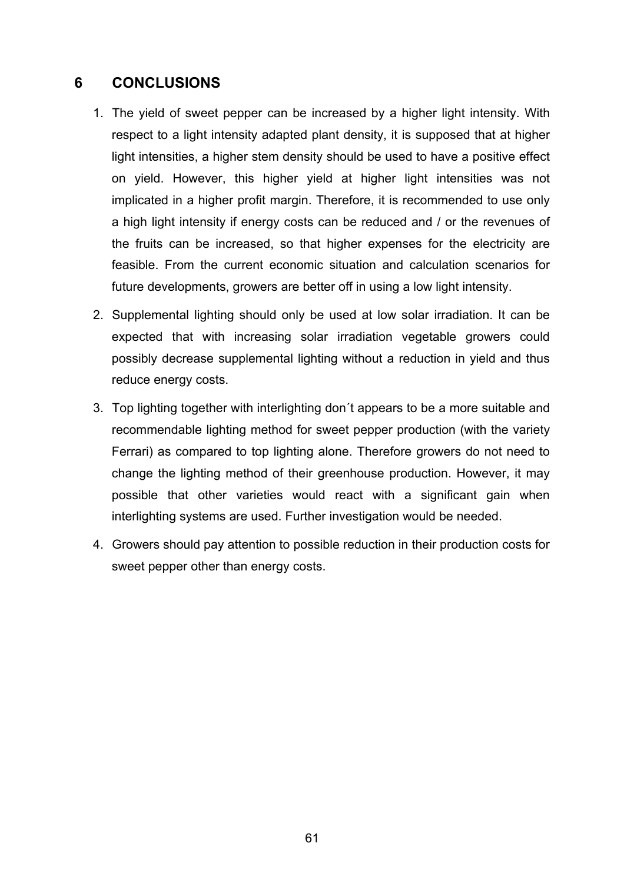# 6 CONCLUSIONS

1. The yield of sweet pepper can be increased by a higher light intensity. With respect to a light intensity adapted plant density, it is supposed that at higher light intensities, a higher stem density should be used to have a positive effect on yield. However, this higher yield at higher light intensities was not implicated in a higher profit margin. Therefore, it is recommended to use only a high light intensity if energy costs can be reduced and / or the revenues of the fruits can be increased, so that higher expenses for the electricity are feasible. From the current economic situation and calculation scenarios for future developments, growers are better off in using a low light intensity.

2. Supplemental lighting should only be used at low solar irradiation. It can be expected that with increasing solar irradiation vegetable growers could possibly decrease supplemental lighting without a reduction in yield and thus reduce energy costs.

3. Top lighting together with interlighting don´t appears to be a more suitable and recommendable lighting method for sweet pepper production (with the variety Ferrari) as compared to top lighting alone. Therefore growers do not need to change the lighting method of their greenhouse production. However, it may possible that other varieties would react with a significant gain when interlighting systems are used. Further investigation would be needed.

4. Growers should pay attention to possible reduction in their production costs for sweet pepper other than energy costs.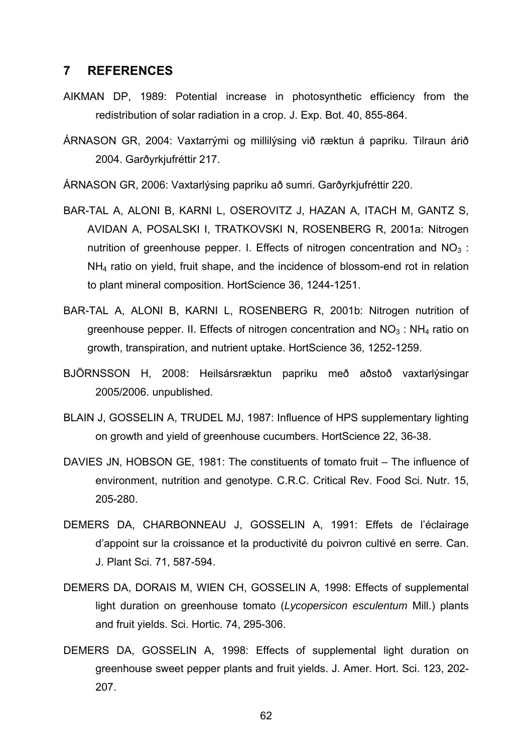# 7 REFERENCES

AIKMAN DP, 1989: Potential increase in photosynthetic efficiency from the redistribution of solar radiation in a crop. J. Exp. Bot. 40, 855-864.

ÁRNASON GR, 2004: Vaxtarrými og millilýsing við ræktun á papriku. Tilraun árið 2004. Garðyrkjufréttir 217.

ÁRNASON GR, 2006: Vaxtarlýsing papriku að sumri. Garðyrkjufréttir 220.

BAR-TAL A, ALONI B, KARNI L, OSEROVITZ J, HAZAN A, ITACH M, GANTZ S, AVIDAN A, POSALSKI I, TRATKOVSKI N, ROSENBERG R, 2001a: Nitrogen nutrition of greenhouse pepper. I. Effects of nitrogen concentration and $NO_3$ : $NH_4$ ratio on yield, fruit shape, and the incidence of blossom-end rot in relation to plant mineral composition. HortScience 36, 1244-1251.

BAR-TAL A, ALONI B, KARNI L, ROSENBERG R, 2001b: Nitrogen nutrition of greenhouse pepper. II. Effects of nitrogen concentration and $NO_3$ : $NH_4$ ratio on growth, transpiration, and nutrient uptake. HortScience 36, 1252-1259.

BJÖRNSSON H, 2008: Heilsársræktun papriku með aðstoð vaxtarlýsingar 2005/2006. unpublished.

BLAIN J, GOSSELIN A, TRUDEL MJ, 1987: Influence of HPS supplementary lighting on growth and yield of greenhouse cucumbers. HortScience 22, 36-38.

DAVIES JN, HOBSON GE, 1981: The constituents of tomato fruit – The influence of environment, nutrition and genotype. C.R.C. Critical Rev. Food Sci. Nutr. 15, 205-280.

DEMERS DA, CHARBONNEAU J, GOSSELIN A, 1991: Effets de l'éclairage d'appoint sur la croissance et la productivité du poivron cultivé en serre. Can. J. Plant Sci. 71, 587-594.

DEMERS DA, DORAIS M, WIEN CH, GOSSELIN A, 1998: Effects of supplemental light duration on greenhouse tomato (*Lycopersicon esculentum* Mill.) plants and fruit yields. Sci. Hortic. 74, 295-306.

DEMERS DA, GOSSELIN A, 1998: Effects of supplemental light duration on greenhouse sweet pepper plants and fruit yields. J. Amer. Hort. Sci. 123, 202-207.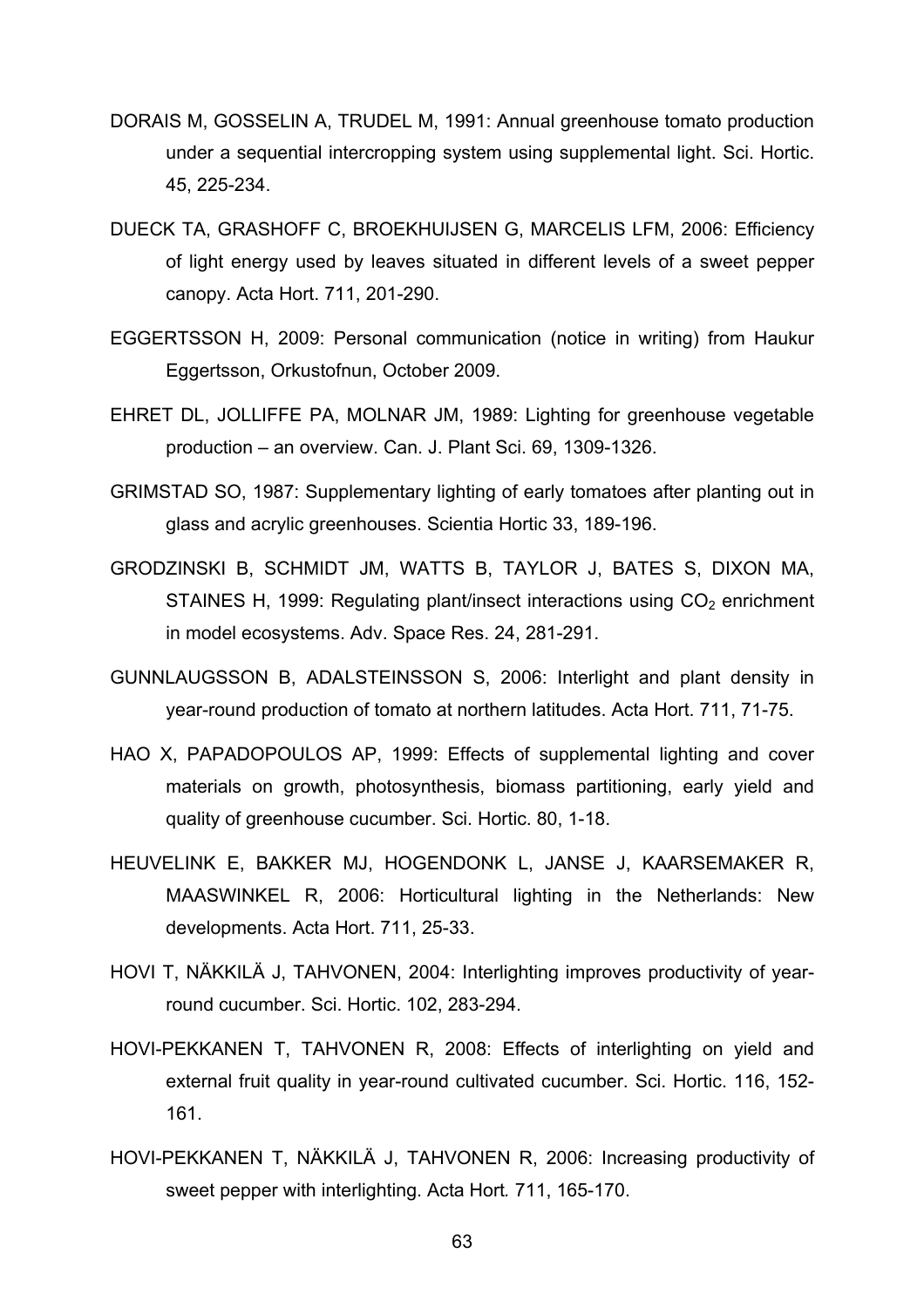DORAIS M, GOSSELIN A, TRUDEL M, 1991: Annual greenhouse tomato production under a sequential intercropping system using supplemental light. Sci. Hortic. 45, 225-234.

DUECK TA, GRASHOFF C, BROEKHUIJSEN G, MARCELIS LFM, 2006: Efficiency of light energy used by leaves situated in different levels of a sweet pepper canopy. Acta Hort. 711, 201-290.

EGGERTSSON H, 2009: Personal communication (notice in writing) from Haukur Eggertsson, Orkustofnun, October 2009.

EHRET DL, JOLLIFFE PA, MOLNAR JM, 1989: Lighting for greenhouse vegetable production – an overview. Can. J. Plant Sci. 69, 1309-1326.

GRIMSTAD SO, 1987: Supplementary lighting of early tomatoes after planting out in glass and acrylic greenhouses. Scientia Hortic 33, 189-196.

GRODZINSKI B, SCHMIDT JM, WATTS B, TAYLOR J, BATES S, DIXON MA, STAINES H, 1999: Regulating plant/insect interactions using $CO_2$ enrichment in model ecosystems. Adv. Space Res. 24, 281-291.

GUNNLAUGSSON B, ADALSTEINSSON S, 2006: Interlight and plant density in year-round production of tomato at northern latitudes. Acta Hort. 711, 71-75.

HAO X, PAPADOPOULOS AP, 1999: Effects of supplemental lighting and cover materials on growth, photosynthesis, biomass partitioning, early yield and quality of greenhouse cucumber. Sci. Hortic. 80, 1-18.

HEUVELINK E, BAKKER MJ, HOGENDONK L, JANSE J, KAARSEMAKER R, MAASWINKEL R, 2006: Horticultural lighting in the Netherlands: New developments. Acta Hort. 711, 25-33.

HOVI T, NÄKKILÄ J, TAHVONEN, 2004: Interlighting improves productivity of year-round cucumber. Sci. Hortic. 102, 283-294.

HOVI-PEKKANEN T, TAHVONEN R, 2008: Effects of interlighting on yield and external fruit quality in year-round cultivated cucumber. Sci. Hortic. 116, 152-161.

HOVI-PEKKANEN T, NÄKKILÄ J, TAHVONEN R, 2006: Increasing productivity of sweet pepper with interlighting. Acta Hort. 711, 165-170.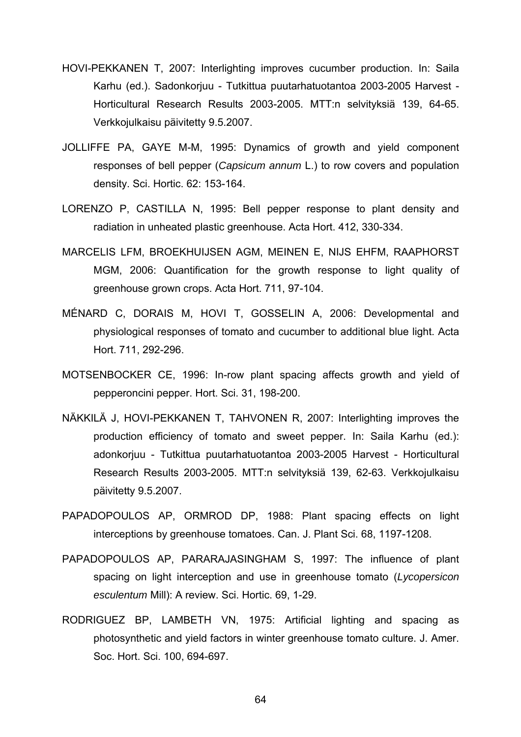HOVI-PEKKANEN T, 2007: Interlighting improves cucumber production. In: Saila Karhu (ed.). Sadonkorjuu - Tutkittua puutarhatuotantoa 2003-2005 Harvest - Horticultural Research Results 2003-2005. MTT:n selvityksiä 139, 64-65. Verkkojulkaisu päivitetty 9.5.2007.

JOLLIFFE PA, GAYE M-M, 1995: Dynamics of growth and yield component responses of bell pepper (*Capsicum annum* L.) to row covers and population density. Sci. Hortic. 62: 153-164.

LORENZO P, CASTILLA N, 1995: Bell pepper response to plant density and radiation in unheated plastic greenhouse. Acta Hort. 412, 330-334.

MARCELIS LFM, BROEKHUIJSEN AGM, MEINEN E, NIJS EHFM, RAAPHORST MGM, 2006: Quantification for the growth response to light quality of greenhouse grown crops. Acta Hort. 711, 97-104.

MÉNARD C, DORAIS M, HOVI T, GOSSELIN A, 2006: Developmental and physiological responses of tomato and cucumber to additional blue light. Acta Hort. 711, 292-296.

MOTSENBOCKER CE, 1996: In-row plant spacing affects growth and yield of pepperoncini pepper. Hort. Sci. 31, 198-200.

NÄKKILÄ J, HOVI-PEKKANEN T, TAHVONEN R, 2007: Interlighting improves the production efficiency of tomato and sweet pepper. In: Saila Karhu (ed.): adonkorjuu - Tutkittua puutarhatuotantoa 2003-2005 Harvest - Horticultural Research Results 2003-2005. MTT:n selvityksiä 139, 62-63. Verkkojulkaisu päivitetty 9.5.2007.

PAPADOPOULOS AP, ORMROD DP, 1988: Plant spacing effects on light interceptions by greenhouse tomatoes. Can. J. Plant Sci. 68, 1197-1208.

PAPADOPOULOS AP, PARARAJASINGHAM S, 1997: The influence of plant spacing on light interception and use in greenhouse tomato (*Lycopersicon esculentum* Mill): A review. Sci. Hortic. 69, 1-29.

RODRIGUEZ BP, LAMBETH VN, 1975: Artificial lighting and spacing as photosynthetic and yield factors in winter greenhouse tomato culture. J. Amer. Soc. Hort. Sci. 100, 694-697.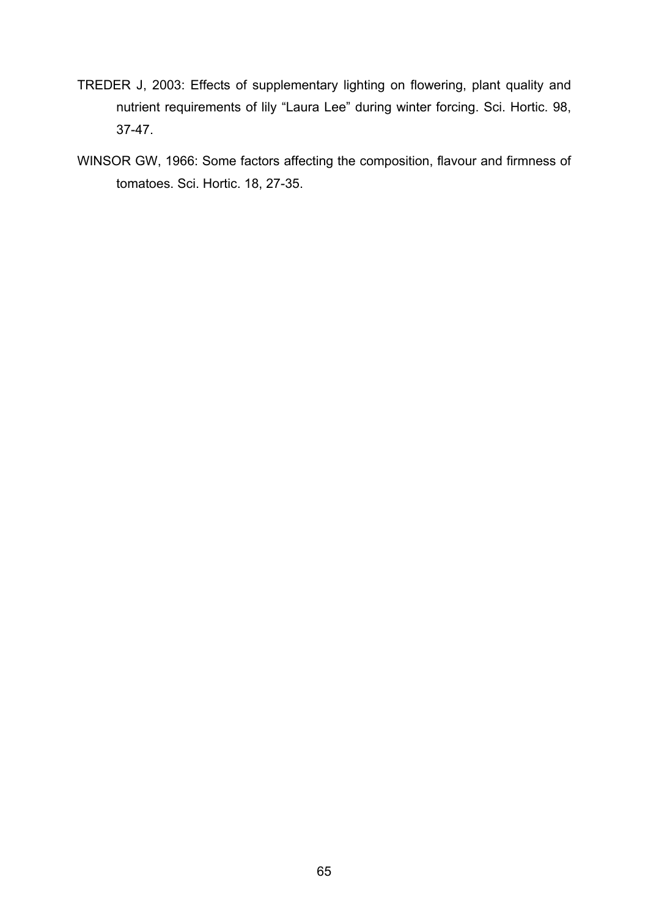TREDER J, 2003: Effects of supplementary lighting on flowering, plant quality and nutrient requirements of lily "Laura Lee" during winter forcing. Sci. Hortic. 98, 37-47.

WINSOR GW, 1966: Some factors affecting the composition, flavour and firmness of tomatoes. Sci. Hortic. 18, 27-35.